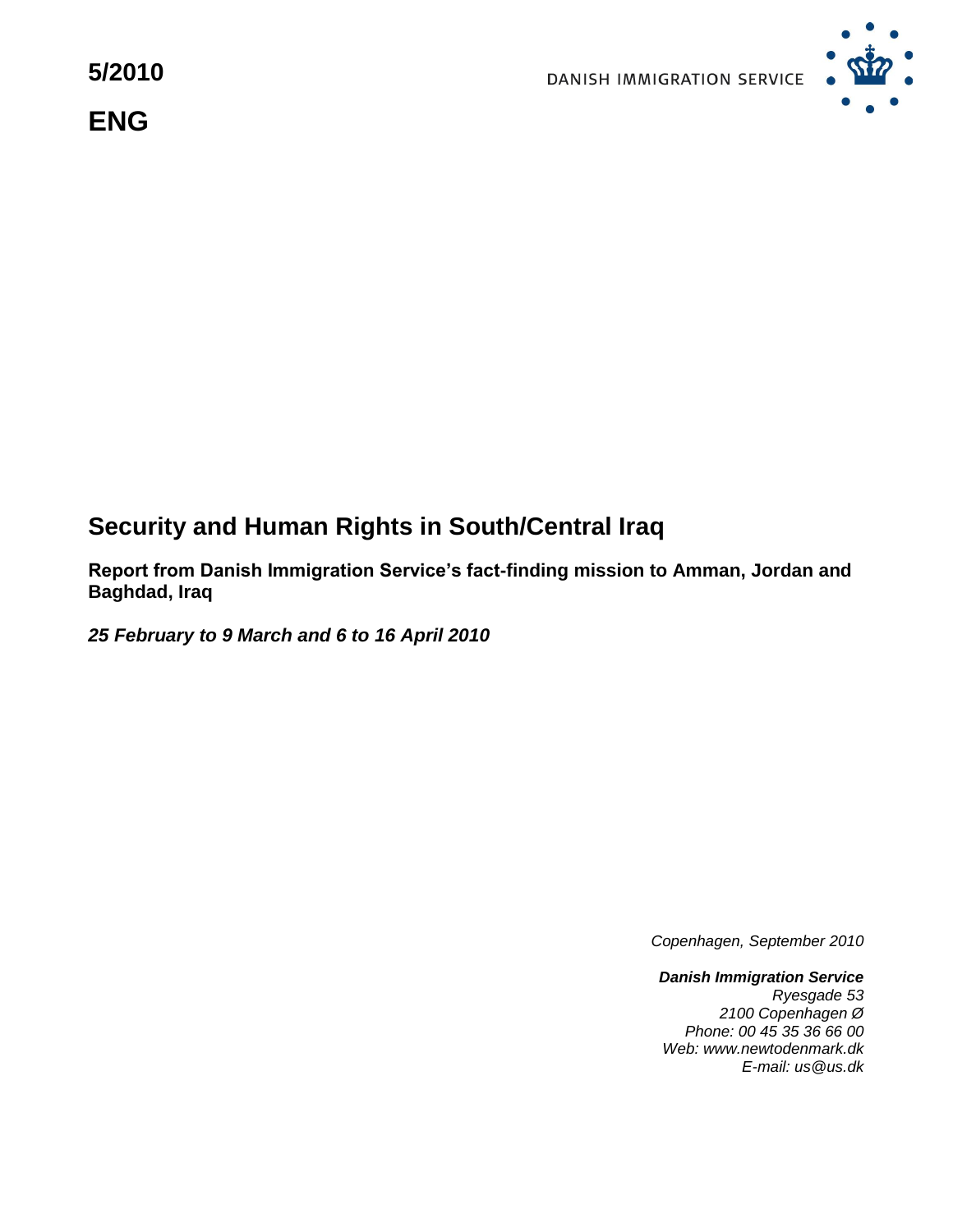**5/2010**

**ENG**

DANISH IMMIGRATION SERVICE

# Security and Human Rights in South/Central Iraq

**Report from Danish Immigration Service's fact-finding mission to Amman, Jordan and Baghdad, Iraq**

***25 February to 9 March and 6 to 16 April 2010***

*Copenhagen, September 2010*

***Danish Immigration Service***
*Ryesgade 53*
*2100 Copenhagen Ø*
*Phone: 00 45 35 36 66 00*
*Web: www.newtodenmark.dk*
*E-mail: us@us.dk*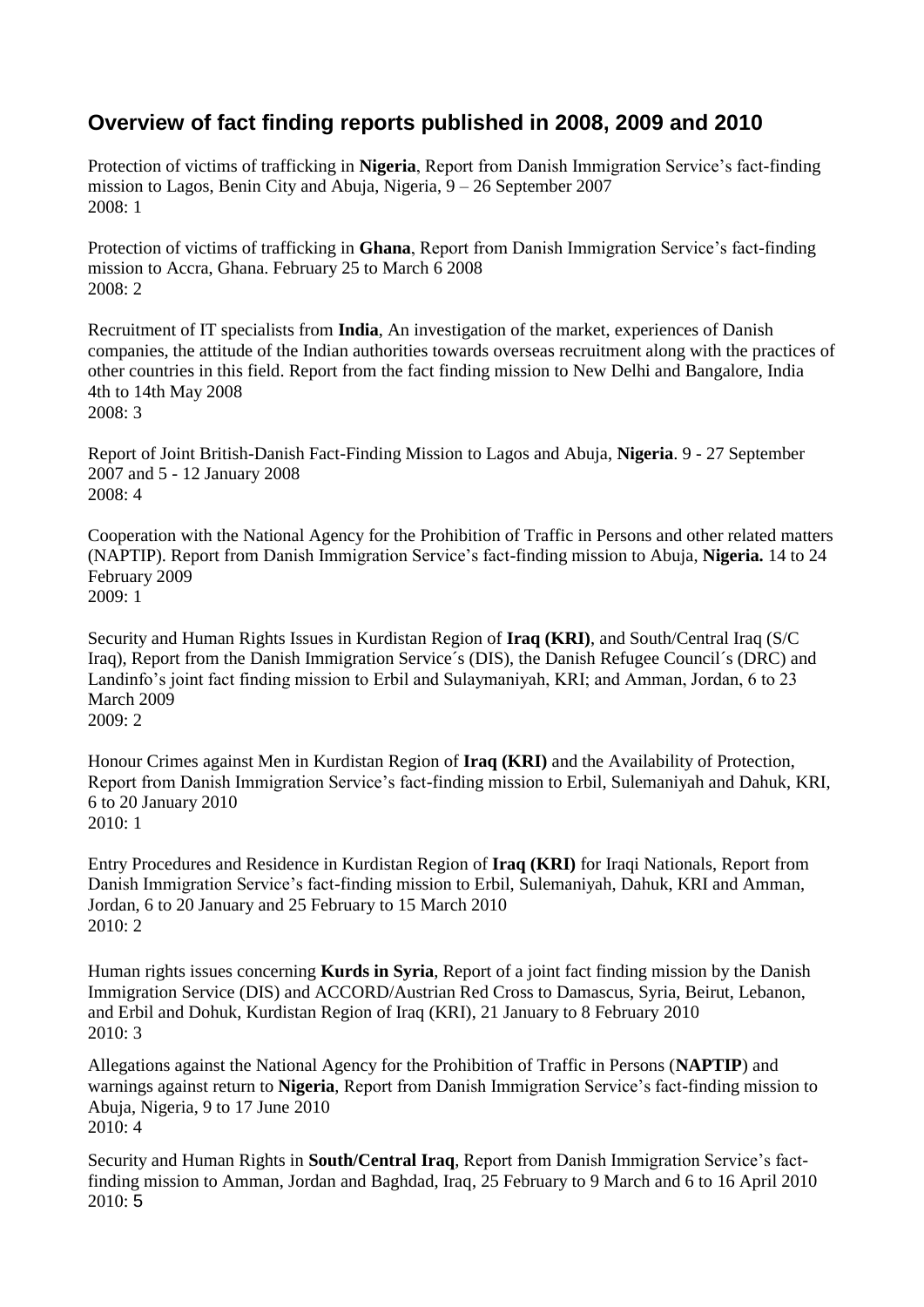## Overview of fact finding reports published in 2008, 2009 and 2010

Protection of victims of trafficking in **Nigeria**, Report from Danish Immigration Service's fact-finding mission to Lagos, Benin City and Abuja, Nigeria, 9 – 26 September 2007
2008: 1

Protection of victims of trafficking in **Ghana**, Report from Danish Immigration Service's fact-finding mission to Accra, Ghana. February 25 to March 6 2008
2008: 2

Recruitment of IT specialists from **India**, An investigation of the market, experiences of Danish companies, the attitude of the Indian authorities towards overseas recruitment along with the practices of other countries in this field. Report from the fact finding mission to New Delhi and Bangalore, India 4th to 14th May 2008
2008: 3

Report of Joint British-Danish Fact-Finding Mission to Lagos and Abuja, **Nigeria**. 9 - 27 September 2007 and 5 - 12 January 2008
2008: 4

Cooperation with the National Agency for the Prohibition of Traffic in Persons and other related matters (NAPTIP). Report from Danish Immigration Service's fact-finding mission to Abuja, **Nigeria.** 14 to 24 February 2009
2009: 1

Security and Human Rights Issues in Kurdistan Region of **Iraq (KRI)**, and South/Central Iraq (S/C Iraq), Report from the Danish Immigration Service´s (DIS), the Danish Refugee Council´s (DRC) and Landinfo's joint fact finding mission to Erbil and Sulaymaniyah, KRI; and Amman, Jordan, 6 to 23 March 2009
2009: 2

Honour Crimes against Men in Kurdistan Region of **Iraq (KRI)** and the Availability of Protection, Report from Danish Immigration Service's fact-finding mission to Erbil, Sulemaniyah and Dahuk, KRI, 6 to 20 January 2010
2010: 1

Entry Procedures and Residence in Kurdistan Region of **Iraq (KRI)** for Iraqi Nationals, Report from Danish Immigration Service's fact-finding mission to Erbil, Sulemaniyah, Dahuk, KRI and Amman, Jordan, 6 to 20 January and 25 February to 15 March 2010
2010: 2

Human rights issues concerning **Kurds in Syria**, Report of a joint fact finding mission by the Danish Immigration Service (DIS) and ACCORD/Austrian Red Cross to Damascus, Syria, Beirut, Lebanon, and Erbil and Dohuk, Kurdistan Region of Iraq (KRI), 21 January to 8 February 2010
2010: 3

Allegations against the National Agency for the Prohibition of Traffic in Persons (**NAPTIP**) and warnings against return to **Nigeria**, Report from Danish Immigration Service's fact-finding mission to Abuja, Nigeria, 9 to 17 June 2010
2010: 4

Security and Human Rights in **South/Central Iraq**, Report from Danish Immigration Service's fact-finding mission to Amman, Jordan and Baghdad, Iraq, 25 February to 9 March and 6 to 16 April 2010
2010: 5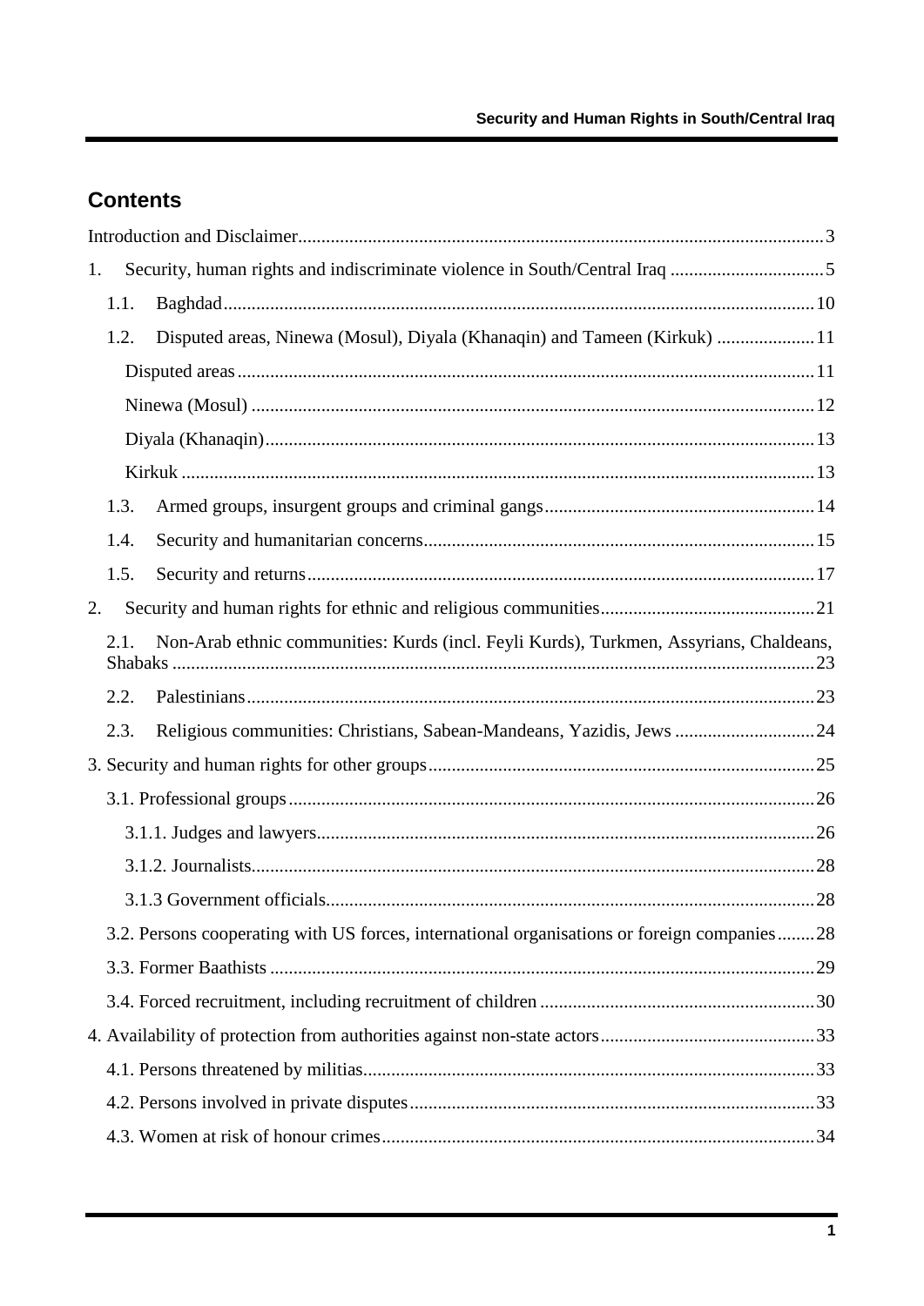## Contents

Introduction and Disclaimer....3

1. Security, human rights and indiscriminate violence in South/Central Iraq ....5
   - 1.1. Baghdad....10
   - 1.2. Disputed areas, Ninewa (Mosul), Diyala (Khanaqin) and Tameen (Kirkuk) ....11
     - Disputed areas....11
     - Ninewa (Mosul) ....12
     - Diyala (Khanaqin)....13
     - Kirkuk ....13
   - 1.3. Armed groups, insurgent groups and criminal gangs....14
   - 1.4. Security and humanitarian concerns....15
   - 1.5. Security and returns....17
2. Security and human rights for ethnic and religious communities....21
   - 2.1. Non-Arab ethnic communities: Kurds (incl. Feyli Kurds), Turkmen, Assyrians, Chaldeans, Shabaks ....23
   - 2.2. Palestinians....23
   - 2.3. Religious communities: Christians, Sabean-Mandeans, Yazidis, Jews ....24

3. Security and human rights for other groups....25
   - 3.1. Professional groups....26
     - 3.1.1. Judges and lawyers....26
     - 3.1.2. Journalists....28
     - 3.1.3 Government officials....28
   - 3.2. Persons cooperating with US forces, international organisations or foreign companies....28
   - 3.3. Former Baathists ....29
   - 3.4. Forced recruitment, including recruitment of children ....30

4. Availability of protection from authorities against non-state actors....33
   - 4.1. Persons threatened by militias....33
   - 4.2. Persons involved in private disputes....33
   - 4.3. Women at risk of honour crimes....34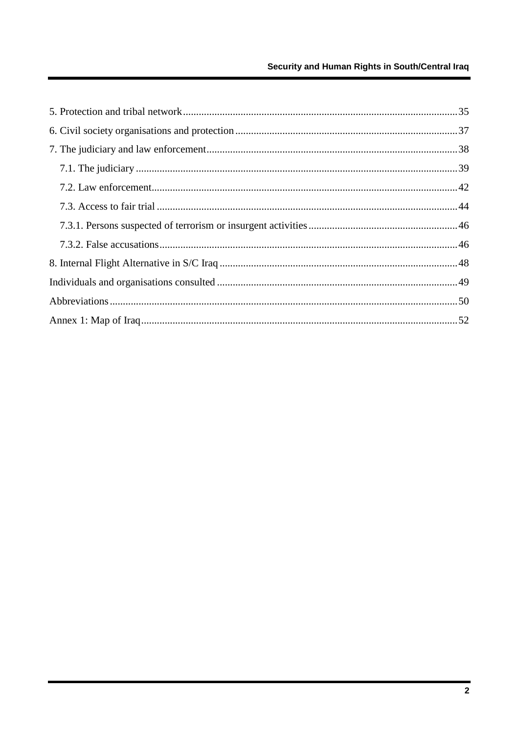5. Protection and tribal network......35
6. Civil society organisations and protection......37
7. The judiciary and law enforcement......38
   7.1. The judiciary......39
   7.2. Law enforcement......42
   7.3. Access to fair trial......44
   7.3.1. Persons suspected of terrorism or insurgent activities......46
   7.3.2. False accusations......46
8. Internal Flight Alternative in S/C Iraq......48
Individuals and organisations consulted......49
Abbreviations......50
Annex 1: Map of Iraq......52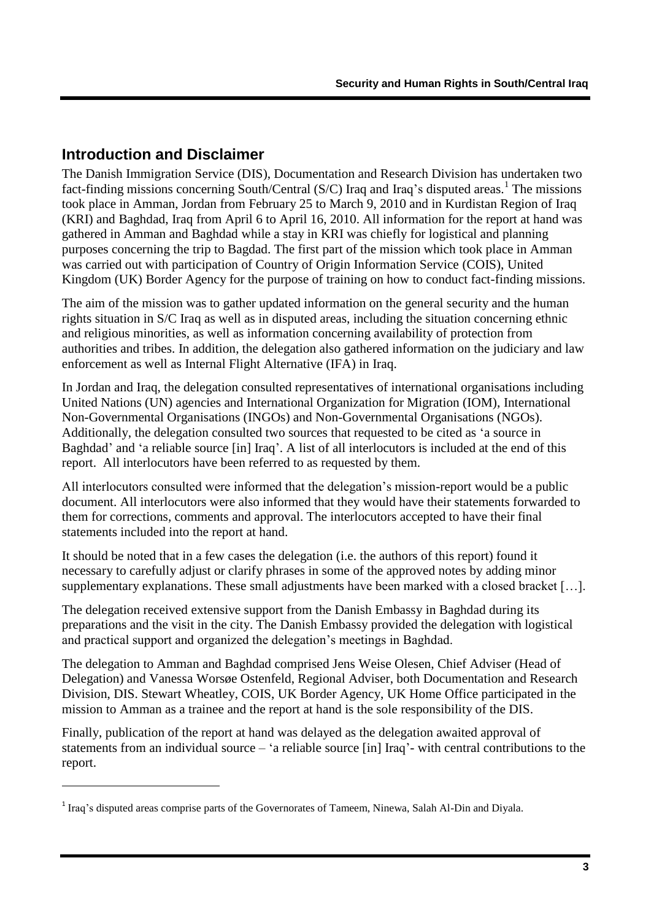## Introduction and Disclaimer

The Danish Immigration Service (DIS), Documentation and Research Division has undertaken two fact-finding missions concerning South/Central (S/C) Iraq and Iraq's disputed areas.[1] The missions took place in Amman, Jordan from February 25 to March 9, 2010 and in Kurdistan Region of Iraq (KRI) and Baghdad, Iraq from April 6 to April 16, 2010. All information for the report at hand was gathered in Amman and Baghdad while a stay in KRI was chiefly for logistical and planning purposes concerning the trip to Bagdad. The first part of the mission which took place in Amman was carried out with participation of Country of Origin Information Service (COIS), United Kingdom (UK) Border Agency for the purpose of training on how to conduct fact-finding missions.

The aim of the mission was to gather updated information on the general security and the human rights situation in S/C Iraq as well as in disputed areas, including the situation concerning ethnic and religious minorities, as well as information concerning availability of protection from authorities and tribes. In addition, the delegation also gathered information on the judiciary and law enforcement as well as Internal Flight Alternative (IFA) in Iraq.

In Jordan and Iraq, the delegation consulted representatives of international organisations including United Nations (UN) agencies and International Organization for Migration (IOM), International Non-Governmental Organisations (INGOs) and Non-Governmental Organisations (NGOs). Additionally, the delegation consulted two sources that requested to be cited as 'a source in Baghdad' and 'a reliable source [in] Iraq'. A list of all interlocutors is included at the end of this report. All interlocutors have been referred to as requested by them.

All interlocutors consulted were informed that the delegation's mission-report would be a public document. All interlocutors were also informed that they would have their statements forwarded to them for corrections, comments and approval. The interlocutors accepted to have their final statements included into the report at hand.

It should be noted that in a few cases the delegation (i.e. the authors of this report) found it necessary to carefully adjust or clarify phrases in some of the approved notes by adding minor supplementary explanations. These small adjustments have been marked with a closed bracket […].

The delegation received extensive support from the Danish Embassy in Baghdad during its preparations and the visit in the city. The Danish Embassy provided the delegation with logistical and practical support and organized the delegation's meetings in Baghdad.

The delegation to Amman and Baghdad comprised Jens Weise Olesen, Chief Adviser (Head of Delegation) and Vanessa Worsøe Ostenfeld, Regional Adviser, both Documentation and Research Division, DIS. Stewart Wheatley, COIS, UK Border Agency, UK Home Office participated in the mission to Amman as a trainee and the report at hand is the sole responsibility of the DIS.

Finally, publication of the report at hand was delayed as the delegation awaited approval of statements from an individual source – 'a reliable source [in] Iraq'- with central contributions to the report.

[1] Iraq's disputed areas comprise parts of the Governorates of Tameem, Ninewa, Salah Al-Din and Diyala.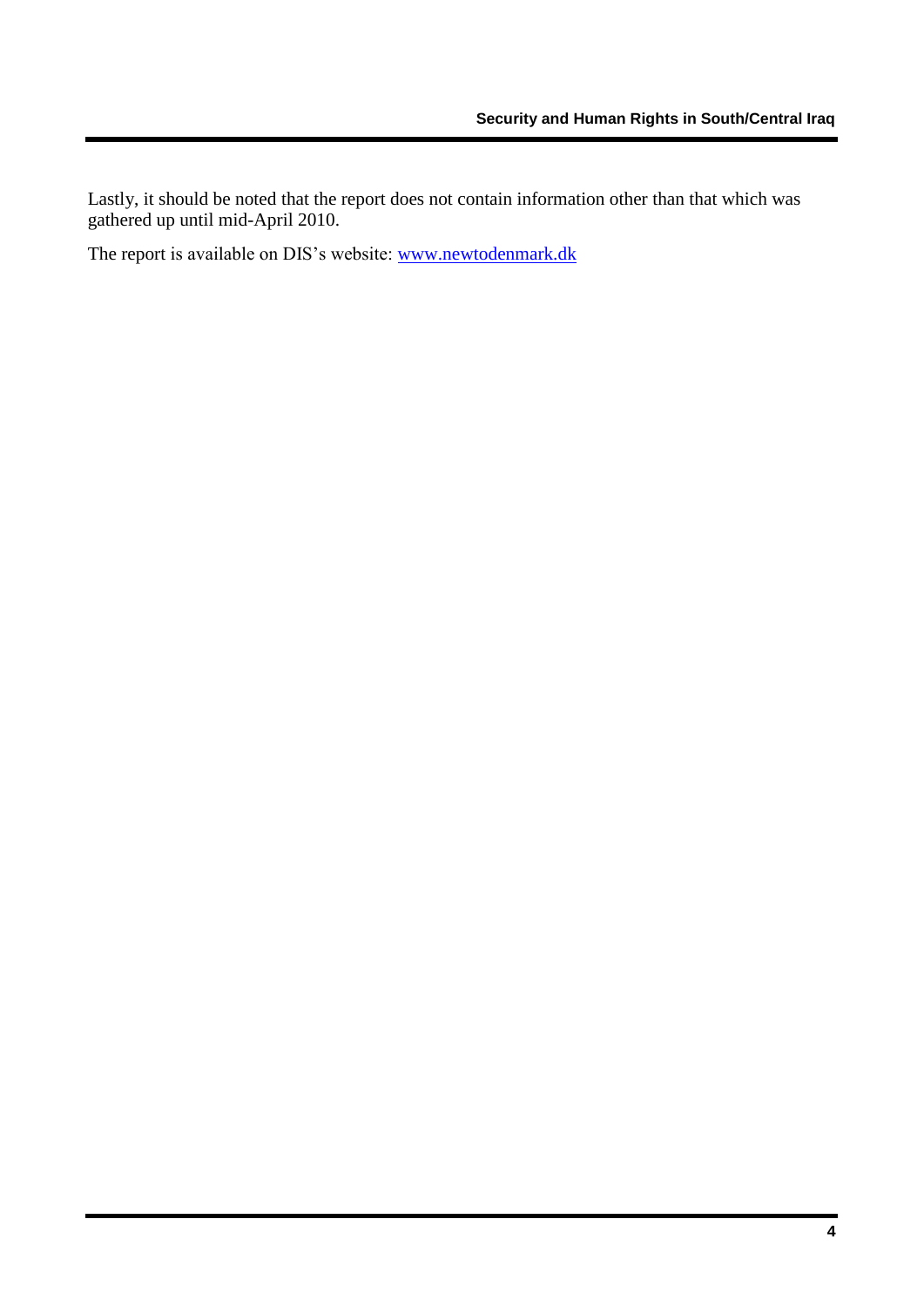Lastly, it should be noted that the report does not contain information other than that which was gathered up until mid-April 2010.

The report is available on DIS's website: [www.newtodenmark.dk](http://www.newtodenmark.dk)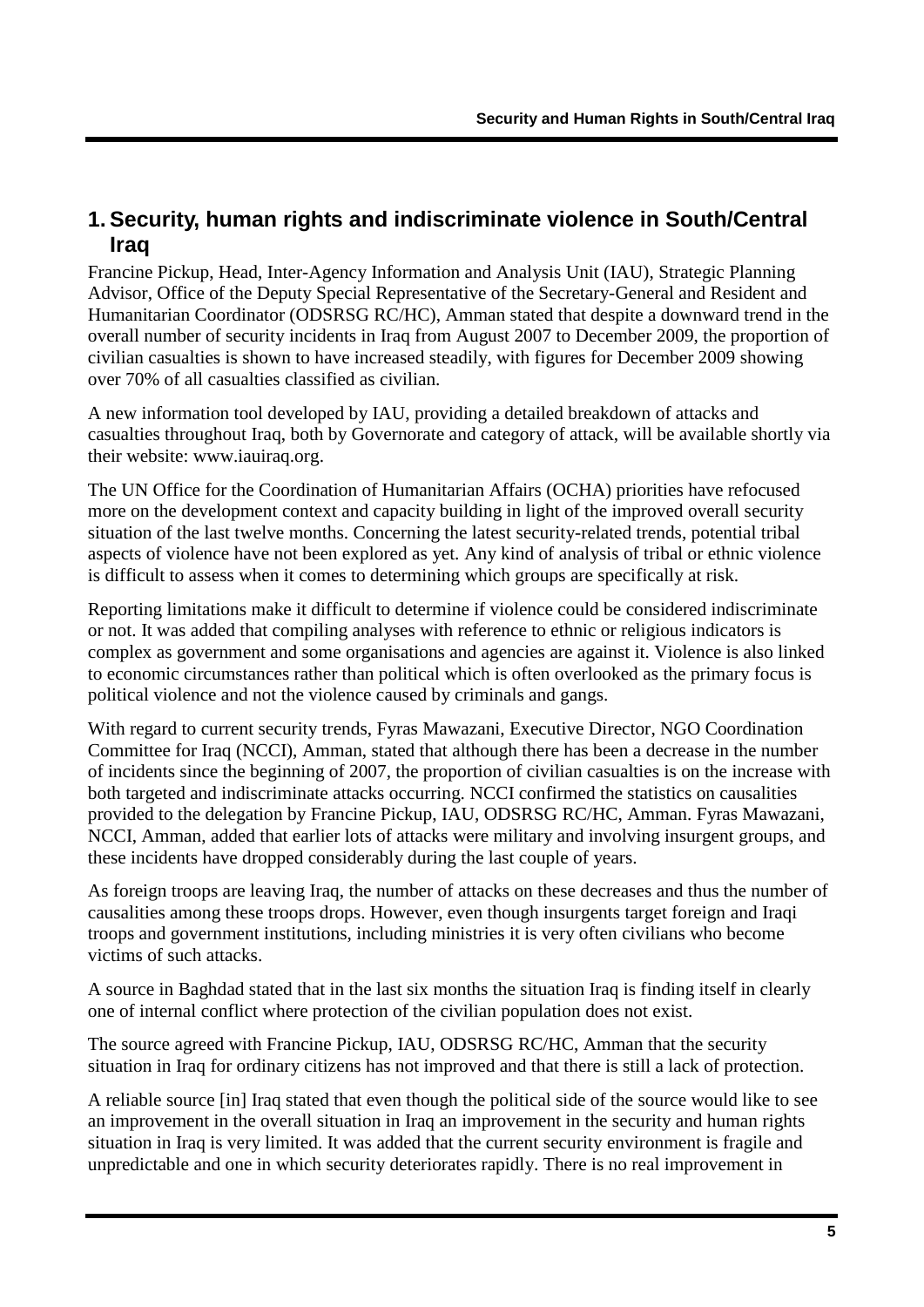## 1. Security, human rights and indiscriminate violence in South/Central Iraq

Francine Pickup, Head, Inter-Agency Information and Analysis Unit (IAU), Strategic Planning Advisor, Office of the Deputy Special Representative of the Secretary-General and Resident and Humanitarian Coordinator (ODSRSG RC/HC), Amman stated that despite a downward trend in the overall number of security incidents in Iraq from August 2007 to December 2009, the proportion of civilian casualties is shown to have increased steadily, with figures for December 2009 showing over 70% of all casualties classified as civilian.

A new information tool developed by IAU, providing a detailed breakdown of attacks and casualties throughout Iraq, both by Governorate and category of attack, will be available shortly via their website: www.iauiraq.org.

The UN Office for the Coordination of Humanitarian Affairs (OCHA) priorities have refocused more on the development context and capacity building in light of the improved overall security situation of the last twelve months. Concerning the latest security-related trends, potential tribal aspects of violence have not been explored as yet. Any kind of analysis of tribal or ethnic violence is difficult to assess when it comes to determining which groups are specifically at risk.

Reporting limitations make it difficult to determine if violence could be considered indiscriminate or not. It was added that compiling analyses with reference to ethnic or religious indicators is complex as government and some organisations and agencies are against it. Violence is also linked to economic circumstances rather than political which is often overlooked as the primary focus is political violence and not the violence caused by criminals and gangs.

With regard to current security trends, Fyras Mawazani, Executive Director, NGO Coordination Committee for Iraq (NCCI), Amman, stated that although there has been a decrease in the number of incidents since the beginning of 2007, the proportion of civilian casualties is on the increase with both targeted and indiscriminate attacks occurring. NCCI confirmed the statistics on causalities provided to the delegation by Francine Pickup, IAU, ODSRSG RC/HC, Amman. Fyras Mawazani, NCCI, Amman, added that earlier lots of attacks were military and involving insurgent groups, and these incidents have dropped considerably during the last couple of years.

As foreign troops are leaving Iraq, the number of attacks on these decreases and thus the number of causalities among these troops drops. However, even though insurgents target foreign and Iraqi troops and government institutions, including ministries it is very often civilians who become victims of such attacks.

A source in Baghdad stated that in the last six months the situation Iraq is finding itself in clearly one of internal conflict where protection of the civilian population does not exist.

The source agreed with Francine Pickup, IAU, ODSRSG RC/HC, Amman that the security situation in Iraq for ordinary citizens has not improved and that there is still a lack of protection.

A reliable source [in] Iraq stated that even though the political side of the source would like to see an improvement in the overall situation in Iraq an improvement in the security and human rights situation in Iraq is very limited. It was added that the current security environment is fragile and unpredictable and one in which security deteriorates rapidly. There is no real improvement in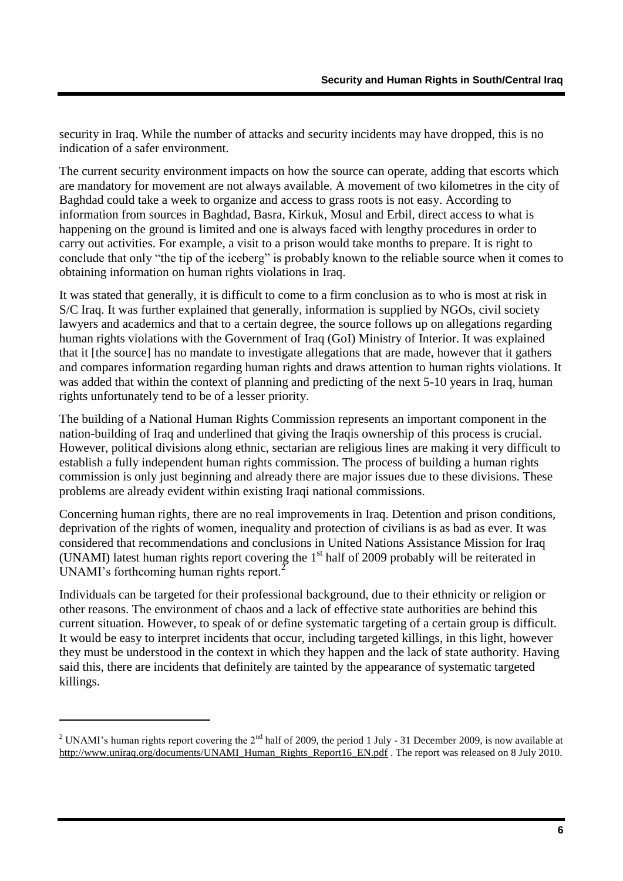security in Iraq. While the number of attacks and security incidents may have dropped, this is no indication of a safer environment.

The current security environment impacts on how the source can operate, adding that escorts which are mandatory for movement are not always available. A movement of two kilometres in the city of Baghdad could take a week to organize and access to grass roots is not easy. According to information from sources in Baghdad, Basra, Kirkuk, Mosul and Erbil, direct access to what is happening on the ground is limited and one is always faced with lengthy procedures in order to carry out activities. For example, a visit to a prison would take months to prepare. It is right to conclude that only "the tip of the iceberg" is probably known to the reliable source when it comes to obtaining information on human rights violations in Iraq.

It was stated that generally, it is difficult to come to a firm conclusion as to who is most at risk in S/C Iraq. It was further explained that generally, information is supplied by NGOs, civil society lawyers and academics and that to a certain degree, the source follows up on allegations regarding human rights violations with the Government of Iraq (GoI) Ministry of Interior. It was explained that it [the source] has no mandate to investigate allegations that are made, however that it gathers and compares information regarding human rights and draws attention to human rights violations. It was added that within the context of planning and predicting of the next 5-10 years in Iraq, human rights unfortunately tend to be of a lesser priority.

The building of a National Human Rights Commission represents an important component in the nation-building of Iraq and underlined that giving the Iraqis ownership of this process is crucial. However, political divisions along ethnic, sectarian are religious lines are making it very difficult to establish a fully independent human rights commission. The process of building a human rights commission is only just beginning and already there are major issues due to these divisions. These problems are already evident within existing Iraqi national commissions.

Concerning human rights, there are no real improvements in Iraq. Detention and prison conditions, deprivation of the rights of women, inequality and protection of civilians is as bad as ever. It was considered that recommendations and conclusions in United Nations Assistance Mission for Iraq (UNAMI) latest human rights report covering the 1st half of 2009 probably will be reiterated in UNAMI's forthcoming human rights report.[2]

Individuals can be targeted for their professional background, due to their ethnicity or religion or other reasons. The environment of chaos and a lack of effective state authorities are behind this current situation. However, to speak of or define systematic targeting of a certain group is difficult. It would be easy to interpret incidents that occur, including targeted killings, in this light, however they must be understood in the context in which they happen and the lack of state authority. Having said this, there are incidents that definitely are tainted by the appearance of systematic targeted killings.

---

[2] UNAMI's human rights report covering the 2nd half of 2009, the period 1 July - 31 December 2009, is now available at http://www.uniraq.org/documents/UNAMI_Human_Rights_Report16_EN.pdf . The report was released on 8 July 2010.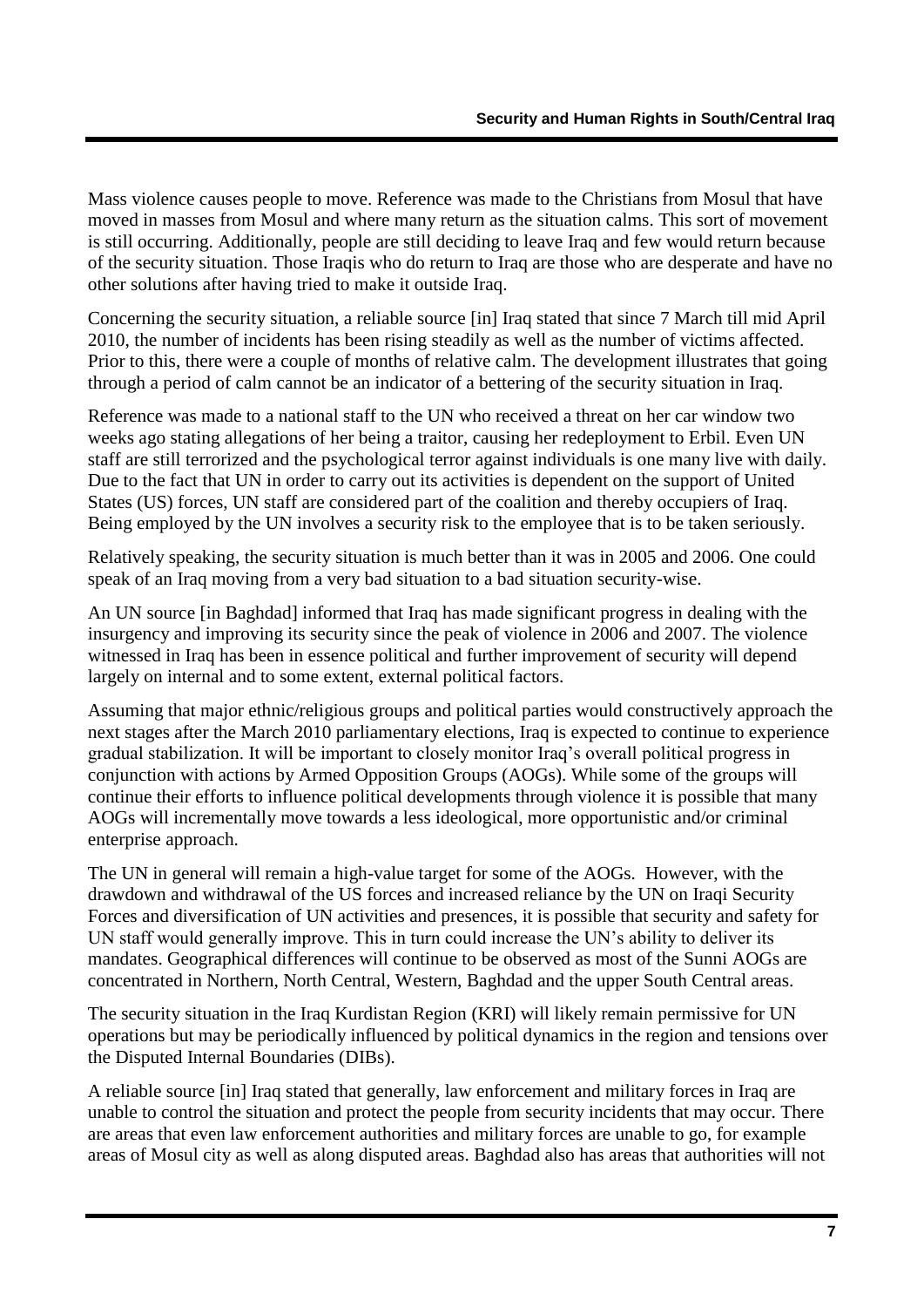Mass violence causes people to move. Reference was made to the Christians from Mosul that have moved in masses from Mosul and where many return as the situation calms. This sort of movement is still occurring. Additionally, people are still deciding to leave Iraq and few would return because of the security situation. Those Iraqis who do return to Iraq are those who are desperate and have no other solutions after having tried to make it outside Iraq.

Concerning the security situation, a reliable source [in] Iraq stated that since 7 March till mid April 2010, the number of incidents has been rising steadily as well as the number of victims affected. Prior to this, there were a couple of months of relative calm. The development illustrates that going through a period of calm cannot be an indicator of a bettering of the security situation in Iraq.

Reference was made to a national staff to the UN who received a threat on her car window two weeks ago stating allegations of her being a traitor, causing her redeployment to Erbil. Even UN staff are still terrorized and the psychological terror against individuals is one many live with daily. Due to the fact that UN in order to carry out its activities is dependent on the support of United States (US) forces, UN staff are considered part of the coalition and thereby occupiers of Iraq. Being employed by the UN involves a security risk to the employee that is to be taken seriously.

Relatively speaking, the security situation is much better than it was in 2005 and 2006. One could speak of an Iraq moving from a very bad situation to a bad situation security-wise.

An UN source [in Baghdad] informed that Iraq has made significant progress in dealing with the insurgency and improving its security since the peak of violence in 2006 and 2007. The violence witnessed in Iraq has been in essence political and further improvement of security will depend largely on internal and to some extent, external political factors.

Assuming that major ethnic/religious groups and political parties would constructively approach the next stages after the March 2010 parliamentary elections, Iraq is expected to continue to experience gradual stabilization. It will be important to closely monitor Iraq's overall political progress in conjunction with actions by Armed Opposition Groups (AOGs). While some of the groups will continue their efforts to influence political developments through violence it is possible that many AOGs will incrementally move towards a less ideological, more opportunistic and/or criminal enterprise approach.

The UN in general will remain a high-value target for some of the AOGs. However, with the drawdown and withdrawal of the US forces and increased reliance by the UN on Iraqi Security Forces and diversification of UN activities and presences, it is possible that security and safety for UN staff would generally improve. This in turn could increase the UN's ability to deliver its mandates. Geographical differences will continue to be observed as most of the Sunni AOGs are concentrated in Northern, North Central, Western, Baghdad and the upper South Central areas.

The security situation in the Iraq Kurdistan Region (KRI) will likely remain permissive for UN operations but may be periodically influenced by political dynamics in the region and tensions over the Disputed Internal Boundaries (DIBs).

A reliable source [in] Iraq stated that generally, law enforcement and military forces in Iraq are unable to control the situation and protect the people from security incidents that may occur. There are areas that even law enforcement authorities and military forces are unable to go, for example areas of Mosul city as well as along disputed areas. Baghdad also has areas that authorities will not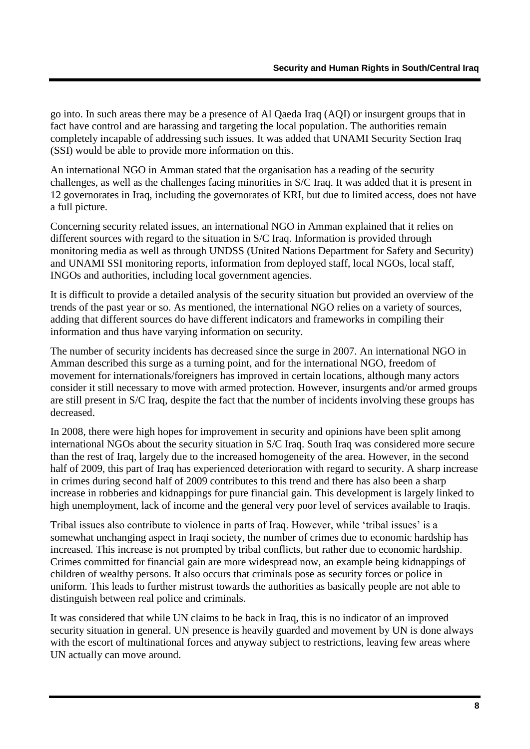go into. In such areas there may be a presence of Al Qaeda Iraq (AQI) or insurgent groups that in fact have control and are harassing and targeting the local population. The authorities remain completely incapable of addressing such issues. It was added that UNAMI Security Section Iraq (SSI) would be able to provide more information on this.

An international NGO in Amman stated that the organisation has a reading of the security challenges, as well as the challenges facing minorities in S/C Iraq. It was added that it is present in 12 governorates in Iraq, including the governorates of KRI, but due to limited access, does not have a full picture.

Concerning security related issues, an international NGO in Amman explained that it relies on different sources with regard to the situation in S/C Iraq. Information is provided through monitoring media as well as through UNDSS (United Nations Department for Safety and Security) and UNAMI SSI monitoring reports, information from deployed staff, local NGOs, local staff, INGOs and authorities, including local government agencies.

It is difficult to provide a detailed analysis of the security situation but provided an overview of the trends of the past year or so. As mentioned, the international NGO relies on a variety of sources, adding that different sources do have different indicators and frameworks in compiling their information and thus have varying information on security.

The number of security incidents has decreased since the surge in 2007. An international NGO in Amman described this surge as a turning point, and for the international NGO, freedom of movement for internationals/foreigners has improved in certain locations, although many actors consider it still necessary to move with armed protection. However, insurgents and/or armed groups are still present in S/C Iraq, despite the fact that the number of incidents involving these groups has decreased.

In 2008, there were high hopes for improvement in security and opinions have been split among international NGOs about the security situation in S/C Iraq. South Iraq was considered more secure than the rest of Iraq, largely due to the increased homogeneity of the area. However, in the second half of 2009, this part of Iraq has experienced deterioration with regard to security. A sharp increase in crimes during second half of 2009 contributes to this trend and there has also been a sharp increase in robberies and kidnappings for pure financial gain. This development is largely linked to high unemployment, lack of income and the general very poor level of services available to Iraqis.

Tribal issues also contribute to violence in parts of Iraq. However, while 'tribal issues' is a somewhat unchanging aspect in Iraqi society, the number of crimes due to economic hardship has increased. This increase is not prompted by tribal conflicts, but rather due to economic hardship. Crimes committed for financial gain are more widespread now, an example being kidnappings of children of wealthy persons. It also occurs that criminals pose as security forces or police in uniform. This leads to further mistrust towards the authorities as basically people are not able to distinguish between real police and criminals.

It was considered that while UN claims to be back in Iraq, this is no indicator of an improved security situation in general. UN presence is heavily guarded and movement by UN is done always with the escort of multinational forces and anyway subject to restrictions, leaving few areas where UN actually can move around.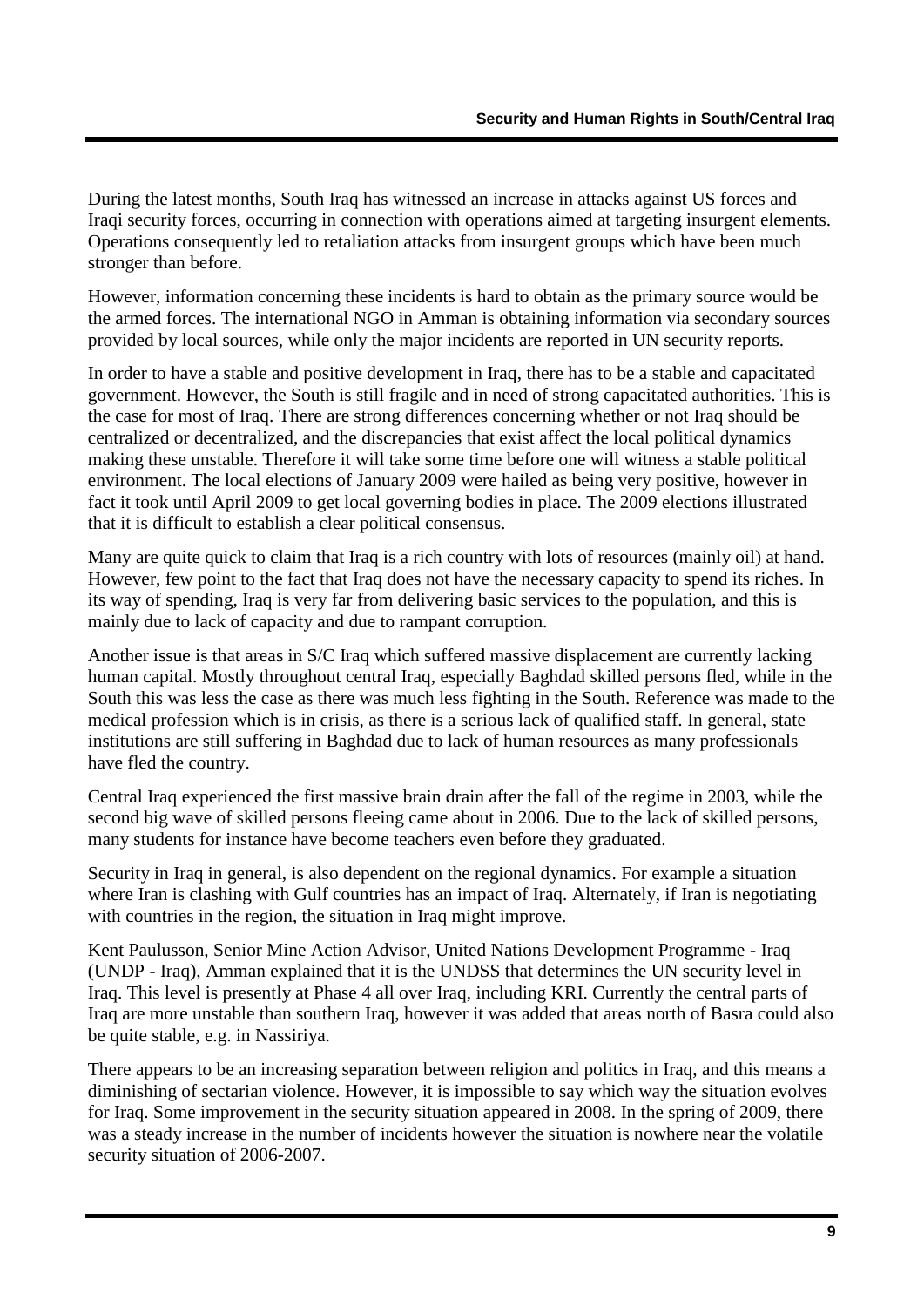During the latest months, South Iraq has witnessed an increase in attacks against US forces and Iraqi security forces, occurring in connection with operations aimed at targeting insurgent elements. Operations consequently led to retaliation attacks from insurgent groups which have been much stronger than before.

However, information concerning these incidents is hard to obtain as the primary source would be the armed forces. The international NGO in Amman is obtaining information via secondary sources provided by local sources, while only the major incidents are reported in UN security reports.

In order to have a stable and positive development in Iraq, there has to be a stable and capacitated government. However, the South is still fragile and in need of strong capacitated authorities. This is the case for most of Iraq. There are strong differences concerning whether or not Iraq should be centralized or decentralized, and the discrepancies that exist affect the local political dynamics making these unstable. Therefore it will take some time before one will witness a stable political environment. The local elections of January 2009 were hailed as being very positive, however in fact it took until April 2009 to get local governing bodies in place. The 2009 elections illustrated that it is difficult to establish a clear political consensus.

Many are quite quick to claim that Iraq is a rich country with lots of resources (mainly oil) at hand. However, few point to the fact that Iraq does not have the necessary capacity to spend its riches. In its way of spending, Iraq is very far from delivering basic services to the population, and this is mainly due to lack of capacity and due to rampant corruption.

Another issue is that areas in S/C Iraq which suffered massive displacement are currently lacking human capital. Mostly throughout central Iraq, especially Baghdad skilled persons fled, while in the South this was less the case as there was much less fighting in the South. Reference was made to the medical profession which is in crisis, as there is a serious lack of qualified staff. In general, state institutions are still suffering in Baghdad due to lack of human resources as many professionals have fled the country.

Central Iraq experienced the first massive brain drain after the fall of the regime in 2003, while the second big wave of skilled persons fleeing came about in 2006. Due to the lack of skilled persons, many students for instance have become teachers even before they graduated.

Security in Iraq in general, is also dependent on the regional dynamics. For example a situation where Iran is clashing with Gulf countries has an impact of Iraq. Alternately, if Iran is negotiating with countries in the region, the situation in Iraq might improve.

Kent Paulusson, Senior Mine Action Advisor, United Nations Development Programme - Iraq (UNDP - Iraq), Amman explained that it is the UNDSS that determines the UN security level in Iraq. This level is presently at Phase 4 all over Iraq, including KRI. Currently the central parts of Iraq are more unstable than southern Iraq, however it was added that areas north of Basra could also be quite stable, e.g. in Nassiriya.

There appears to be an increasing separation between religion and politics in Iraq, and this means a diminishing of sectarian violence. However, it is impossible to say which way the situation evolves for Iraq. Some improvement in the security situation appeared in 2008. In the spring of 2009, there was a steady increase in the number of incidents however the situation is nowhere near the volatile security situation of 2006-2007.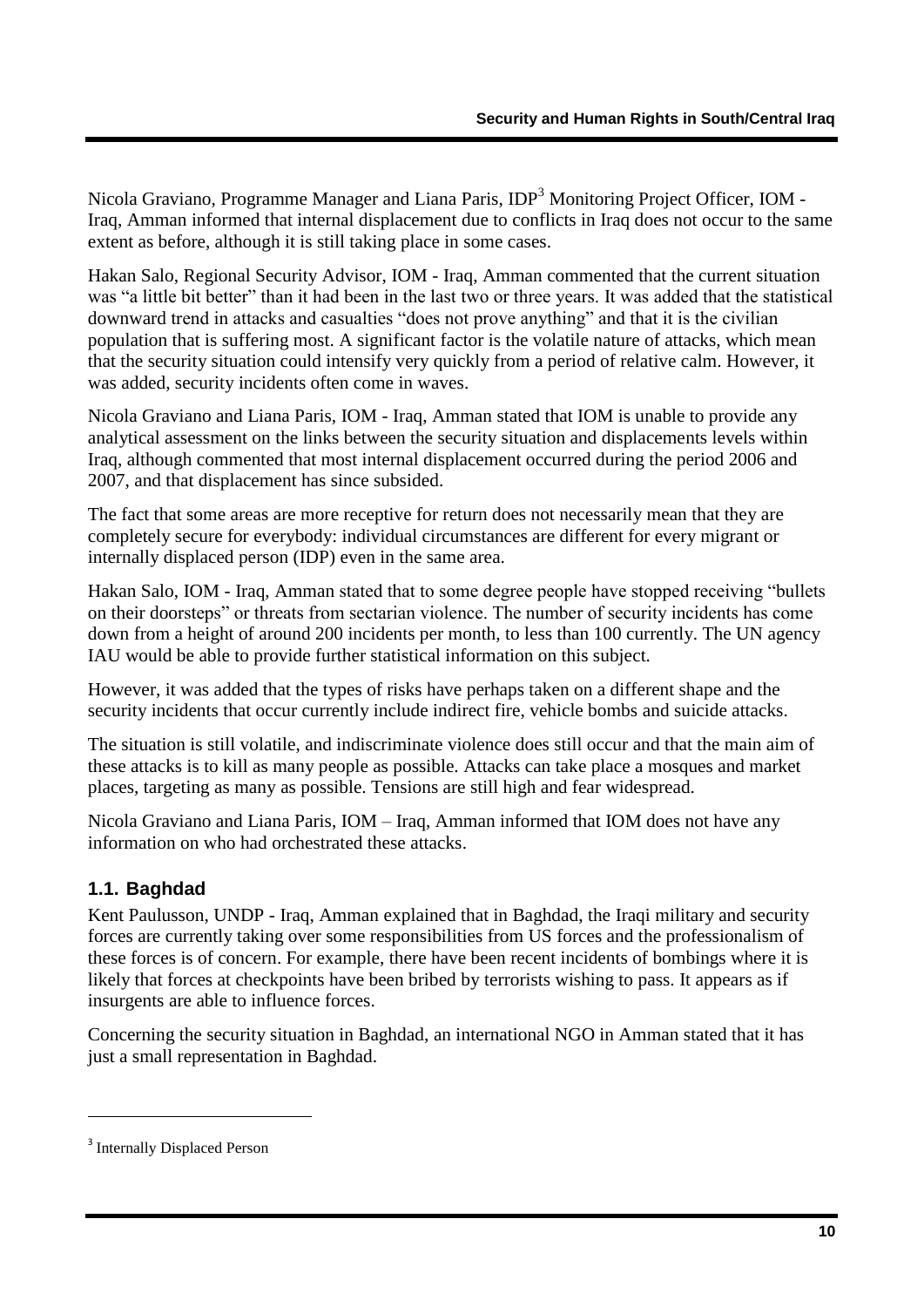Nicola Graviano, Programme Manager and Liana Paris, IDP[3] Monitoring Project Officer, IOM - Iraq, Amman informed that internal displacement due to conflicts in Iraq does not occur to the same extent as before, although it is still taking place in some cases.

Hakan Salo, Regional Security Advisor, IOM - Iraq, Amman commented that the current situation was "a little bit better" than it had been in the last two or three years. It was added that the statistical downward trend in attacks and casualties "does not prove anything" and that it is the civilian population that is suffering most. A significant factor is the volatile nature of attacks, which mean that the security situation could intensify very quickly from a period of relative calm. However, it was added, security incidents often come in waves.

Nicola Graviano and Liana Paris, IOM - Iraq, Amman stated that IOM is unable to provide any analytical assessment on the links between the security situation and displacements levels within Iraq, although commented that most internal displacement occurred during the period 2006 and 2007, and that displacement has since subsided.

The fact that some areas are more receptive for return does not necessarily mean that they are completely secure for everybody: individual circumstances are different for every migrant or internally displaced person (IDP) even in the same area.

Hakan Salo, IOM - Iraq, Amman stated that to some degree people have stopped receiving "bullets on their doorsteps" or threats from sectarian violence. The number of security incidents has come down from a height of around 200 incidents per month, to less than 100 currently. The UN agency IAU would be able to provide further statistical information on this subject.

However, it was added that the types of risks have perhaps taken on a different shape and the security incidents that occur currently include indirect fire, vehicle bombs and suicide attacks.

The situation is still volatile, and indiscriminate violence does still occur and that the main aim of these attacks is to kill as many people as possible. Attacks can take place a mosques and market places, targeting as many as possible. Tensions are still high and fear widespread.

Nicola Graviano and Liana Paris, IOM – Iraq, Amman informed that IOM does not have any information on who had orchestrated these attacks.

## 1.1. Baghdad

Kent Paulusson, UNDP - Iraq, Amman explained that in Baghdad, the Iraqi military and security forces are currently taking over some responsibilities from US forces and the professionalism of these forces is of concern. For example, there have been recent incidents of bombings where it is likely that forces at checkpoints have been bribed by terrorists wishing to pass. It appears as if insurgents are able to influence forces.

Concerning the security situation in Baghdad, an international NGO in Amman stated that it has just a small representation in Baghdad.

---

[3] Internally Displaced Person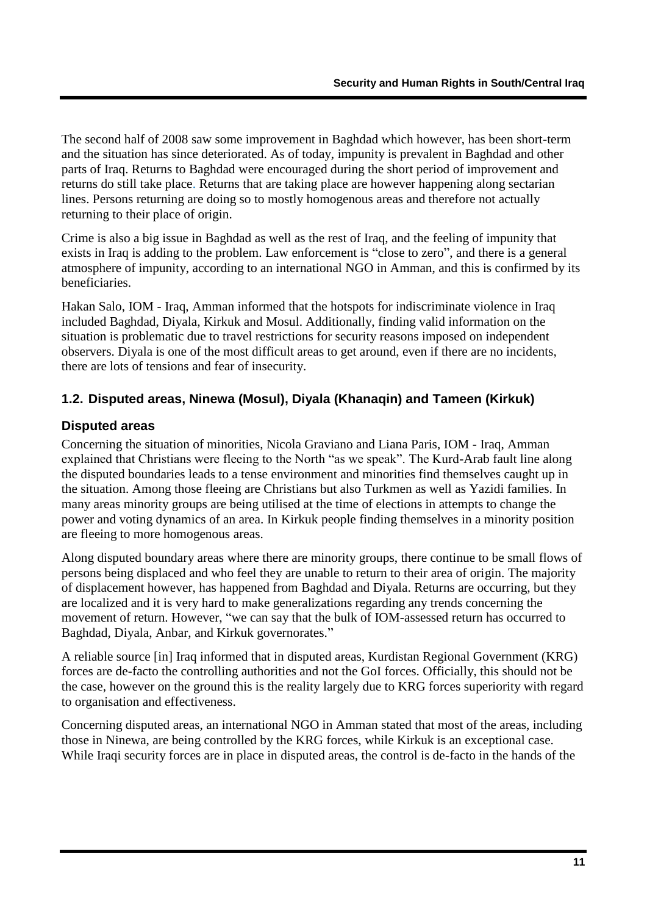The second half of 2008 saw some improvement in Baghdad which however, has been short-term and the situation has since deteriorated. As of today, impunity is prevalent in Baghdad and other parts of Iraq. Returns to Baghdad were encouraged during the short period of improvement and returns do still take place. Returns that are taking place are however happening along sectarian lines. Persons returning are doing so to mostly homogenous areas and therefore not actually returning to their place of origin.

Crime is also a big issue in Baghdad as well as the rest of Iraq, and the feeling of impunity that exists in Iraq is adding to the problem. Law enforcement is "close to zero", and there is a general atmosphere of impunity, according to an international NGO in Amman, and this is confirmed by its beneficiaries.

Hakan Salo, IOM - Iraq, Amman informed that the hotspots for indiscriminate violence in Iraq included Baghdad, Diyala, Kirkuk and Mosul. Additionally, finding valid information on the situation is problematic due to travel restrictions for security reasons imposed on independent observers. Diyala is one of the most difficult areas to get around, even if there are no incidents, there are lots of tensions and fear of insecurity.

## 1.2. Disputed areas, Ninewa (Mosul), Diyala (Khanaqin) and Tameen (Kirkuk)

### Disputed areas

Concerning the situation of minorities, Nicola Graviano and Liana Paris, IOM - Iraq, Amman explained that Christians were fleeing to the North "as we speak". The Kurd-Arab fault line along the disputed boundaries leads to a tense environment and minorities find themselves caught up in the situation. Among those fleeing are Christians but also Turkmen as well as Yazidi families. In many areas minority groups are being utilised at the time of elections in attempts to change the power and voting dynamics of an area. In Kirkuk people finding themselves in a minority position are fleeing to more homogenous areas.

Along disputed boundary areas where there are minority groups, there continue to be small flows of persons being displaced and who feel they are unable to return to their area of origin. The majority of displacement however, has happened from Baghdad and Diyala. Returns are occurring, but they are localized and it is very hard to make generalizations regarding any trends concerning the movement of return. However, "we can say that the bulk of IOM-assessed return has occurred to Baghdad, Diyala, Anbar, and Kirkuk governorates."

A reliable source [in] Iraq informed that in disputed areas, Kurdistan Regional Government (KRG) forces are de-facto the controlling authorities and not the GoI forces. Officially, this should not be the case, however on the ground this is the reality largely due to KRG forces superiority with regard to organisation and effectiveness.

Concerning disputed areas, an international NGO in Amman stated that most of the areas, including those in Ninewa, are being controlled by the KRG forces, while Kirkuk is an exceptional case. While Iraqi security forces are in place in disputed areas, the control is de-facto in the hands of the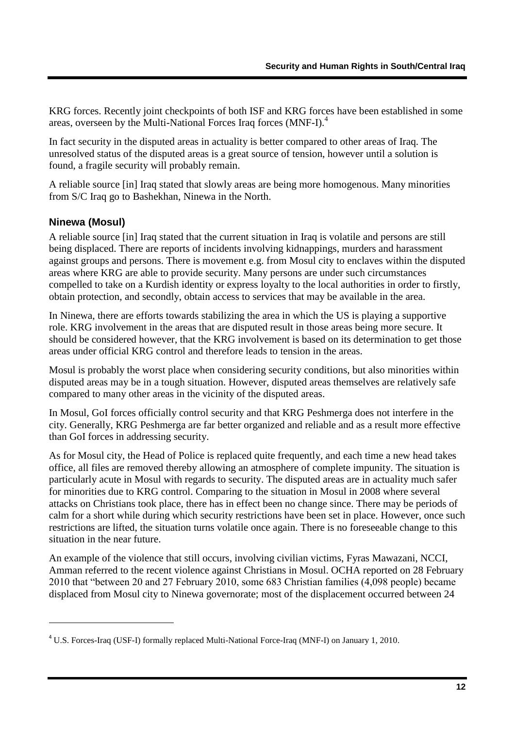KRG forces. Recently joint checkpoints of both ISF and KRG forces have been established in some areas, overseen by the Multi-National Forces Iraq forces (MNF-I).[4]

In fact security in the disputed areas in actuality is better compared to other areas of Iraq. The unresolved status of the disputed areas is a great source of tension, however until a solution is found, a fragile security will probably remain.

A reliable source [in] Iraq stated that slowly areas are being more homogenous. Many minorities from S/C Iraq go to Bashekhan, Ninewa in the North.

### Ninewa (Mosul)

A reliable source [in] Iraq stated that the current situation in Iraq is volatile and persons are still being displaced. There are reports of incidents involving kidnappings, murders and harassment against groups and persons. There is movement e.g. from Mosul city to enclaves within the disputed areas where KRG are able to provide security. Many persons are under such circumstances compelled to take on a Kurdish identity or express loyalty to the local authorities in order to firstly, obtain protection, and secondly, obtain access to services that may be available in the area.

In Ninewa, there are efforts towards stabilizing the area in which the US is playing a supportive role. KRG involvement in the areas that are disputed result in those areas being more secure. It should be considered however, that the KRG involvement is based on its determination to get those areas under official KRG control and therefore leads to tension in the areas.

Mosul is probably the worst place when considering security conditions, but also minorities within disputed areas may be in a tough situation. However, disputed areas themselves are relatively safe compared to many other areas in the vicinity of the disputed areas.

In Mosul, GoI forces officially control security and that KRG Peshmerga does not interfere in the city. Generally, KRG Peshmerga are far better organized and reliable and as a result more effective than GoI forces in addressing security.

As for Mosul city, the Head of Police is replaced quite frequently, and each time a new head takes office, all files are removed thereby allowing an atmosphere of complete impunity. The situation is particularly acute in Mosul with regards to security. The disputed areas are in actuality much safer for minorities due to KRG control. Comparing to the situation in Mosul in 2008 where several attacks on Christians took place, there has in effect been no change since. There may be periods of calm for a short while during which security restrictions have been set in place. However, once such restrictions are lifted, the situation turns volatile once again. There is no foreseeable change to this situation in the near future.

An example of the violence that still occurs, involving civilian victims, Fyras Mawazani, NCCI, Amman referred to the recent violence against Christians in Mosul. OCHA reported on 28 February 2010 that "between 20 and 27 February 2010, some 683 Christian families (4,098 people) became displaced from Mosul city to Ninewa governorate; most of the displacement occurred between 24

[4] U.S. Forces-Iraq (USF-I) formally replaced Multi-National Force-Iraq (MNF-I) on January 1, 2010.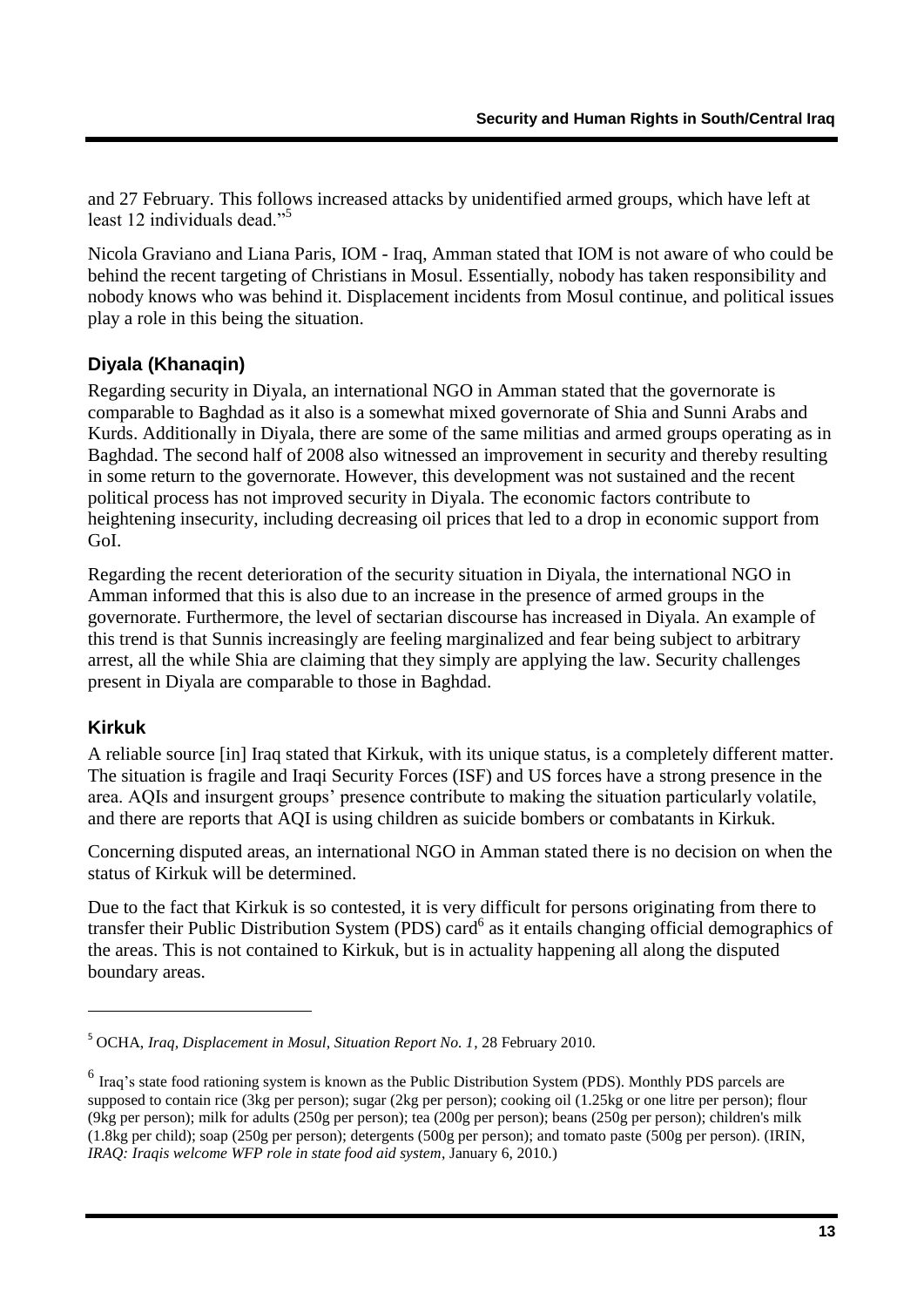and 27 February. This follows increased attacks by unidentified armed groups, which have left at least 12 individuals dead."[5]

Nicola Graviano and Liana Paris, IOM - Iraq, Amman stated that IOM is not aware of who could be behind the recent targeting of Christians in Mosul. Essentially, nobody has taken responsibility and nobody knows who was behind it. Displacement incidents from Mosul continue, and political issues play a role in this being the situation.

### Diyala (Khanaqin)

Regarding security in Diyala, an international NGO in Amman stated that the governorate is comparable to Baghdad as it also is a somewhat mixed governorate of Shia and Sunni Arabs and Kurds. Additionally in Diyala, there are some of the same militias and armed groups operating as in Baghdad. The second half of 2008 also witnessed an improvement in security and thereby resulting in some return to the governorate. However, this development was not sustained and the recent political process has not improved security in Diyala. The economic factors contribute to heightening insecurity, including decreasing oil prices that led to a drop in economic support from GoI.

Regarding the recent deterioration of the security situation in Diyala, the international NGO in Amman informed that this is also due to an increase in the presence of armed groups in the governorate. Furthermore, the level of sectarian discourse has increased in Diyala. An example of this trend is that Sunnis increasingly are feeling marginalized and fear being subject to arbitrary arrest, all the while Shia are claiming that they simply are applying the law. Security challenges present in Diyala are comparable to those in Baghdad.

### Kirkuk

A reliable source [in] Iraq stated that Kirkuk, with its unique status, is a completely different matter. The situation is fragile and Iraqi Security Forces (ISF) and US forces have a strong presence in the area. AQIs and insurgent groups' presence contribute to making the situation particularly volatile, and there are reports that AQI is using children as suicide bombers or combatants in Kirkuk.

Concerning disputed areas, an international NGO in Amman stated there is no decision on when the status of Kirkuk will be determined.

Due to the fact that Kirkuk is so contested, it is very difficult for persons originating from there to transfer their Public Distribution System (PDS) card[6] as it entails changing official demographics of the areas. This is not contained to Kirkuk, but is in actuality happening all along the disputed boundary areas.

---

[5] OCHA, *Iraq, Displacement in Mosul, Situation Report No. 1*, 28 February 2010.

[6] Iraq's state food rationing system is known as the Public Distribution System (PDS). Monthly PDS parcels are supposed to contain rice (3kg per person); sugar (2kg per person); cooking oil (1.25kg or one litre per person); flour (9kg per person); milk for adults (250g per person); tea (200g per person); beans (250g per person); children's milk (1.8kg per child); soap (250g per person); detergents (500g per person); and tomato paste (500g per person). (IRIN, *IRAQ: Iraqis welcome WFP role in state food aid system*, January 6, 2010.)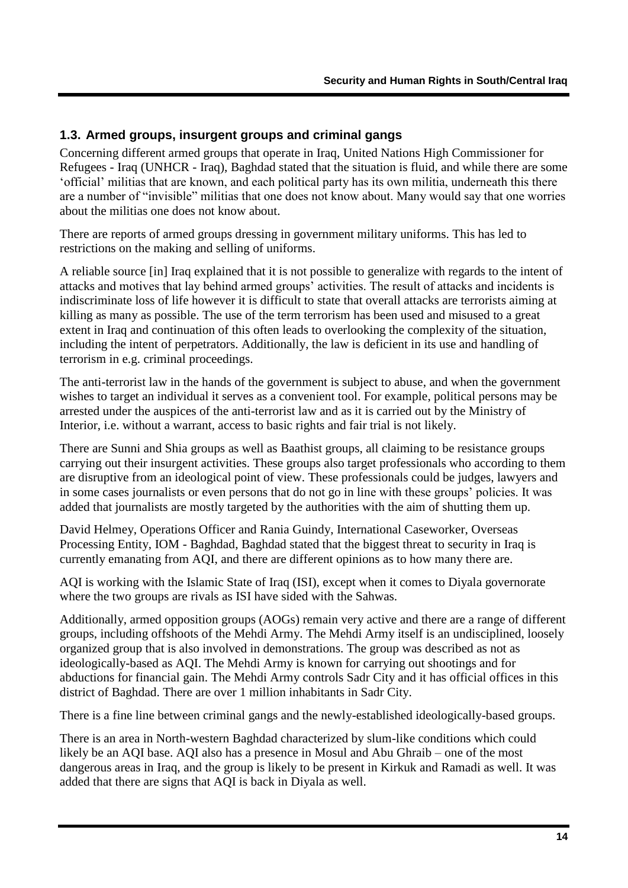### 1.3. Armed groups, insurgent groups and criminal gangs

Concerning different armed groups that operate in Iraq, United Nations High Commissioner for Refugees - Iraq (UNHCR - Iraq), Baghdad stated that the situation is fluid, and while there are some 'official' militias that are known, and each political party has its own militia, underneath this there are a number of "invisible" militias that one does not know about. Many would say that one worries about the militias one does not know about.

There are reports of armed groups dressing in government military uniforms. This has led to restrictions on the making and selling of uniforms.

A reliable source [in] Iraq explained that it is not possible to generalize with regards to the intent of attacks and motives that lay behind armed groups' activities. The result of attacks and incidents is indiscriminate loss of life however it is difficult to state that overall attacks are terrorists aiming at killing as many as possible. The use of the term terrorism has been used and misused to a great extent in Iraq and continuation of this often leads to overlooking the complexity of the situation, including the intent of perpetrators. Additionally, the law is deficient in its use and handling of terrorism in e.g. criminal proceedings.

The anti-terrorist law in the hands of the government is subject to abuse, and when the government wishes to target an individual it serves as a convenient tool. For example, political persons may be arrested under the auspices of the anti-terrorist law and as it is carried out by the Ministry of Interior, i.e. without a warrant, access to basic rights and fair trial is not likely.

There are Sunni and Shia groups as well as Baathist groups, all claiming to be resistance groups carrying out their insurgent activities. These groups also target professionals who according to them are disruptive from an ideological point of view. These professionals could be judges, lawyers and in some cases journalists or even persons that do not go in line with these groups' policies. It was added that journalists are mostly targeted by the authorities with the aim of shutting them up.

David Helmey, Operations Officer and Rania Guindy, International Caseworker, Overseas Processing Entity, IOM - Baghdad, Baghdad stated that the biggest threat to security in Iraq is currently emanating from AQI, and there are different opinions as to how many there are.

AQI is working with the Islamic State of Iraq (ISI), except when it comes to Diyala governorate where the two groups are rivals as ISI have sided with the Sahwas.

Additionally, armed opposition groups (AOGs) remain very active and there are a range of different groups, including offshoots of the Mehdi Army. The Mehdi Army itself is an undisciplined, loosely organized group that is also involved in demonstrations. The group was described as not as ideologically-based as AQI. The Mehdi Army is known for carrying out shootings and for abductions for financial gain. The Mehdi Army controls Sadr City and it has official offices in this district of Baghdad. There are over 1 million inhabitants in Sadr City.

There is a fine line between criminal gangs and the newly-established ideologically-based groups.

There is an area in North-western Baghdad characterized by slum-like conditions which could likely be an AQI base. AQI also has a presence in Mosul and Abu Ghraib – one of the most dangerous areas in Iraq, and the group is likely to be present in Kirkuk and Ramadi as well. It was added that there are signs that AQI is back in Diyala as well.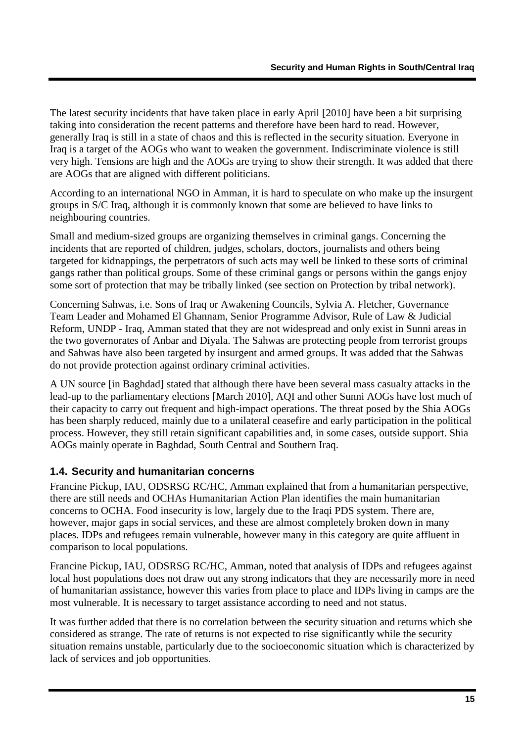The latest security incidents that have taken place in early April [2010] have been a bit surprising taking into consideration the recent patterns and therefore have been hard to read. However, generally Iraq is still in a state of chaos and this is reflected in the security situation. Everyone in Iraq is a target of the AOGs who want to weaken the government. Indiscriminate violence is still very high. Tensions are high and the AOGs are trying to show their strength. It was added that there are AOGs that are aligned with different politicians.

According to an international NGO in Amman, it is hard to speculate on who make up the insurgent groups in S/C Iraq, although it is commonly known that some are believed to have links to neighbouring countries.

Small and medium-sized groups are organizing themselves in criminal gangs. Concerning the incidents that are reported of children, judges, scholars, doctors, journalists and others being targeted for kidnappings, the perpetrators of such acts may well be linked to these sorts of criminal gangs rather than political groups. Some of these criminal gangs or persons within the gangs enjoy some sort of protection that may be tribally linked (see section on Protection by tribal network).

Concerning Sahwas, i.e. Sons of Iraq or Awakening Councils, Sylvia A. Fletcher, Governance Team Leader and Mohamed El Ghannam, Senior Programme Advisor, Rule of Law & Judicial Reform, UNDP - Iraq, Amman stated that they are not widespread and only exist in Sunni areas in the two governorates of Anbar and Diyala. The Sahwas are protecting people from terrorist groups and Sahwas have also been targeted by insurgent and armed groups. It was added that the Sahwas do not provide protection against ordinary criminal activities.

A UN source [in Baghdad] stated that although there have been several mass casualty attacks in the lead-up to the parliamentary elections [March 2010], AQI and other Sunni AOGs have lost much of their capacity to carry out frequent and high-impact operations. The threat posed by the Shia AOGs has been sharply reduced, mainly due to a unilateral ceasefire and early participation in the political process. However, they still retain significant capabilities and, in some cases, outside support. Shia AOGs mainly operate in Baghdad, South Central and Southern Iraq.

## 1.4. Security and humanitarian concerns

Francine Pickup, IAU, ODSRSG RC/HC, Amman explained that from a humanitarian perspective, there are still needs and OCHAs Humanitarian Action Plan identifies the main humanitarian concerns to OCHA. Food insecurity is low, largely due to the Iraqi PDS system. There are, however, major gaps in social services, and these are almost completely broken down in many places. IDPs and refugees remain vulnerable, however many in this category are quite affluent in comparison to local populations.

Francine Pickup, IAU, ODSRSG RC/HC, Amman, noted that analysis of IDPs and refugees against local host populations does not draw out any strong indicators that they are necessarily more in need of humanitarian assistance, however this varies from place to place and IDPs living in camps are the most vulnerable. It is necessary to target assistance according to need and not status.

It was further added that there is no correlation between the security situation and returns which she considered as strange. The rate of returns is not expected to rise significantly while the security situation remains unstable, particularly due to the socioeconomic situation which is characterized by lack of services and job opportunities.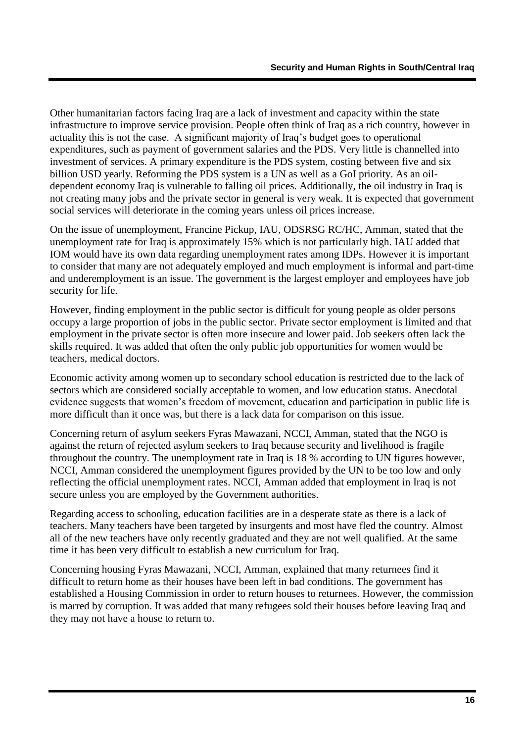Other humanitarian factors facing Iraq are a lack of investment and capacity within the state infrastructure to improve service provision. People often think of Iraq as a rich country, however in actuality this is not the case. A significant majority of Iraq's budget goes to operational expenditures, such as payment of government salaries and the PDS. Very little is channelled into investment of services. A primary expenditure is the PDS system, costing between five and six billion USD yearly. Reforming the PDS system is a UN as well as a GoI priority. As an oil-dependent economy Iraq is vulnerable to falling oil prices. Additionally, the oil industry in Iraq is not creating many jobs and the private sector in general is very weak. It is expected that government social services will deteriorate in the coming years unless oil prices increase.

On the issue of unemployment, Francine Pickup, IAU, ODSRSG RC/HC, Amman, stated that the unemployment rate for Iraq is approximately 15% which is not particularly high. IAU added that IOM would have its own data regarding unemployment rates among IDPs. However it is important to consider that many are not adequately employed and much employment is informal and part-time and underemployment is an issue. The government is the largest employer and employees have job security for life.

However, finding employment in the public sector is difficult for young people as older persons occupy a large proportion of jobs in the public sector. Private sector employment is limited and that employment in the private sector is often more insecure and lower paid. Job seekers often lack the skills required. It was added that often the only public job opportunities for women would be teachers, medical doctors.

Economic activity among women up to secondary school education is restricted due to the lack of sectors which are considered socially acceptable to women, and low education status. Anecdotal evidence suggests that women's freedom of movement, education and participation in public life is more difficult than it once was, but there is a lack data for comparison on this issue.

Concerning return of asylum seekers Fyras Mawazani, NCCI, Amman, stated that the NGO is against the return of rejected asylum seekers to Iraq because security and livelihood is fragile throughout the country. The unemployment rate in Iraq is 18 % according to UN figures however, NCCI, Amman considered the unemployment figures provided by the UN to be too low and only reflecting the official unemployment rates. NCCI, Amman added that employment in Iraq is not secure unless you are employed by the Government authorities.

Regarding access to schooling, education facilities are in a desperate state as there is a lack of teachers. Many teachers have been targeted by insurgents and most have fled the country. Almost all of the new teachers have only recently graduated and they are not well qualified. At the same time it has been very difficult to establish a new curriculum for Iraq.

Concerning housing Fyras Mawazani, NCCI, Amman, explained that many returnees find it difficult to return home as their houses have been left in bad conditions. The government has established a Housing Commission in order to return houses to returnees. However, the commission is marred by corruption. It was added that many refugees sold their houses before leaving Iraq and they may not have a house to return to.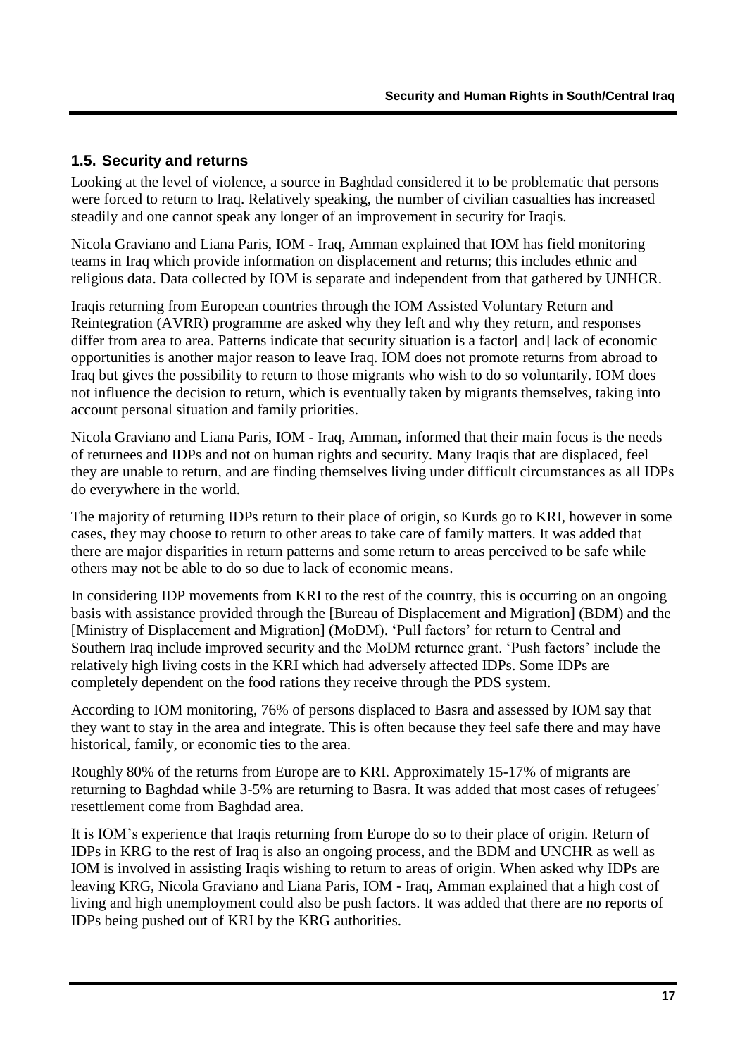## 1.5. Security and returns

Looking at the level of violence, a source in Baghdad considered it to be problematic that persons were forced to return to Iraq. Relatively speaking, the number of civilian casualties has increased steadily and one cannot speak any longer of an improvement in security for Iraqis.

Nicola Graviano and Liana Paris, IOM - Iraq, Amman explained that IOM has field monitoring teams in Iraq which provide information on displacement and returns; this includes ethnic and religious data. Data collected by IOM is separate and independent from that gathered by UNHCR.

Iraqis returning from European countries through the IOM Assisted Voluntary Return and Reintegration (AVRR) programme are asked why they left and why they return, and responses differ from area to area. Patterns indicate that security situation is a factor[ and] lack of economic opportunities is another major reason to leave Iraq. IOM does not promote returns from abroad to Iraq but gives the possibility to return to those migrants who wish to do so voluntarily. IOM does not influence the decision to return, which is eventually taken by migrants themselves, taking into account personal situation and family priorities.

Nicola Graviano and Liana Paris, IOM - Iraq, Amman, informed that their main focus is the needs of returnees and IDPs and not on human rights and security. Many Iraqis that are displaced, feel they are unable to return, and are finding themselves living under difficult circumstances as all IDPs do everywhere in the world.

The majority of returning IDPs return to their place of origin, so Kurds go to KRI, however in some cases, they may choose to return to other areas to take care of family matters. It was added that there are major disparities in return patterns and some return to areas perceived to be safe while others may not be able to do so due to lack of economic means.

In considering IDP movements from KRI to the rest of the country, this is occurring on an ongoing basis with assistance provided through the [Bureau of Displacement and Migration] (BDM) and the [Ministry of Displacement and Migration] (MoDM). 'Pull factors' for return to Central and Southern Iraq include improved security and the MoDM returnee grant. 'Push factors' include the relatively high living costs in the KRI which had adversely affected IDPs. Some IDPs are completely dependent on the food rations they receive through the PDS system.

According to IOM monitoring, 76% of persons displaced to Basra and assessed by IOM say that they want to stay in the area and integrate. This is often because they feel safe there and may have historical, family, or economic ties to the area.

Roughly 80% of the returns from Europe are to KRI. Approximately 15-17% of migrants are returning to Baghdad while 3-5% are returning to Basra. It was added that most cases of refugees' resettlement come from Baghdad area.

It is IOM's experience that Iraqis returning from Europe do so to their place of origin. Return of IDPs in KRG to the rest of Iraq is also an ongoing process, and the BDM and UNCHR as well as IOM is involved in assisting Iraqis wishing to return to areas of origin. When asked why IDPs are leaving KRG, Nicola Graviano and Liana Paris, IOM - Iraq, Amman explained that a high cost of living and high unemployment could also be push factors. It was added that there are no reports of IDPs being pushed out of KRI by the KRG authorities.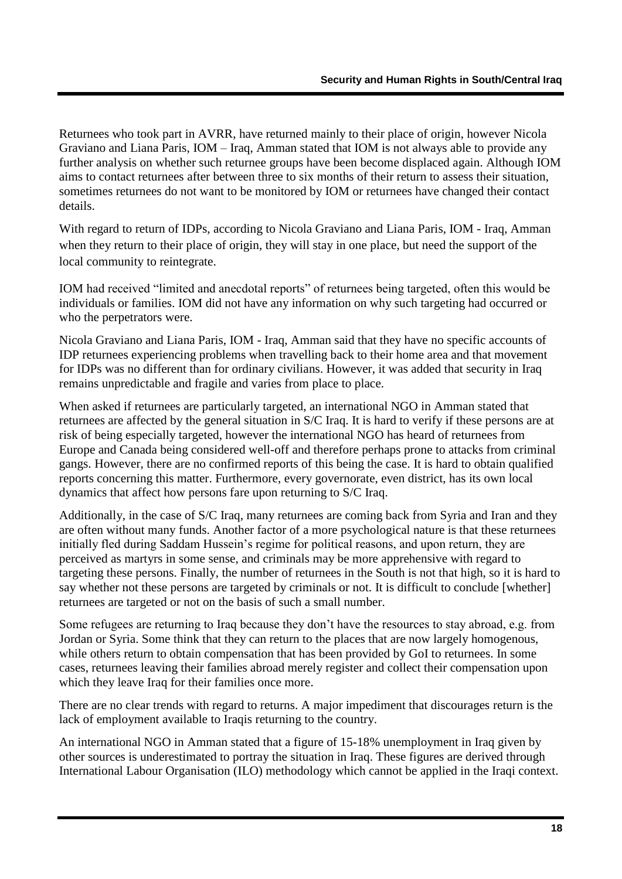Returnees who took part in AVRR, have returned mainly to their place of origin, however Nicola Graviano and Liana Paris, IOM – Iraq, Amman stated that IOM is not always able to provide any further analysis on whether such returnee groups have been become displaced again. Although IOM aims to contact returnees after between three to six months of their return to assess their situation, sometimes returnees do not want to be monitored by IOM or returnees have changed their contact details.

With regard to return of IDPs, according to Nicola Graviano and Liana Paris, IOM - Iraq, Amman when they return to their place of origin, they will stay in one place, but need the support of the local community to reintegrate.

IOM had received "limited and anecdotal reports" of returnees being targeted, often this would be individuals or families. IOM did not have any information on why such targeting had occurred or who the perpetrators were.

Nicola Graviano and Liana Paris, IOM - Iraq, Amman said that they have no specific accounts of IDP returnees experiencing problems when travelling back to their home area and that movement for IDPs was no different than for ordinary civilians. However, it was added that security in Iraq remains unpredictable and fragile and varies from place to place.

When asked if returnees are particularly targeted, an international NGO in Amman stated that returnees are affected by the general situation in S/C Iraq. It is hard to verify if these persons are at risk of being especially targeted, however the international NGO has heard of returnees from Europe and Canada being considered well-off and therefore perhaps prone to attacks from criminal gangs. However, there are no confirmed reports of this being the case. It is hard to obtain qualified reports concerning this matter. Furthermore, every governorate, even district, has its own local dynamics that affect how persons fare upon returning to S/C Iraq.

Additionally, in the case of S/C Iraq, many returnees are coming back from Syria and Iran and they are often without many funds. Another factor of a more psychological nature is that these returnees initially fled during Saddam Hussein's regime for political reasons, and upon return, they are perceived as martyrs in some sense, and criminals may be more apprehensive with regard to targeting these persons. Finally, the number of returnees in the South is not that high, so it is hard to say whether not these persons are targeted by criminals or not. It is difficult to conclude [whether] returnees are targeted or not on the basis of such a small number.

Some refugees are returning to Iraq because they don't have the resources to stay abroad, e.g. from Jordan or Syria. Some think that they can return to the places that are now largely homogenous, while others return to obtain compensation that has been provided by GoI to returnees. In some cases, returnees leaving their families abroad merely register and collect their compensation upon which they leave Iraq for their families once more.

There are no clear trends with regard to returns. A major impediment that discourages return is the lack of employment available to Iraqis returning to the country.

An international NGO in Amman stated that a figure of 15-18% unemployment in Iraq given by other sources is underestimated to portray the situation in Iraq. These figures are derived through International Labour Organisation (ILO) methodology which cannot be applied in the Iraqi context.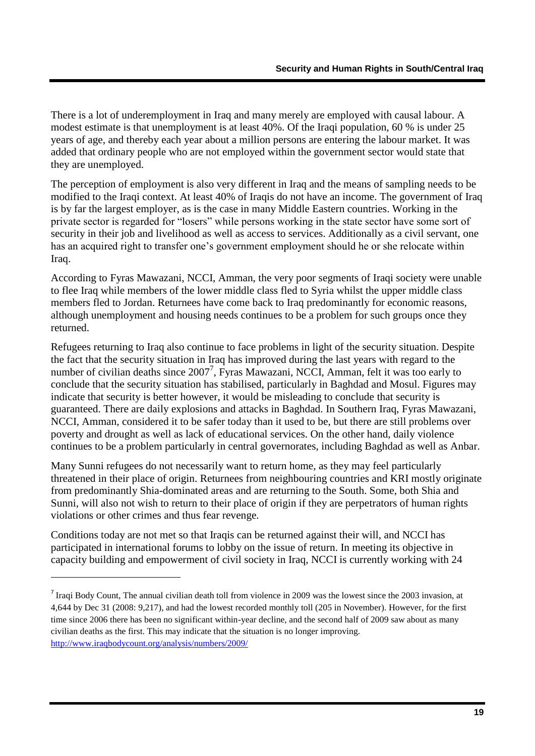There is a lot of underemployment in Iraq and many merely are employed with causal labour. A modest estimate is that unemployment is at least 40%. Of the Iraqi population, 60 % is under 25 years of age, and thereby each year about a million persons are entering the labour market. It was added that ordinary people who are not employed within the government sector would state that they are unemployed.

The perception of employment is also very different in Iraq and the means of sampling needs to be modified to the Iraqi context. At least 40% of Iraqis do not have an income. The government of Iraq is by far the largest employer, as is the case in many Middle Eastern countries. Working in the private sector is regarded for "losers" while persons working in the state sector have some sort of security in their job and livelihood as well as access to services. Additionally as a civil servant, one has an acquired right to transfer one's government employment should he or she relocate within Iraq.

According to Fyras Mawazani, NCCI, Amman, the very poor segments of Iraqi society were unable to flee Iraq while members of the lower middle class fled to Syria whilst the upper middle class members fled to Jordan. Returnees have come back to Iraq predominantly for economic reasons, although unemployment and housing needs continues to be a problem for such groups once they returned.

Refugees returning to Iraq also continue to face problems in light of the security situation. Despite the fact that the security situation in Iraq has improved during the last years with regard to the number of civilian deaths since 2007[7], Fyras Mawazani, NCCI, Amman, felt it was too early to conclude that the security situation has stabilised, particularly in Baghdad and Mosul. Figures may indicate that security is better however, it would be misleading to conclude that security is guaranteed. There are daily explosions and attacks in Baghdad. In Southern Iraq, Fyras Mawazani, NCCI, Amman, considered it to be safer today than it used to be, but there are still problems over poverty and drought as well as lack of educational services. On the other hand, daily violence continues to be a problem particularly in central governorates, including Baghdad as well as Anbar.

Many Sunni refugees do not necessarily want to return home, as they may feel particularly threatened in their place of origin. Returnees from neighbouring countries and KRI mostly originate from predominantly Shia-dominated areas and are returning to the South. Some, both Shia and Sunni, will also not wish to return to their place of origin if they are perpetrators of human rights violations or other crimes and thus fear revenge.

Conditions today are not met so that Iraqis can be returned against their will, and NCCI has participated in international forums to lobby on the issue of return. In meeting its objective in capacity building and empowerment of civil society in Iraq, NCCI is currently working with 24

---

[7] Iraqi Body Count, The annual civilian death toll from violence in 2009 was the lowest since the 2003 invasion, at 4,644 by Dec 31 (2008: 9,217), and had the lowest recorded monthly toll (205 in November). However, for the first time since 2006 there has been no significant within-year decline, and the second half of 2009 saw about as many civilian deaths as the first. This may indicate that the situation is no longer improving. http://www.iraqbodycount.org/analysis/numbers/2009/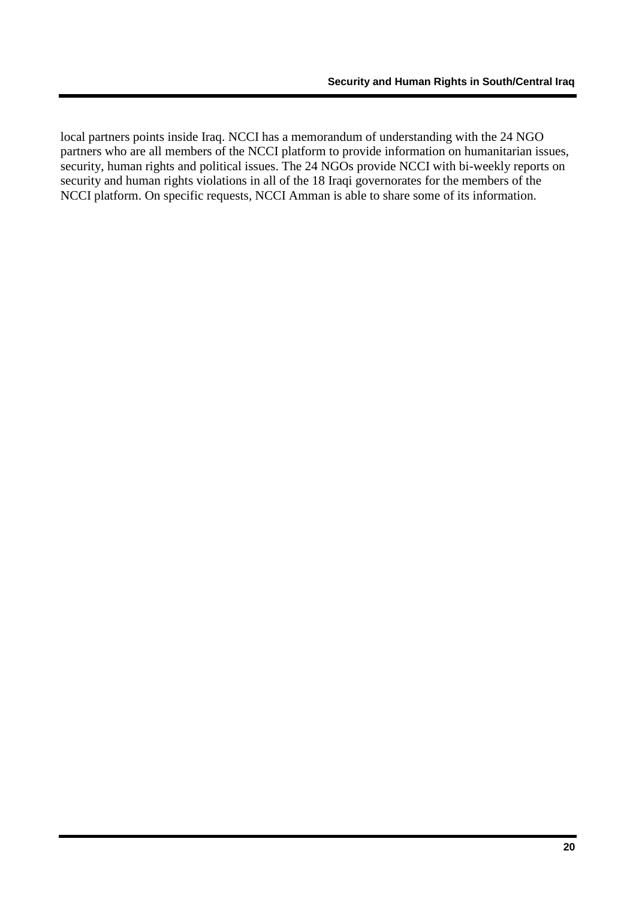local partners points inside Iraq. NCCI has a memorandum of understanding with the 24 NGO partners who are all members of the NCCI platform to provide information on humanitarian issues, security, human rights and political issues. The 24 NGOs provide NCCI with bi-weekly reports on security and human rights violations in all of the 18 Iraqi governorates for the members of the NCCI platform. On specific requests, NCCI Amman is able to share some of its information.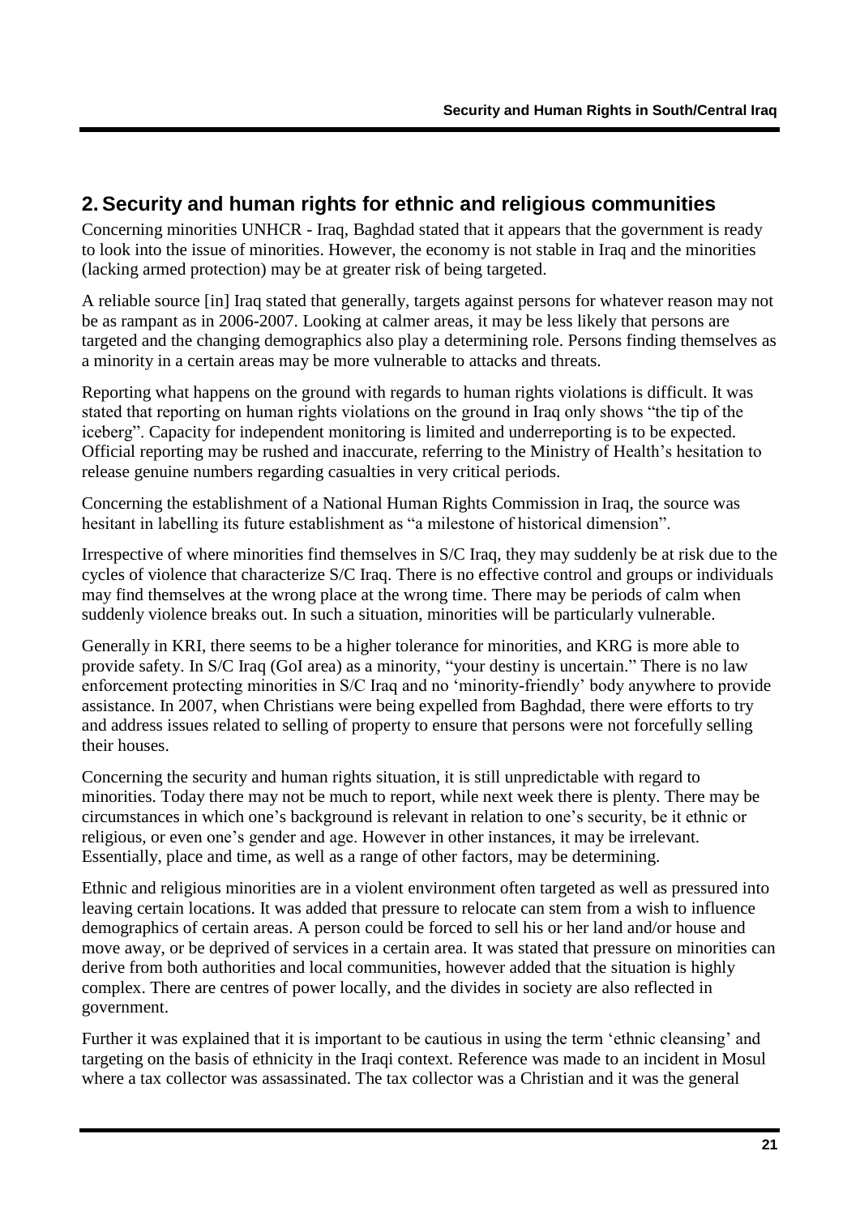## 2. Security and human rights for ethnic and religious communities

Concerning minorities UNHCR - Iraq, Baghdad stated that it appears that the government is ready to look into the issue of minorities. However, the economy is not stable in Iraq and the minorities (lacking armed protection) may be at greater risk of being targeted.

A reliable source [in] Iraq stated that generally, targets against persons for whatever reason may not be as rampant as in 2006-2007. Looking at calmer areas, it may be less likely that persons are targeted and the changing demographics also play a determining role. Persons finding themselves as a minority in a certain areas may be more vulnerable to attacks and threats.

Reporting what happens on the ground with regards to human rights violations is difficult. It was stated that reporting on human rights violations on the ground in Iraq only shows "the tip of the iceberg". Capacity for independent monitoring is limited and underreporting is to be expected. Official reporting may be rushed and inaccurate, referring to the Ministry of Health's hesitation to release genuine numbers regarding casualties in very critical periods.

Concerning the establishment of a National Human Rights Commission in Iraq, the source was hesitant in labelling its future establishment as "a milestone of historical dimension".

Irrespective of where minorities find themselves in S/C Iraq, they may suddenly be at risk due to the cycles of violence that characterize S/C Iraq. There is no effective control and groups or individuals may find themselves at the wrong place at the wrong time. There may be periods of calm when suddenly violence breaks out. In such a situation, minorities will be particularly vulnerable.

Generally in KRI, there seems to be a higher tolerance for minorities, and KRG is more able to provide safety. In S/C Iraq (GoI area) as a minority, "your destiny is uncertain." There is no law enforcement protecting minorities in S/C Iraq and no 'minority-friendly' body anywhere to provide assistance. In 2007, when Christians were being expelled from Baghdad, there were efforts to try and address issues related to selling of property to ensure that persons were not forcefully selling their houses.

Concerning the security and human rights situation, it is still unpredictable with regard to minorities. Today there may not be much to report, while next week there is plenty. There may be circumstances in which one's background is relevant in relation to one's security, be it ethnic or religious, or even one's gender and age. However in other instances, it may be irrelevant. Essentially, place and time, as well as a range of other factors, may be determining.

Ethnic and religious minorities are in a violent environment often targeted as well as pressured into leaving certain locations. It was added that pressure to relocate can stem from a wish to influence demographics of certain areas. A person could be forced to sell his or her land and/or house and move away, or be deprived of services in a certain area. It was stated that pressure on minorities can derive from both authorities and local communities, however added that the situation is highly complex. There are centres of power locally, and the divides in society are also reflected in government.

Further it was explained that it is important to be cautious in using the term 'ethnic cleansing' and targeting on the basis of ethnicity in the Iraqi context. Reference was made to an incident in Mosul where a tax collector was assassinated. The tax collector was a Christian and it was the general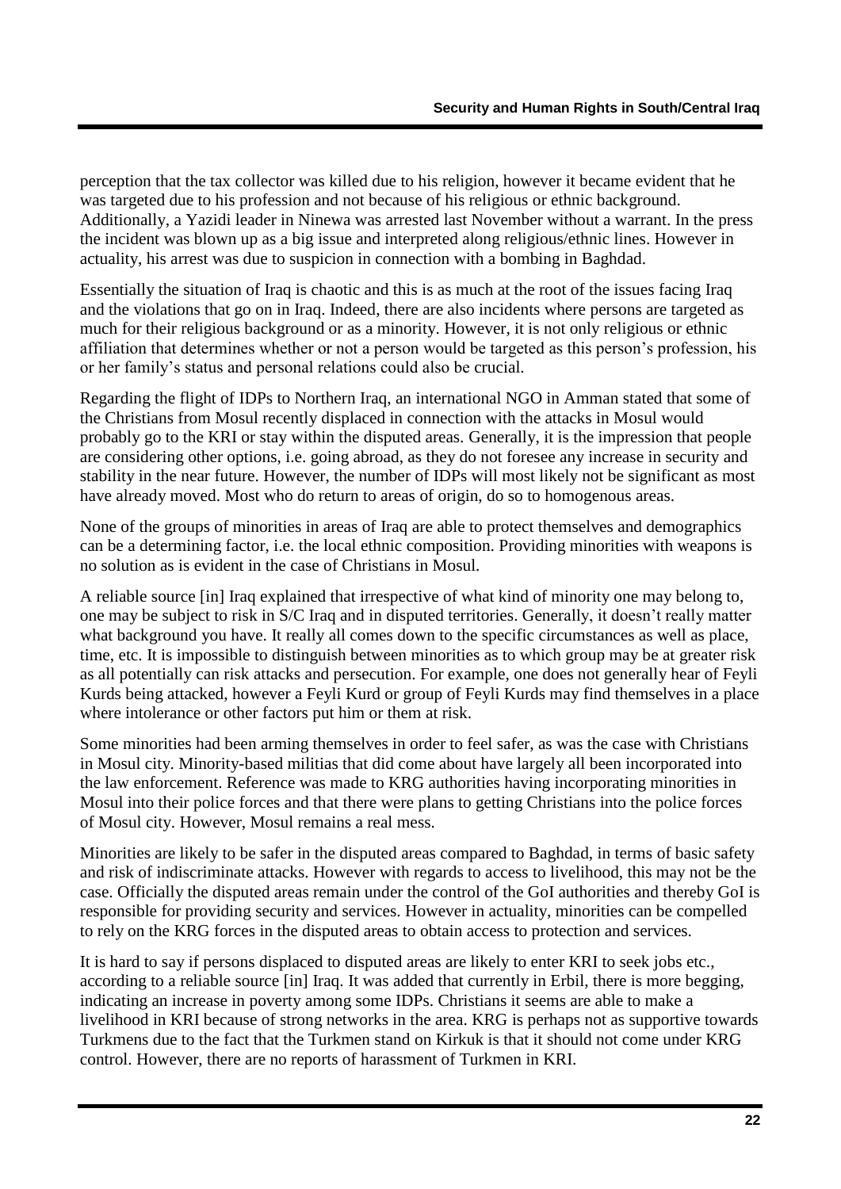perception that the tax collector was killed due to his religion, however it became evident that he was targeted due to his profession and not because of his religious or ethnic background. Additionally, a Yazidi leader in Ninewa was arrested last November without a warrant. In the press the incident was blown up as a big issue and interpreted along religious/ethnic lines. However in actuality, his arrest was due to suspicion in connection with a bombing in Baghdad.

Essentially the situation of Iraq is chaotic and this is as much at the root of the issues facing Iraq and the violations that go on in Iraq. Indeed, there are also incidents where persons are targeted as much for their religious background or as a minority. However, it is not only religious or ethnic affiliation that determines whether or not a person would be targeted as this person's profession, his or her family's status and personal relations could also be crucial.

Regarding the flight of IDPs to Northern Iraq, an international NGO in Amman stated that some of the Christians from Mosul recently displaced in connection with the attacks in Mosul would probably go to the KRI or stay within the disputed areas. Generally, it is the impression that people are considering other options, i.e. going abroad, as they do not foresee any increase in security and stability in the near future. However, the number of IDPs will most likely not be significant as most have already moved. Most who do return to areas of origin, do so to homogenous areas.

None of the groups of minorities in areas of Iraq are able to protect themselves and demographics can be a determining factor, i.e. the local ethnic composition. Providing minorities with weapons is no solution as is evident in the case of Christians in Mosul.

A reliable source [in] Iraq explained that irrespective of what kind of minority one may belong to, one may be subject to risk in S/C Iraq and in disputed territories. Generally, it doesn't really matter what background you have. It really all comes down to the specific circumstances as well as place, time, etc. It is impossible to distinguish between minorities as to which group may be at greater risk as all potentially can risk attacks and persecution. For example, one does not generally hear of Feyli Kurds being attacked, however a Feyli Kurd or group of Feyli Kurds may find themselves in a place where intolerance or other factors put him or them at risk.

Some minorities had been arming themselves in order to feel safer, as was the case with Christians in Mosul city. Minority-based militias that did come about have largely all been incorporated into the law enforcement. Reference was made to KRG authorities having incorporating minorities in Mosul into their police forces and that there were plans to getting Christians into the police forces of Mosul city. However, Mosul remains a real mess.

Minorities are likely to be safer in the disputed areas compared to Baghdad, in terms of basic safety and risk of indiscriminate attacks. However with regards to access to livelihood, this may not be the case. Officially the disputed areas remain under the control of the GoI authorities and thereby GoI is responsible for providing security and services. However in actuality, minorities can be compelled to rely on the KRG forces in the disputed areas to obtain access to protection and services.

It is hard to say if persons displaced to disputed areas are likely to enter KRI to seek jobs etc., according to a reliable source [in] Iraq. It was added that currently in Erbil, there is more begging, indicating an increase in poverty among some IDPs. Christians it seems are able to make a livelihood in KRI because of strong networks in the area. KRG is perhaps not as supportive towards Turkmens due to the fact that the Turkmen stand on Kirkuk is that it should not come under KRG control. However, there are no reports of harassment of Turkmen in KRI.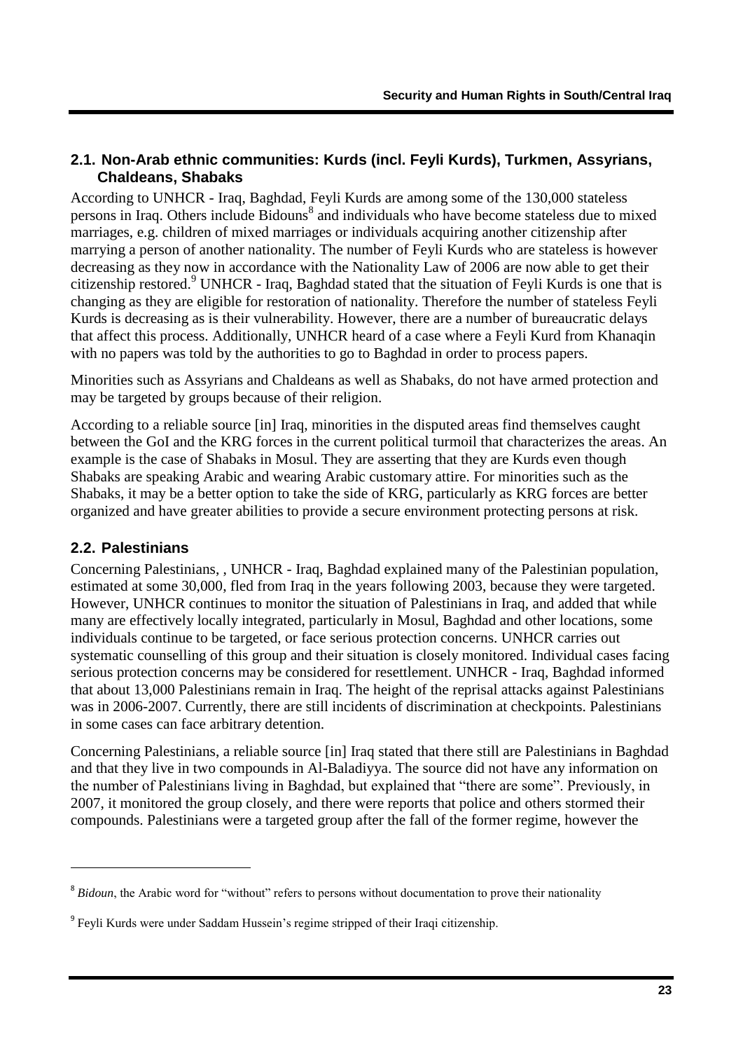## 2.1. Non-Arab ethnic communities: Kurds (incl. Feyli Kurds), Turkmen, Assyrians, Chaldeans, Shabaks

According to UNHCR - Iraq, Baghdad, Feyli Kurds are among some of the 130,000 stateless persons in Iraq. Others include Bidouns[8] and individuals who have become stateless due to mixed marriages, e.g. children of mixed marriages or individuals acquiring another citizenship after marrying a person of another nationality. The number of Feyli Kurds who are stateless is however decreasing as they now in accordance with the Nationality Law of 2006 are now able to get their citizenship restored.[9] UNHCR - Iraq, Baghdad stated that the situation of Feyli Kurds is one that is changing as they are eligible for restoration of nationality. Therefore the number of stateless Feyli Kurds is decreasing as is their vulnerability. However, there are a number of bureaucratic delays that affect this process. Additionally, UNHCR heard of a case where a Feyli Kurd from Khanaqin with no papers was told by the authorities to go to Baghdad in order to process papers.

Minorities such as Assyrians and Chaldeans as well as Shabaks, do not have armed protection and may be targeted by groups because of their religion.

According to a reliable source [in] Iraq, minorities in the disputed areas find themselves caught between the GoI and the KRG forces in the current political turmoil that characterizes the areas. An example is the case of Shabaks in Mosul. They are asserting that they are Kurds even though Shabaks are speaking Arabic and wearing Arabic customary attire. For minorities such as the Shabaks, it may be a better option to take the side of KRG, particularly as KRG forces are better organized and have greater abilities to provide a secure environment protecting persons at risk.

## 2.2. Palestinians

Concerning Palestinians, , UNHCR - Iraq, Baghdad explained many of the Palestinian population, estimated at some 30,000, fled from Iraq in the years following 2003, because they were targeted. However, UNHCR continues to monitor the situation of Palestinians in Iraq, and added that while many are effectively locally integrated, particularly in Mosul, Baghdad and other locations, some individuals continue to be targeted, or face serious protection concerns. UNHCR carries out systematic counselling of this group and their situation is closely monitored. Individual cases facing serious protection concerns may be considered for resettlement. UNHCR - Iraq, Baghdad informed that about 13,000 Palestinians remain in Iraq. The height of the reprisal attacks against Palestinians was in 2006-2007. Currently, there are still incidents of discrimination at checkpoints. Palestinians in some cases can face arbitrary detention.

Concerning Palestinians, a reliable source [in] Iraq stated that there still are Palestinians in Baghdad and that they live in two compounds in Al-Baladiyya. The source did not have any information on the number of Palestinians living in Baghdad, but explained that "there are some". Previously, in 2007, it monitored the group closely, and there were reports that police and others stormed their compounds. Palestinians were a targeted group after the fall of the former regime, however the

---

[8] *Bidoun*, the Arabic word for "without" refers to persons without documentation to prove their nationality

[9] Feyli Kurds were under Saddam Hussein's regime stripped of their Iraqi citizenship.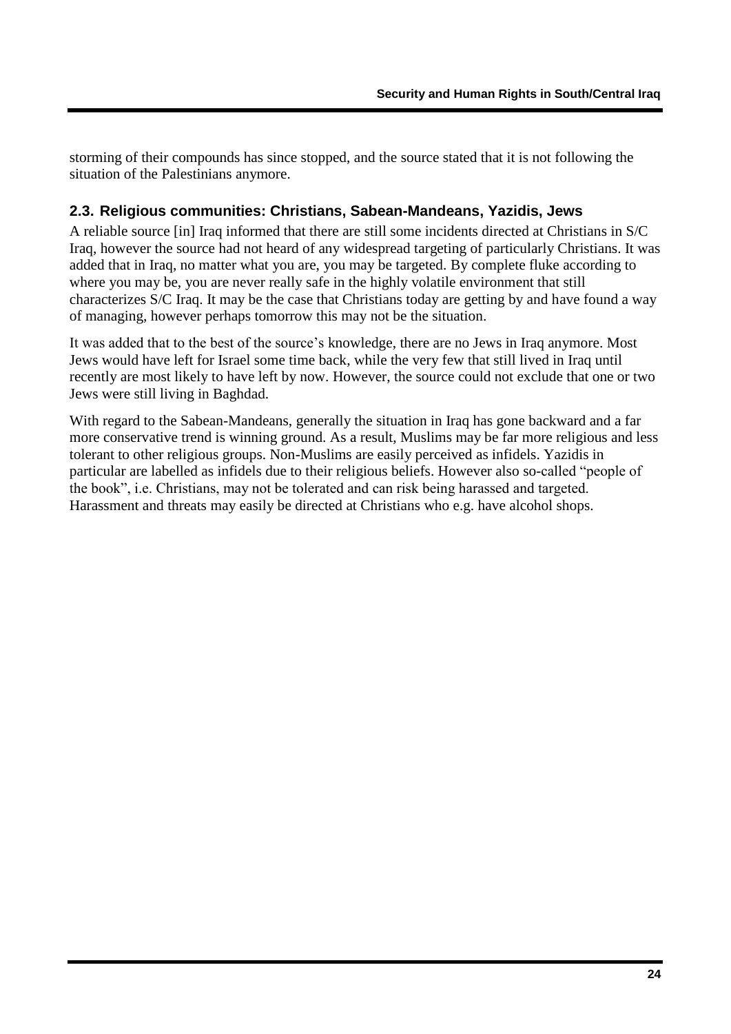storming of their compounds has since stopped, and the source stated that it is not following the situation of the Palestinians anymore.

### 2.3. Religious communities: Christians, Sabean-Mandeans, Yazidis, Jews

A reliable source [in] Iraq informed that there are still some incidents directed at Christians in S/C Iraq, however the source had not heard of any widespread targeting of particularly Christians. It was added that in Iraq, no matter what you are, you may be targeted. By complete fluke according to where you may be, you are never really safe in the highly volatile environment that still characterizes S/C Iraq. It may be the case that Christians today are getting by and have found a way of managing, however perhaps tomorrow this may not be the situation.

It was added that to the best of the source's knowledge, there are no Jews in Iraq anymore. Most Jews would have left for Israel some time back, while the very few that still lived in Iraq until recently are most likely to have left by now. However, the source could not exclude that one or two Jews were still living in Baghdad.

With regard to the Sabean-Mandeans, generally the situation in Iraq has gone backward and a far more conservative trend is winning ground. As a result, Muslims may be far more religious and less tolerant to other religious groups. Non-Muslims are easily perceived as infidels. Yazidis in particular are labelled as infidels due to their religious beliefs. However also so-called "people of the book", i.e. Christians, may not be tolerated and can risk being harassed and targeted. Harassment and threats may easily be directed at Christians who e.g. have alcohol shops.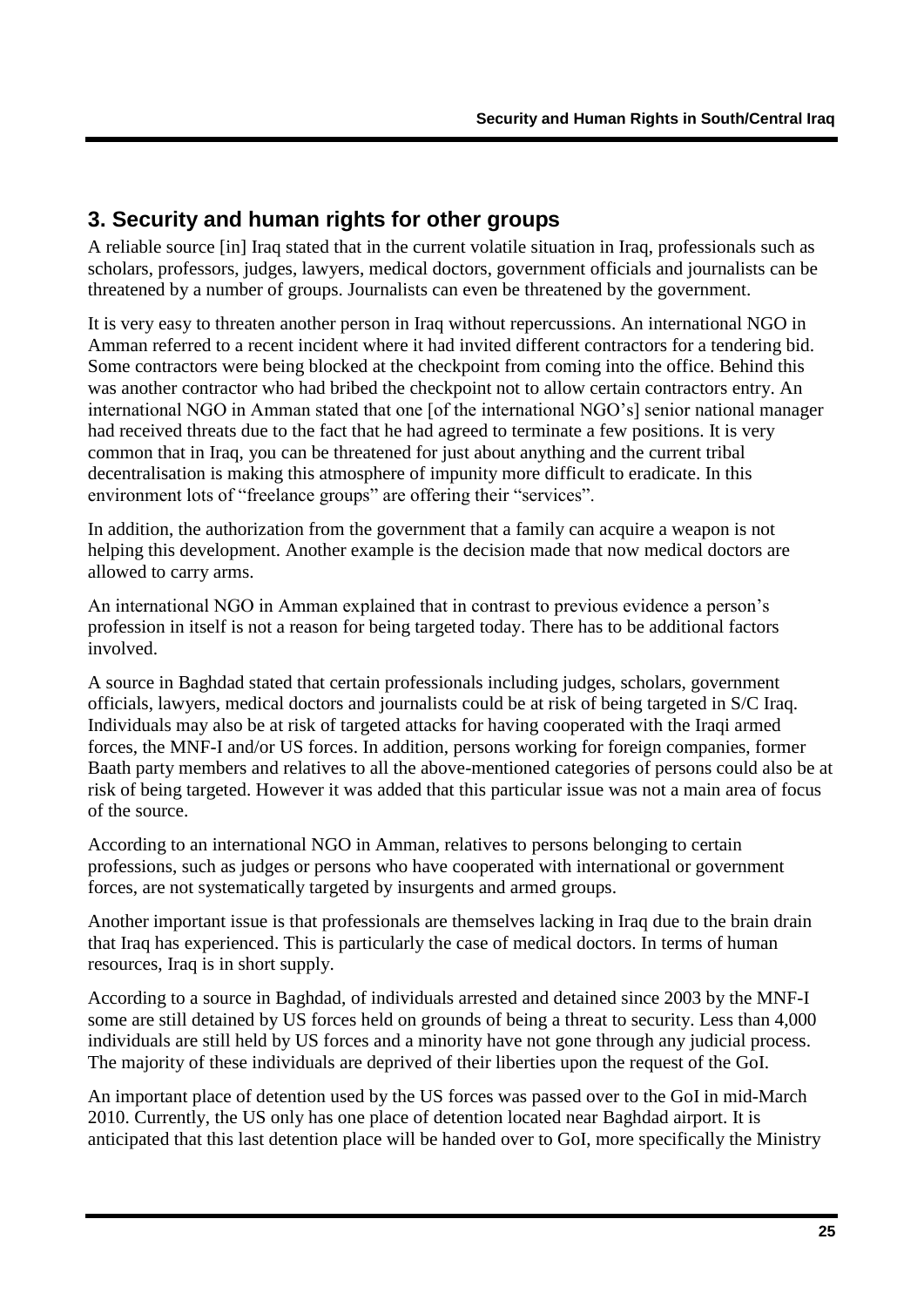## 3. Security and human rights for other groups

A reliable source [in] Iraq stated that in the current volatile situation in Iraq, professionals such as scholars, professors, judges, lawyers, medical doctors, government officials and journalists can be threatened by a number of groups. Journalists can even be threatened by the government.

It is very easy to threaten another person in Iraq without repercussions. An international NGO in Amman referred to a recent incident where it had invited different contractors for a tendering bid. Some contractors were being blocked at the checkpoint from coming into the office. Behind this was another contractor who had bribed the checkpoint not to allow certain contractors entry. An international NGO in Amman stated that one [of the international NGO's] senior national manager had received threats due to the fact that he had agreed to terminate a few positions. It is very common that in Iraq, you can be threatened for just about anything and the current tribal decentralisation is making this atmosphere of impunity more difficult to eradicate. In this environment lots of "freelance groups" are offering their "services".

In addition, the authorization from the government that a family can acquire a weapon is not helping this development. Another example is the decision made that now medical doctors are allowed to carry arms.

An international NGO in Amman explained that in contrast to previous evidence a person's profession in itself is not a reason for being targeted today. There has to be additional factors involved.

A source in Baghdad stated that certain professionals including judges, scholars, government officials, lawyers, medical doctors and journalists could be at risk of being targeted in S/C Iraq. Individuals may also be at risk of targeted attacks for having cooperated with the Iraqi armed forces, the MNF-I and/or US forces. In addition, persons working for foreign companies, former Baath party members and relatives to all the above-mentioned categories of persons could also be at risk of being targeted. However it was added that this particular issue was not a main area of focus of the source.

According to an international NGO in Amman, relatives to persons belonging to certain professions, such as judges or persons who have cooperated with international or government forces, are not systematically targeted by insurgents and armed groups.

Another important issue is that professionals are themselves lacking in Iraq due to the brain drain that Iraq has experienced. This is particularly the case of medical doctors. In terms of human resources, Iraq is in short supply.

According to a source in Baghdad, of individuals arrested and detained since 2003 by the MNF-I some are still detained by US forces held on grounds of being a threat to security. Less than 4,000 individuals are still held by US forces and a minority have not gone through any judicial process. The majority of these individuals are deprived of their liberties upon the request of the GoI.

An important place of detention used by the US forces was passed over to the GoI in mid-March 2010. Currently, the US only has one place of detention located near Baghdad airport. It is anticipated that this last detention place will be handed over to GoI, more specifically the Ministry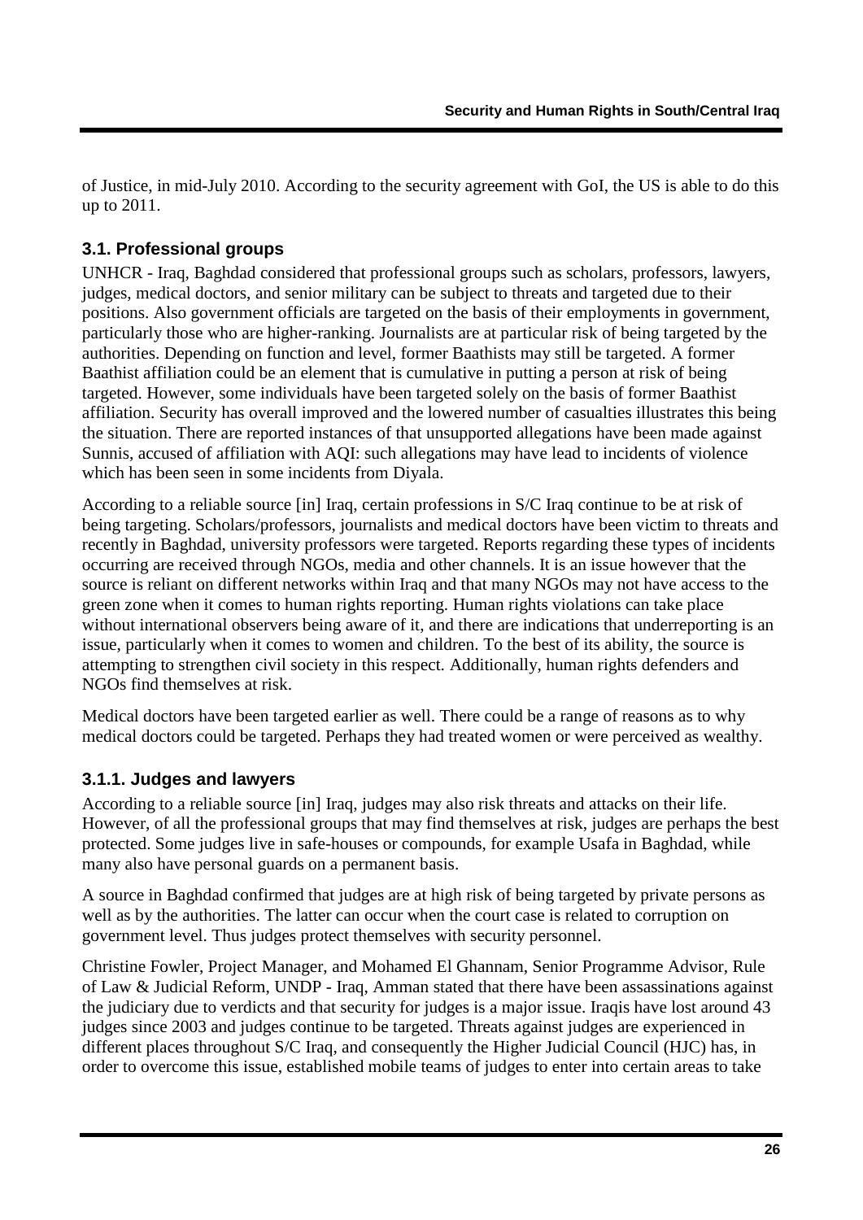of Justice, in mid-July 2010. According to the security agreement with GoI, the US is able to do this up to 2011.

### 3.1. Professional groups

UNHCR - Iraq, Baghdad considered that professional groups such as scholars, professors, lawyers, judges, medical doctors, and senior military can be subject to threats and targeted due to their positions. Also government officials are targeted on the basis of their employments in government, particularly those who are higher-ranking. Journalists are at particular risk of being targeted by the authorities. Depending on function and level, former Baathists may still be targeted. A former Baathist affiliation could be an element that is cumulative in putting a person at risk of being targeted. However, some individuals have been targeted solely on the basis of former Baathist affiliation. Security has overall improved and the lowered number of casualties illustrates this being the situation. There are reported instances of that unsupported allegations have been made against Sunnis, accused of affiliation with AQI: such allegations may have lead to incidents of violence which has been seen in some incidents from Diyala.

According to a reliable source [in] Iraq, certain professions in S/C Iraq continue to be at risk of being targeting. Scholars/professors, journalists and medical doctors have been victim to threats and recently in Baghdad, university professors were targeted. Reports regarding these types of incidents occurring are received through NGOs, media and other channels. It is an issue however that the source is reliant on different networks within Iraq and that many NGOs may not have access to the green zone when it comes to human rights reporting. Human rights violations can take place without international observers being aware of it, and there are indications that underreporting is an issue, particularly when it comes to women and children. To the best of its ability, the source is attempting to strengthen civil society in this respect. Additionally, human rights defenders and NGOs find themselves at risk.

Medical doctors have been targeted earlier as well. There could be a range of reasons as to why medical doctors could be targeted. Perhaps they had treated women or were perceived as wealthy.

#### 3.1.1. Judges and lawyers

According to a reliable source [in] Iraq, judges may also risk threats and attacks on their life. However, of all the professional groups that may find themselves at risk, judges are perhaps the best protected. Some judges live in safe-houses or compounds, for example Usafa in Baghdad, while many also have personal guards on a permanent basis.

A source in Baghdad confirmed that judges are at high risk of being targeted by private persons as well as by the authorities. The latter can occur when the court case is related to corruption on government level. Thus judges protect themselves with security personnel.

Christine Fowler, Project Manager, and Mohamed El Ghannam, Senior Programme Advisor, Rule of Law & Judicial Reform, UNDP - Iraq, Amman stated that there have been assassinations against the judiciary due to verdicts and that security for judges is a major issue. Iraqis have lost around 43 judges since 2003 and judges continue to be targeted. Threats against judges are experienced in different places throughout S/C Iraq, and consequently the Higher Judicial Council (HJC) has, in order to overcome this issue, established mobile teams of judges to enter into certain areas to take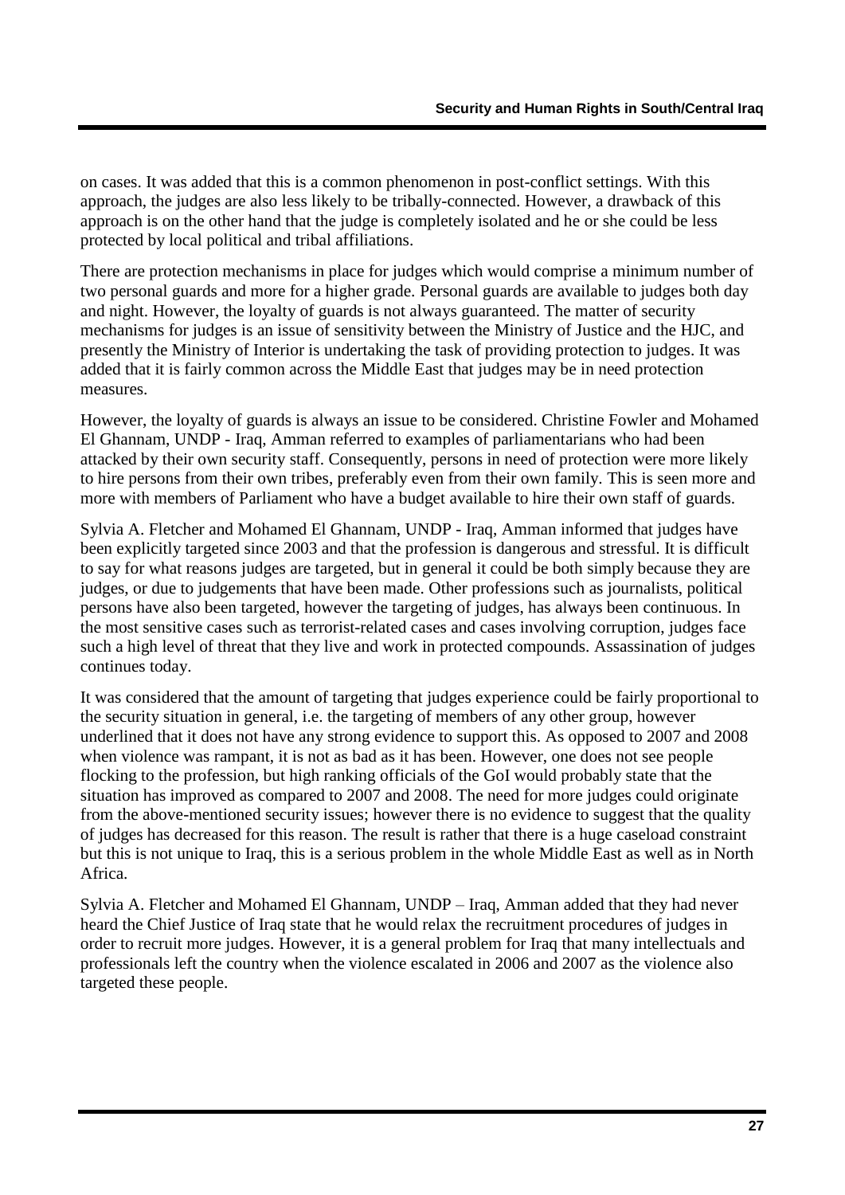on cases. It was added that this is a common phenomenon in post-conflict settings. With this approach, the judges are also less likely to be tribally-connected. However, a drawback of this approach is on the other hand that the judge is completely isolated and he or she could be less protected by local political and tribal affiliations.

There are protection mechanisms in place for judges which would comprise a minimum number of two personal guards and more for a higher grade. Personal guards are available to judges both day and night. However, the loyalty of guards is not always guaranteed. The matter of security mechanisms for judges is an issue of sensitivity between the Ministry of Justice and the HJC, and presently the Ministry of Interior is undertaking the task of providing protection to judges. It was added that it is fairly common across the Middle East that judges may be in need protection measures.

However, the loyalty of guards is always an issue to be considered. Christine Fowler and Mohamed El Ghannam, UNDP - Iraq, Amman referred to examples of parliamentarians who had been attacked by their own security staff. Consequently, persons in need of protection were more likely to hire persons from their own tribes, preferably even from their own family. This is seen more and more with members of Parliament who have a budget available to hire their own staff of guards.

Sylvia A. Fletcher and Mohamed El Ghannam, UNDP - Iraq, Amman informed that judges have been explicitly targeted since 2003 and that the profession is dangerous and stressful. It is difficult to say for what reasons judges are targeted, but in general it could be both simply because they are judges, or due to judgements that have been made. Other professions such as journalists, political persons have also been targeted, however the targeting of judges, has always been continuous. In the most sensitive cases such as terrorist-related cases and cases involving corruption, judges face such a high level of threat that they live and work in protected compounds. Assassination of judges continues today.

It was considered that the amount of targeting that judges experience could be fairly proportional to the security situation in general, i.e. the targeting of members of any other group, however underlined that it does not have any strong evidence to support this. As opposed to 2007 and 2008 when violence was rampant, it is not as bad as it has been. However, one does not see people flocking to the profession, but high ranking officials of the GoI would probably state that the situation has improved as compared to 2007 and 2008. The need for more judges could originate from the above-mentioned security issues; however there is no evidence to suggest that the quality of judges has decreased for this reason. The result is rather that there is a huge caseload constraint but this is not unique to Iraq, this is a serious problem in the whole Middle East as well as in North Africa.

Sylvia A. Fletcher and Mohamed El Ghannam, UNDP – Iraq, Amman added that they had never heard the Chief Justice of Iraq state that he would relax the recruitment procedures of judges in order to recruit more judges. However, it is a general problem for Iraq that many intellectuals and professionals left the country when the violence escalated in 2006 and 2007 as the violence also targeted these people.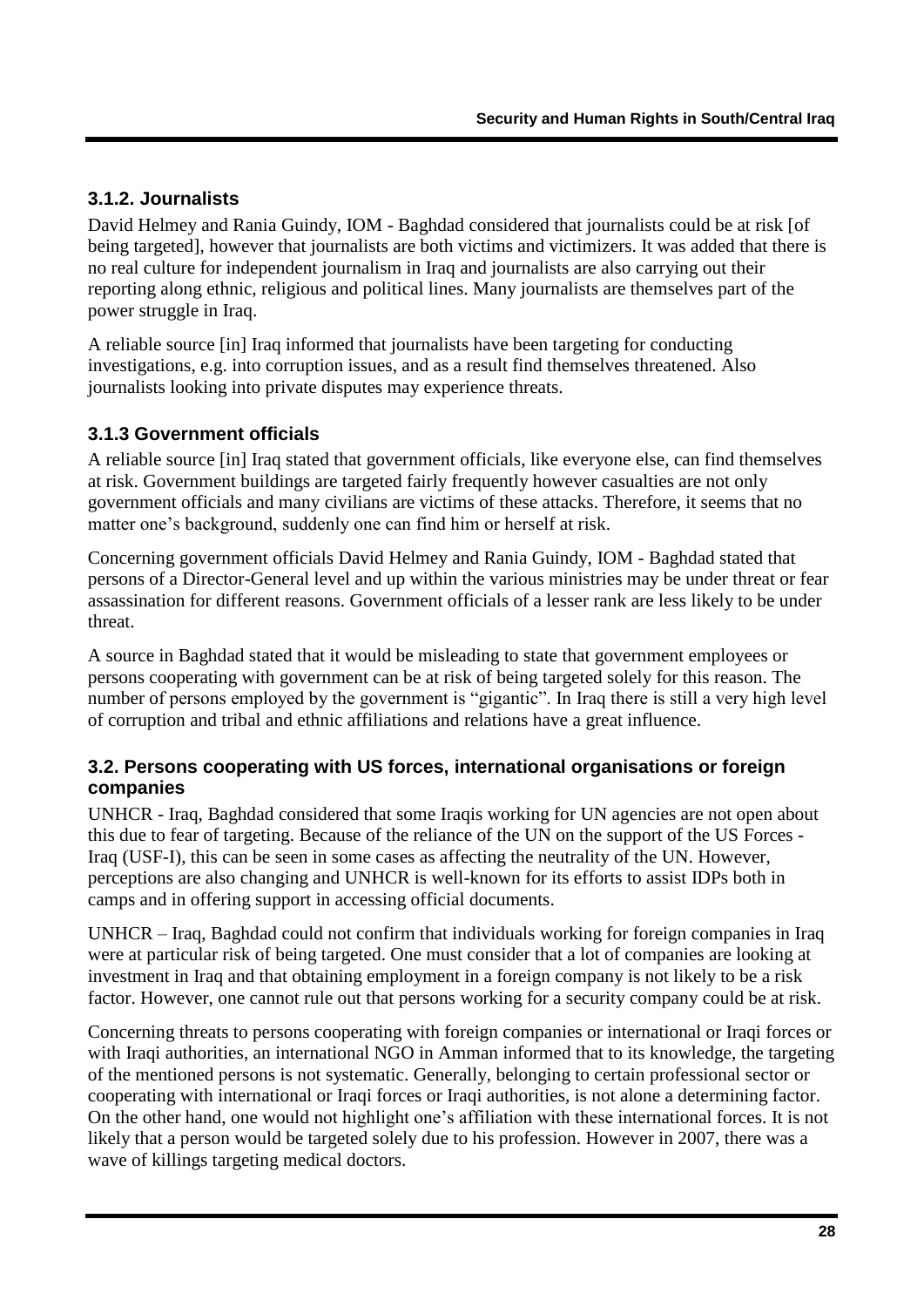### 3.1.2. Journalists

David Helmey and Rania Guindy, IOM - Baghdad considered that journalists could be at risk [of being targeted], however that journalists are both victims and victimizers. It was added that there is no real culture for independent journalism in Iraq and journalists are also carrying out their reporting along ethnic, religious and political lines. Many journalists are themselves part of the power struggle in Iraq.

A reliable source [in] Iraq informed that journalists have been targeting for conducting investigations, e.g. into corruption issues, and as a result find themselves threatened. Also journalists looking into private disputes may experience threats.

### 3.1.3 Government officials

A reliable source [in] Iraq stated that government officials, like everyone else, can find themselves at risk. Government buildings are targeted fairly frequently however casualties are not only government officials and many civilians are victims of these attacks. Therefore, it seems that no matter one's background, suddenly one can find him or herself at risk.

Concerning government officials David Helmey and Rania Guindy, IOM - Baghdad stated that persons of a Director-General level and up within the various ministries may be under threat or fear assassination for different reasons. Government officials of a lesser rank are less likely to be under threat.

A source in Baghdad stated that it would be misleading to state that government employees or persons cooperating with government can be at risk of being targeted solely for this reason. The number of persons employed by the government is "gigantic". In Iraq there is still a very high level of corruption and tribal and ethnic affiliations and relations have a great influence.

## 3.2. Persons cooperating with US forces, international organisations or foreign companies

UNHCR - Iraq, Baghdad considered that some Iraqis working for UN agencies are not open about this due to fear of targeting. Because of the reliance of the UN on the support of the US Forces - Iraq (USF-I), this can be seen in some cases as affecting the neutrality of the UN. However, perceptions are also changing and UNHCR is well-known for its efforts to assist IDPs both in camps and in offering support in accessing official documents.

UNHCR – Iraq, Baghdad could not confirm that individuals working for foreign companies in Iraq were at particular risk of being targeted. One must consider that a lot of companies are looking at investment in Iraq and that obtaining employment in a foreign company is not likely to be a risk factor. However, one cannot rule out that persons working for a security company could be at risk.

Concerning threats to persons cooperating with foreign companies or international or Iraqi forces or with Iraqi authorities, an international NGO in Amman informed that to its knowledge, the targeting of the mentioned persons is not systematic. Generally, belonging to certain professional sector or cooperating with international or Iraqi forces or Iraqi authorities, is not alone a determining factor. On the other hand, one would not highlight one's affiliation with these international forces. It is not likely that a person would be targeted solely due to his profession. However in 2007, there was a wave of killings targeting medical doctors.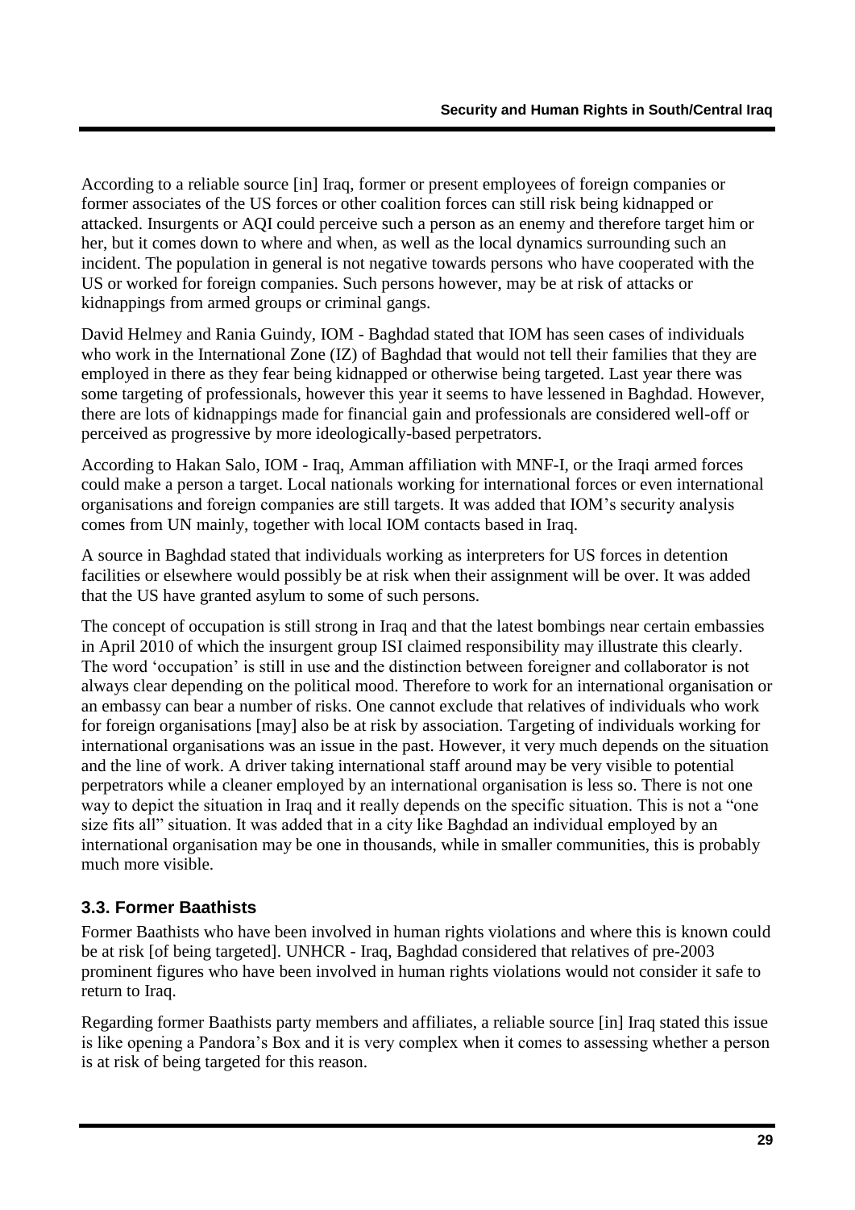According to a reliable source [in] Iraq, former or present employees of foreign companies or former associates of the US forces or other coalition forces can still risk being kidnapped or attacked. Insurgents or AQI could perceive such a person as an enemy and therefore target him or her, but it comes down to where and when, as well as the local dynamics surrounding such an incident. The population in general is not negative towards persons who have cooperated with the US or worked for foreign companies. Such persons however, may be at risk of attacks or kidnappings from armed groups or criminal gangs.

David Helmey and Rania Guindy, IOM - Baghdad stated that IOM has seen cases of individuals who work in the International Zone (IZ) of Baghdad that would not tell their families that they are employed in there as they fear being kidnapped or otherwise being targeted. Last year there was some targeting of professionals, however this year it seems to have lessened in Baghdad. However, there are lots of kidnappings made for financial gain and professionals are considered well-off or perceived as progressive by more ideologically-based perpetrators.

According to Hakan Salo, IOM - Iraq, Amman affiliation with MNF-I, or the Iraqi armed forces could make a person a target. Local nationals working for international forces or even international organisations and foreign companies are still targets. It was added that IOM's security analysis comes from UN mainly, together with local IOM contacts based in Iraq.

A source in Baghdad stated that individuals working as interpreters for US forces in detention facilities or elsewhere would possibly be at risk when their assignment will be over. It was added that the US have granted asylum to some of such persons.

The concept of occupation is still strong in Iraq and that the latest bombings near certain embassies in April 2010 of which the insurgent group ISI claimed responsibility may illustrate this clearly. The word 'occupation' is still in use and the distinction between foreigner and collaborator is not always clear depending on the political mood. Therefore to work for an international organisation or an embassy can bear a number of risks. One cannot exclude that relatives of individuals who work for foreign organisations [may] also be at risk by association. Targeting of individuals working for international organisations was an issue in the past. However, it very much depends on the situation and the line of work. A driver taking international staff around may be very visible to potential perpetrators while a cleaner employed by an international organisation is less so. There is not one way to depict the situation in Iraq and it really depends on the specific situation. This is not a "one size fits all" situation. It was added that in a city like Baghdad an individual employed by an international organisation may be one in thousands, while in smaller communities, this is probably much more visible.

### 3.3. Former Baathists

Former Baathists who have been involved in human rights violations and where this is known could be at risk [of being targeted]. UNHCR - Iraq, Baghdad considered that relatives of pre-2003 prominent figures who have been involved in human rights violations would not consider it safe to return to Iraq.

Regarding former Baathists party members and affiliates, a reliable source [in] Iraq stated this issue is like opening a Pandora's Box and it is very complex when it comes to assessing whether a person is at risk of being targeted for this reason.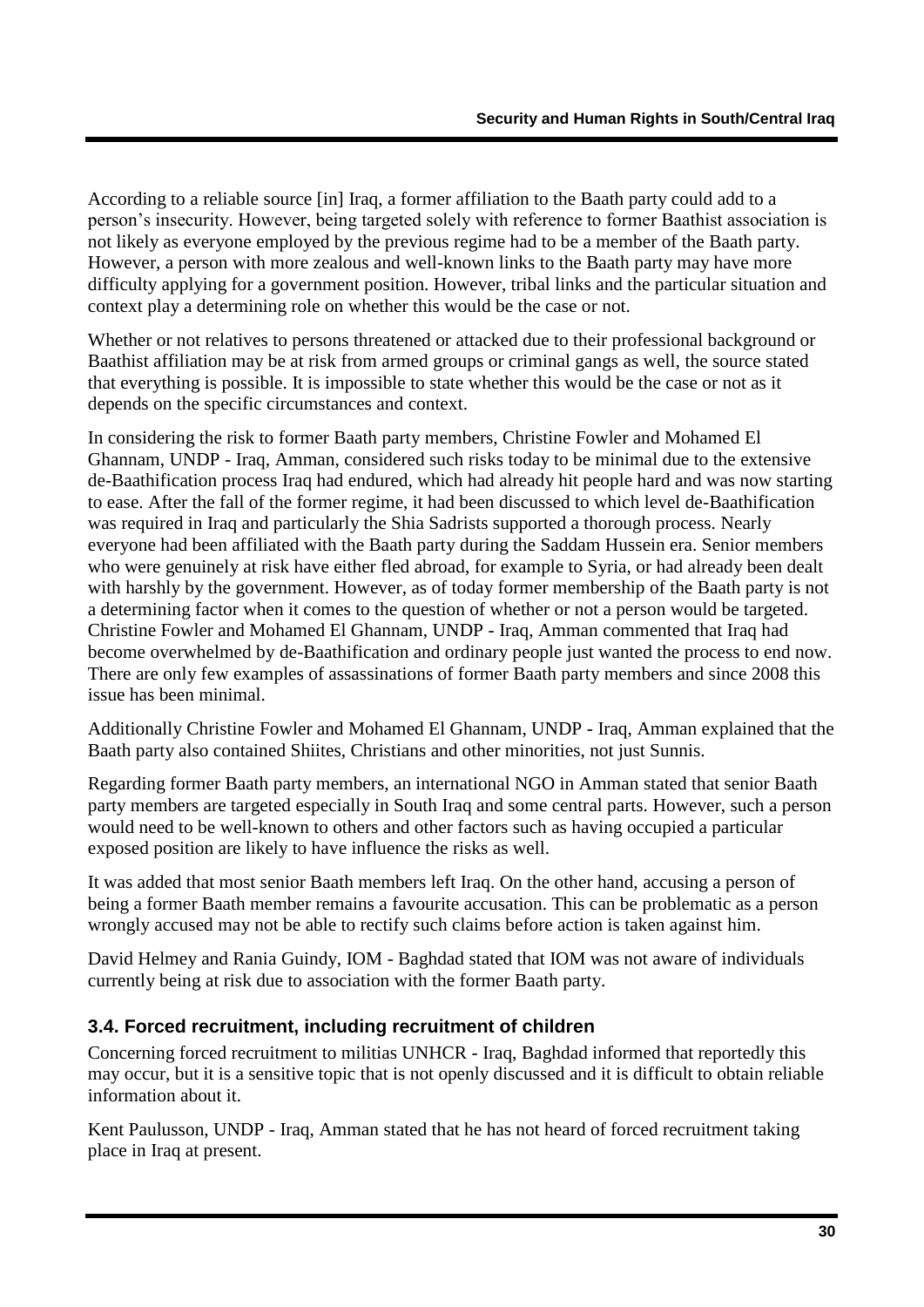According to a reliable source [in] Iraq, a former affiliation to the Baath party could add to a person's insecurity. However, being targeted solely with reference to former Baathist association is not likely as everyone employed by the previous regime had to be a member of the Baath party. However, a person with more zealous and well-known links to the Baath party may have more difficulty applying for a government position. However, tribal links and the particular situation and context play a determining role on whether this would be the case or not.

Whether or not relatives to persons threatened or attacked due to their professional background or Baathist affiliation may be at risk from armed groups or criminal gangs as well, the source stated that everything is possible. It is impossible to state whether this would be the case or not as it depends on the specific circumstances and context.

In considering the risk to former Baath party members, Christine Fowler and Mohamed El Ghannam, UNDP - Iraq, Amman, considered such risks today to be minimal due to the extensive de-Baathification process Iraq had endured, which had already hit people hard and was now starting to ease. After the fall of the former regime, it had been discussed to which level de-Baathification was required in Iraq and particularly the Shia Sadrists supported a thorough process. Nearly everyone had been affiliated with the Baath party during the Saddam Hussein era. Senior members who were genuinely at risk have either fled abroad, for example to Syria, or had already been dealt with harshly by the government. However, as of today former membership of the Baath party is not a determining factor when it comes to the question of whether or not a person would be targeted. Christine Fowler and Mohamed El Ghannam, UNDP - Iraq, Amman commented that Iraq had become overwhelmed by de-Baathification and ordinary people just wanted the process to end now. There are only few examples of assassinations of former Baath party members and since 2008 this issue has been minimal.

Additionally Christine Fowler and Mohamed El Ghannam, UNDP - Iraq, Amman explained that the Baath party also contained Shiites, Christians and other minorities, not just Sunnis.

Regarding former Baath party members, an international NGO in Amman stated that senior Baath party members are targeted especially in South Iraq and some central parts. However, such a person would need to be well-known to others and other factors such as having occupied a particular exposed position are likely to have influence the risks as well.

It was added that most senior Baath members left Iraq. On the other hand, accusing a person of being a former Baath member remains a favourite accusation. This can be problematic as a person wrongly accused may not be able to rectify such claims before action is taken against him.

David Helmey and Rania Guindy, IOM - Baghdad stated that IOM was not aware of individuals currently being at risk due to association with the former Baath party.

### 3.4. Forced recruitment, including recruitment of children

Concerning forced recruitment to militias UNHCR - Iraq, Baghdad informed that reportedly this may occur, but it is a sensitive topic that is not openly discussed and it is difficult to obtain reliable information about it.

Kent Paulusson, UNDP - Iraq, Amman stated that he has not heard of forced recruitment taking place in Iraq at present.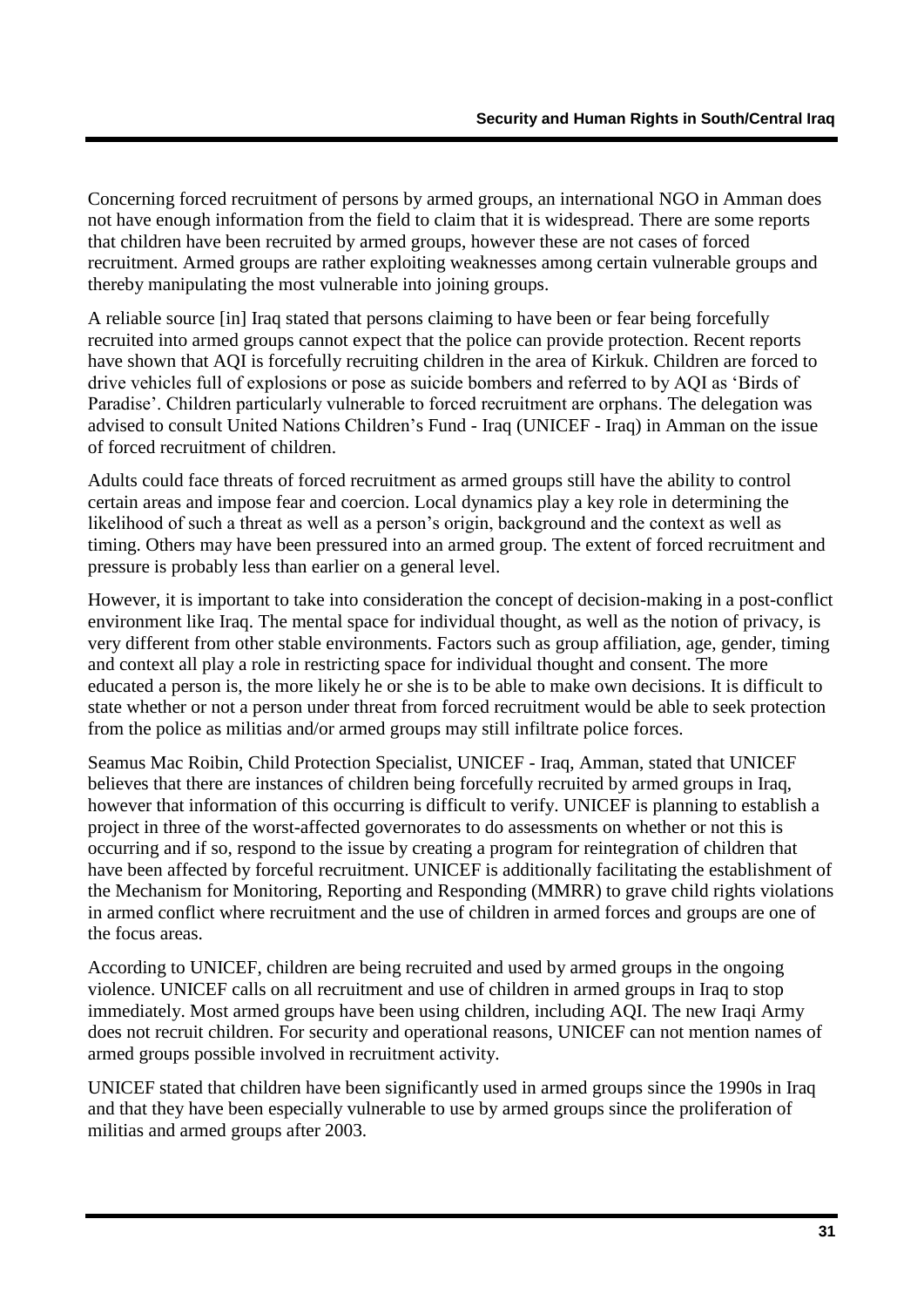Concerning forced recruitment of persons by armed groups, an international NGO in Amman does not have enough information from the field to claim that it is widespread. There are some reports that children have been recruited by armed groups, however these are not cases of forced recruitment. Armed groups are rather exploiting weaknesses among certain vulnerable groups and thereby manipulating the most vulnerable into joining groups.

A reliable source [in] Iraq stated that persons claiming to have been or fear being forcefully recruited into armed groups cannot expect that the police can provide protection. Recent reports have shown that AQI is forcefully recruiting children in the area of Kirkuk. Children are forced to drive vehicles full of explosions or pose as suicide bombers and referred to by AQI as 'Birds of Paradise'. Children particularly vulnerable to forced recruitment are orphans. The delegation was advised to consult United Nations Children's Fund - Iraq (UNICEF - Iraq) in Amman on the issue of forced recruitment of children.

Adults could face threats of forced recruitment as armed groups still have the ability to control certain areas and impose fear and coercion. Local dynamics play a key role in determining the likelihood of such a threat as well as a person's origin, background and the context as well as timing. Others may have been pressured into an armed group. The extent of forced recruitment and pressure is probably less than earlier on a general level.

However, it is important to take into consideration the concept of decision-making in a post-conflict environment like Iraq. The mental space for individual thought, as well as the notion of privacy, is very different from other stable environments. Factors such as group affiliation, age, gender, timing and context all play a role in restricting space for individual thought and consent. The more educated a person is, the more likely he or she is to be able to make own decisions. It is difficult to state whether or not a person under threat from forced recruitment would be able to seek protection from the police as militias and/or armed groups may still infiltrate police forces.

Seamus Mac Roibin, Child Protection Specialist, UNICEF - Iraq, Amman, stated that UNICEF believes that there are instances of children being forcefully recruited by armed groups in Iraq, however that information of this occurring is difficult to verify. UNICEF is planning to establish a project in three of the worst-affected governorates to do assessments on whether or not this is occurring and if so, respond to the issue by creating a program for reintegration of children that have been affected by forceful recruitment. UNICEF is additionally facilitating the establishment of the Mechanism for Monitoring, Reporting and Responding (MMRR) to grave child rights violations in armed conflict where recruitment and the use of children in armed forces and groups are one of the focus areas.

According to UNICEF, children are being recruited and used by armed groups in the ongoing violence. UNICEF calls on all recruitment and use of children in armed groups in Iraq to stop immediately. Most armed groups have been using children, including AQI. The new Iraqi Army does not recruit children. For security and operational reasons, UNICEF can not mention names of armed groups possible involved in recruitment activity.

UNICEF stated that children have been significantly used in armed groups since the 1990s in Iraq and that they have been especially vulnerable to use by armed groups since the proliferation of militias and armed groups after 2003.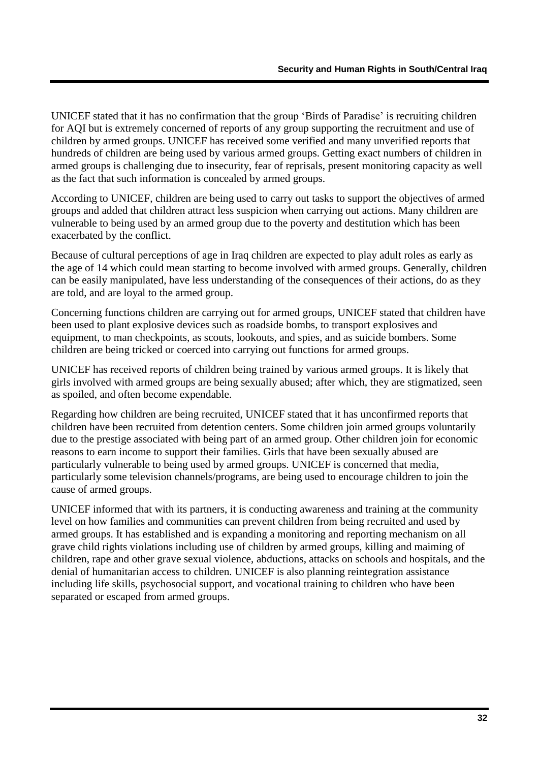UNICEF stated that it has no confirmation that the group 'Birds of Paradise' is recruiting children for AQI but is extremely concerned of reports of any group supporting the recruitment and use of children by armed groups. UNICEF has received some verified and many unverified reports that hundreds of children are being used by various armed groups. Getting exact numbers of children in armed groups is challenging due to insecurity, fear of reprisals, present monitoring capacity as well as the fact that such information is concealed by armed groups.

According to UNICEF, children are being used to carry out tasks to support the objectives of armed groups and added that children attract less suspicion when carrying out actions. Many children are vulnerable to being used by an armed group due to the poverty and destitution which has been exacerbated by the conflict.

Because of cultural perceptions of age in Iraq children are expected to play adult roles as early as the age of 14 which could mean starting to become involved with armed groups. Generally, children can be easily manipulated, have less understanding of the consequences of their actions, do as they are told, and are loyal to the armed group.

Concerning functions children are carrying out for armed groups, UNICEF stated that children have been used to plant explosive devices such as roadside bombs, to transport explosives and equipment, to man checkpoints, as scouts, lookouts, and spies, and as suicide bombers. Some children are being tricked or coerced into carrying out functions for armed groups.

UNICEF has received reports of children being trained by various armed groups. It is likely that girls involved with armed groups are being sexually abused; after which, they are stigmatized, seen as spoiled, and often become expendable.

Regarding how children are being recruited, UNICEF stated that it has unconfirmed reports that children have been recruited from detention centers. Some children join armed groups voluntarily due to the prestige associated with being part of an armed group. Other children join for economic reasons to earn income to support their families. Girls that have been sexually abused are particularly vulnerable to being used by armed groups. UNICEF is concerned that media, particularly some television channels/programs, are being used to encourage children to join the cause of armed groups.

UNICEF informed that with its partners, it is conducting awareness and training at the community level on how families and communities can prevent children from being recruited and used by armed groups. It has established and is expanding a monitoring and reporting mechanism on all grave child rights violations including use of children by armed groups, killing and maiming of children, rape and other grave sexual violence, abductions, attacks on schools and hospitals, and the denial of humanitarian access to children. UNICEF is also planning reintegration assistance including life skills, psychosocial support, and vocational training to children who have been separated or escaped from armed groups.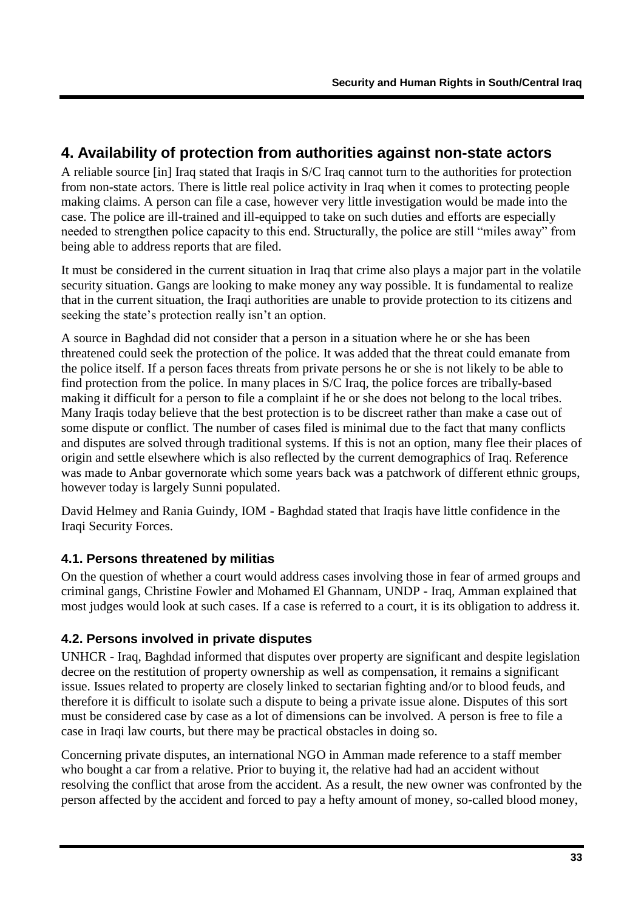## 4. Availability of protection from authorities against non-state actors

A reliable source [in] Iraq stated that Iraqis in S/C Iraq cannot turn to the authorities for protection from non-state actors. There is little real police activity in Iraq when it comes to protecting people making claims. A person can file a case, however very little investigation would be made into the case. The police are ill-trained and ill-equipped to take on such duties and efforts are especially needed to strengthen police capacity to this end. Structurally, the police are still "miles away" from being able to address reports that are filed.

It must be considered in the current situation in Iraq that crime also plays a major part in the volatile security situation. Gangs are looking to make money any way possible. It is fundamental to realize that in the current situation, the Iraqi authorities are unable to provide protection to its citizens and seeking the state's protection really isn't an option.

A source in Baghdad did not consider that a person in a situation where he or she has been threatened could seek the protection of the police. It was added that the threat could emanate from the police itself. If a person faces threats from private persons he or she is not likely to be able to find protection from the police. In many places in S/C Iraq, the police forces are tribally-based making it difficult for a person to file a complaint if he or she does not belong to the local tribes. Many Iraqis today believe that the best protection is to be discreet rather than make a case out of some dispute or conflict. The number of cases filed is minimal due to the fact that many conflicts and disputes are solved through traditional systems. If this is not an option, many flee their places of origin and settle elsewhere which is also reflected by the current demographics of Iraq. Reference was made to Anbar governorate which some years back was a patchwork of different ethnic groups, however today is largely Sunni populated.

David Helmey and Rania Guindy, IOM - Baghdad stated that Iraqis have little confidence in the Iraqi Security Forces.

### 4.1. Persons threatened by militias

On the question of whether a court would address cases involving those in fear of armed groups and criminal gangs, Christine Fowler and Mohamed El Ghannam, UNDP - Iraq, Amman explained that most judges would look at such cases. If a case is referred to a court, it is its obligation to address it.

### 4.2. Persons involved in private disputes

UNHCR - Iraq, Baghdad informed that disputes over property are significant and despite legislation decree on the restitution of property ownership as well as compensation, it remains a significant issue. Issues related to property are closely linked to sectarian fighting and/or to blood feuds, and therefore it is difficult to isolate such a dispute to being a private issue alone. Disputes of this sort must be considered case by case as a lot of dimensions can be involved. A person is free to file a case in Iraqi law courts, but there may be practical obstacles in doing so.

Concerning private disputes, an international NGO in Amman made reference to a staff member who bought a car from a relative. Prior to buying it, the relative had had an accident without resolving the conflict that arose from the accident. As a result, the new owner was confronted by the person affected by the accident and forced to pay a hefty amount of money, so-called blood money,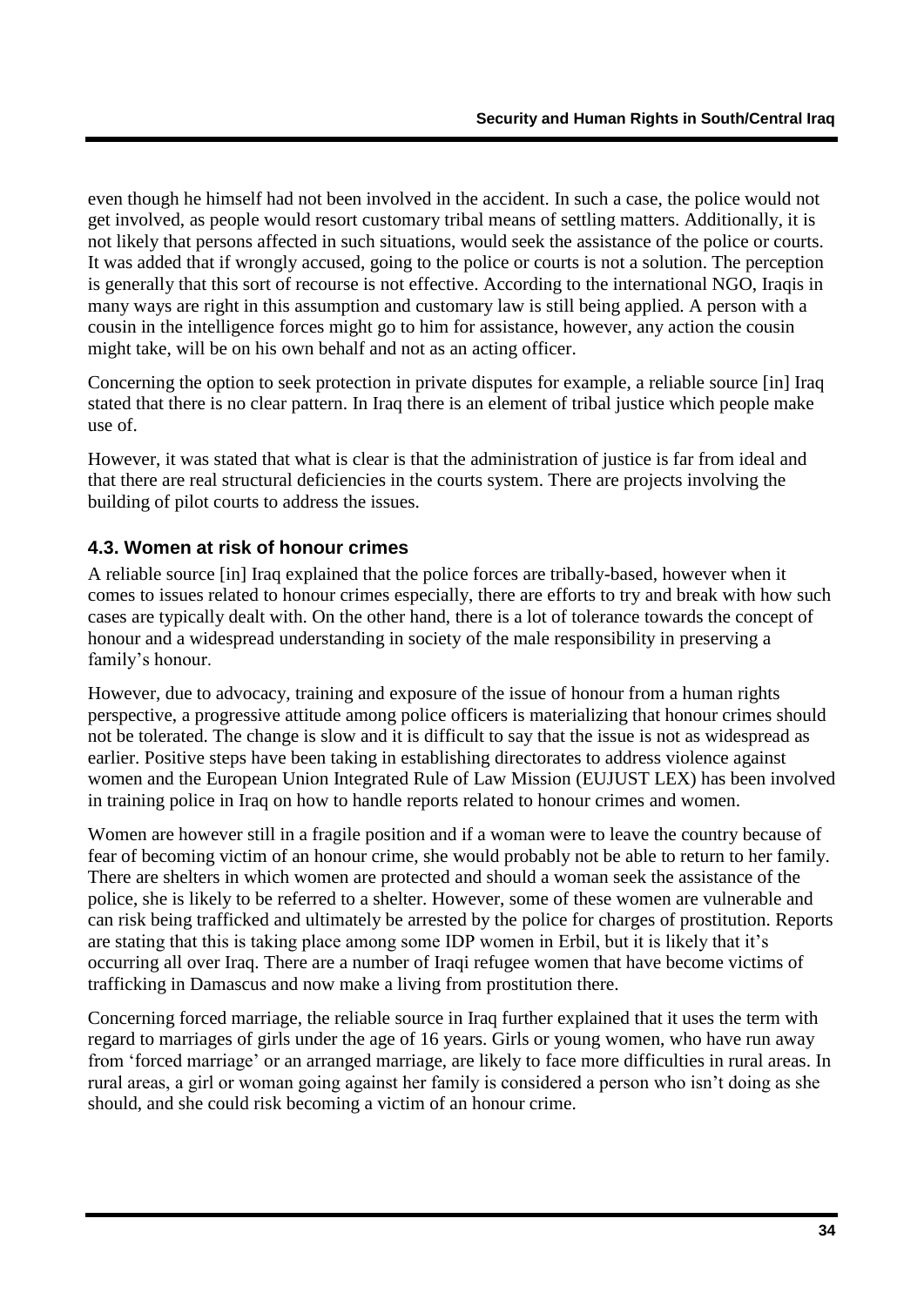even though he himself had not been involved in the accident. In such a case, the police would not get involved, as people would resort customary tribal means of settling matters. Additionally, it is not likely that persons affected in such situations, would seek the assistance of the police or courts. It was added that if wrongly accused, going to the police or courts is not a solution. The perception is generally that this sort of recourse is not effective. According to the international NGO, Iraqis in many ways are right in this assumption and customary law is still being applied. A person with a cousin in the intelligence forces might go to him for assistance, however, any action the cousin might take, will be on his own behalf and not as an acting officer.

Concerning the option to seek protection in private disputes for example, a reliable source [in] Iraq stated that there is no clear pattern. In Iraq there is an element of tribal justice which people make use of.

However, it was stated that what is clear is that the administration of justice is far from ideal and that there are real structural deficiencies in the courts system. There are projects involving the building of pilot courts to address the issues.

### 4.3. Women at risk of honour crimes

A reliable source [in] Iraq explained that the police forces are tribally-based, however when it comes to issues related to honour crimes especially, there are efforts to try and break with how such cases are typically dealt with. On the other hand, there is a lot of tolerance towards the concept of honour and a widespread understanding in society of the male responsibility in preserving a family's honour.

However, due to advocacy, training and exposure of the issue of honour from a human rights perspective, a progressive attitude among police officers is materializing that honour crimes should not be tolerated. The change is slow and it is difficult to say that the issue is not as widespread as earlier. Positive steps have been taking in establishing directorates to address violence against women and the European Union Integrated Rule of Law Mission (EUJUST LEX) has been involved in training police in Iraq on how to handle reports related to honour crimes and women.

Women are however still in a fragile position and if a woman were to leave the country because of fear of becoming victim of an honour crime, she would probably not be able to return to her family. There are shelters in which women are protected and should a woman seek the assistance of the police, she is likely to be referred to a shelter. However, some of these women are vulnerable and can risk being trafficked and ultimately be arrested by the police for charges of prostitution. Reports are stating that this is taking place among some IDP women in Erbil, but it is likely that it's occurring all over Iraq. There are a number of Iraqi refugee women that have become victims of trafficking in Damascus and now make a living from prostitution there.

Concerning forced marriage, the reliable source in Iraq further explained that it uses the term with regard to marriages of girls under the age of 16 years. Girls or young women, who have run away from 'forced marriage' or an arranged marriage, are likely to face more difficulties in rural areas. In rural areas, a girl or woman going against her family is considered a person who isn't doing as she should, and she could risk becoming a victim of an honour crime.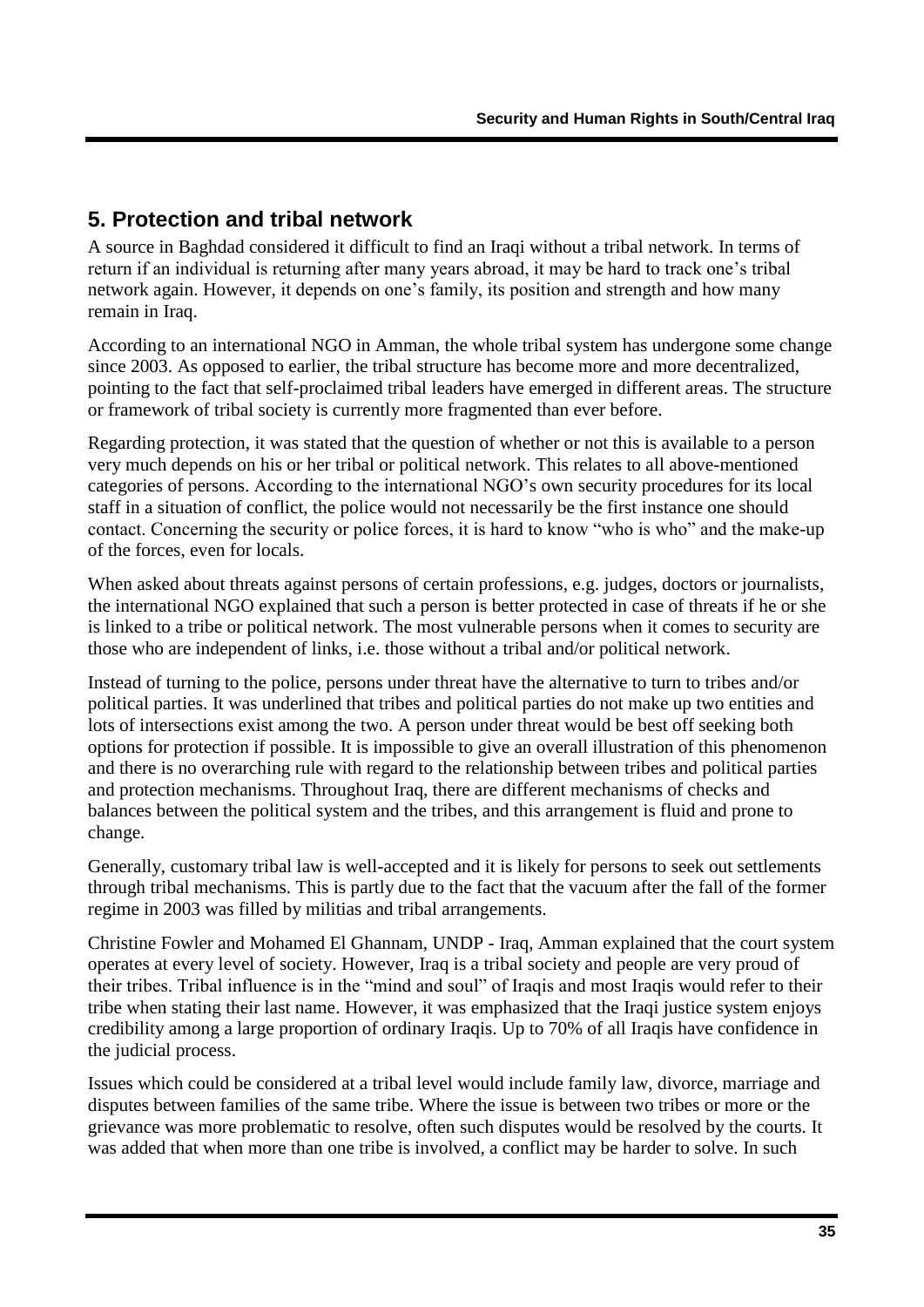## 5. Protection and tribal network

A source in Baghdad considered it difficult to find an Iraqi without a tribal network. In terms of return if an individual is returning after many years abroad, it may be hard to track one's tribal network again. However, it depends on one's family, its position and strength and how many remain in Iraq.

According to an international NGO in Amman, the whole tribal system has undergone some change since 2003. As opposed to earlier, the tribal structure has become more and more decentralized, pointing to the fact that self-proclaimed tribal leaders have emerged in different areas. The structure or framework of tribal society is currently more fragmented than ever before.

Regarding protection, it was stated that the question of whether or not this is available to a person very much depends on his or her tribal or political network. This relates to all above-mentioned categories of persons. According to the international NGO's own security procedures for its local staff in a situation of conflict, the police would not necessarily be the first instance one should contact. Concerning the security or police forces, it is hard to know "who is who" and the make-up of the forces, even for locals.

When asked about threats against persons of certain professions, e.g. judges, doctors or journalists, the international NGO explained that such a person is better protected in case of threats if he or she is linked to a tribe or political network. The most vulnerable persons when it comes to security are those who are independent of links, i.e. those without a tribal and/or political network.

Instead of turning to the police, persons under threat have the alternative to turn to tribes and/or political parties. It was underlined that tribes and political parties do not make up two entities and lots of intersections exist among the two. A person under threat would be best off seeking both options for protection if possible. It is impossible to give an overall illustration of this phenomenon and there is no overarching rule with regard to the relationship between tribes and political parties and protection mechanisms. Throughout Iraq, there are different mechanisms of checks and balances between the political system and the tribes, and this arrangement is fluid and prone to change.

Generally, customary tribal law is well-accepted and it is likely for persons to seek out settlements through tribal mechanisms. This is partly due to the fact that the vacuum after the fall of the former regime in 2003 was filled by militias and tribal arrangements.

Christine Fowler and Mohamed El Ghannam, UNDP - Iraq, Amman explained that the court system operates at every level of society. However, Iraq is a tribal society and people are very proud of their tribes. Tribal influence is in the "mind and soul" of Iraqis and most Iraqis would refer to their tribe when stating their last name. However, it was emphasized that the Iraqi justice system enjoys credibility among a large proportion of ordinary Iraqis. Up to 70% of all Iraqis have confidence in the judicial process.

Issues which could be considered at a tribal level would include family law, divorce, marriage and disputes between families of the same tribe. Where the issue is between two tribes or more or the grievance was more problematic to resolve, often such disputes would be resolved by the courts. It was added that when more than one tribe is involved, a conflict may be harder to solve. In such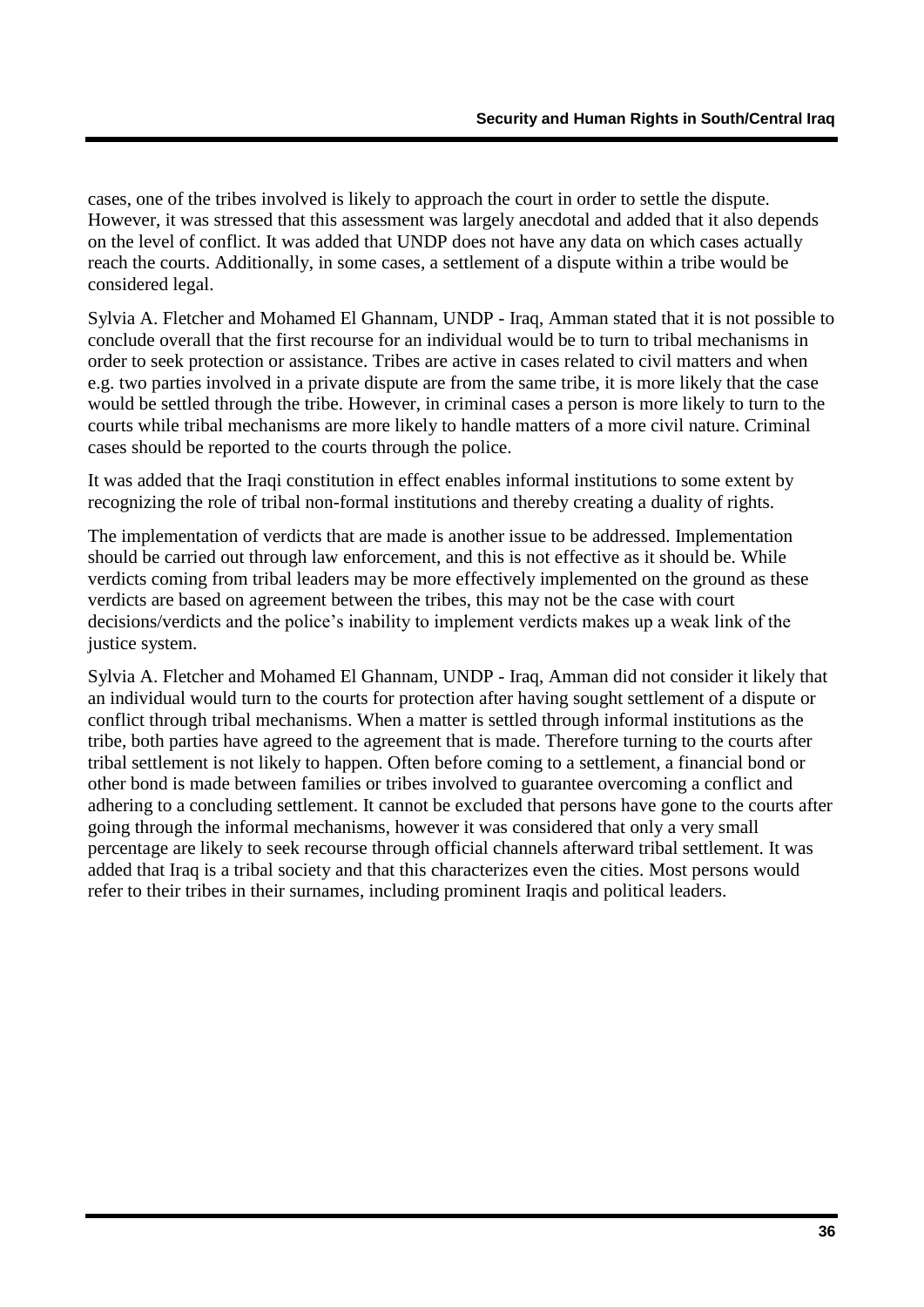cases, one of the tribes involved is likely to approach the court in order to settle the dispute. However, it was stressed that this assessment was largely anecdotal and added that it also depends on the level of conflict. It was added that UNDP does not have any data on which cases actually reach the courts. Additionally, in some cases, a settlement of a dispute within a tribe would be considered legal.

Sylvia A. Fletcher and Mohamed El Ghannam, UNDP - Iraq, Amman stated that it is not possible to conclude overall that the first recourse for an individual would be to turn to tribal mechanisms in order to seek protection or assistance. Tribes are active in cases related to civil matters and when e.g. two parties involved in a private dispute are from the same tribe, it is more likely that the case would be settled through the tribe. However, in criminal cases a person is more likely to turn to the courts while tribal mechanisms are more likely to handle matters of a more civil nature. Criminal cases should be reported to the courts through the police.

It was added that the Iraqi constitution in effect enables informal institutions to some extent by recognizing the role of tribal non-formal institutions and thereby creating a duality of rights.

The implementation of verdicts that are made is another issue to be addressed. Implementation should be carried out through law enforcement, and this is not effective as it should be. While verdicts coming from tribal leaders may be more effectively implemented on the ground as these verdicts are based on agreement between the tribes, this may not be the case with court decisions/verdicts and the police's inability to implement verdicts makes up a weak link of the justice system.

Sylvia A. Fletcher and Mohamed El Ghannam, UNDP - Iraq, Amman did not consider it likely that an individual would turn to the courts for protection after having sought settlement of a dispute or conflict through tribal mechanisms. When a matter is settled through informal institutions as the tribe, both parties have agreed to the agreement that is made. Therefore turning to the courts after tribal settlement is not likely to happen. Often before coming to a settlement, a financial bond or other bond is made between families or tribes involved to guarantee overcoming a conflict and adhering to a concluding settlement. It cannot be excluded that persons have gone to the courts after going through the informal mechanisms, however it was considered that only a very small percentage are likely to seek recourse through official channels afterward tribal settlement. It was added that Iraq is a tribal society and that this characterizes even the cities. Most persons would refer to their tribes in their surnames, including prominent Iraqis and political leaders.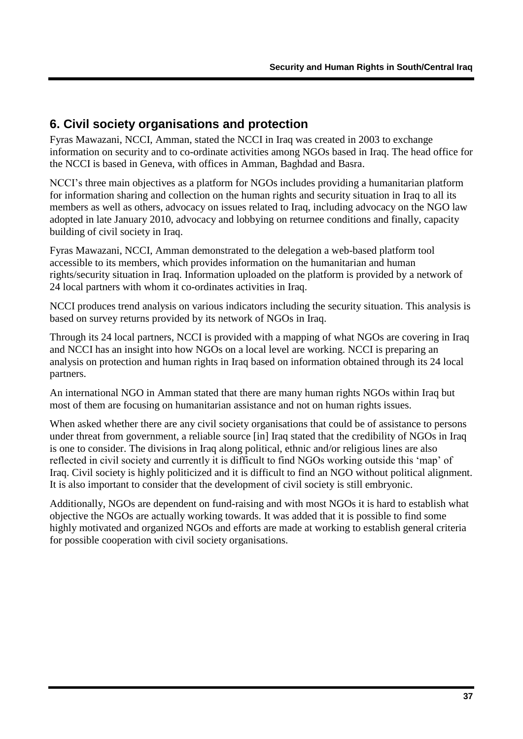## 6. Civil society organisations and protection

Fyras Mawazani, NCCI, Amman, stated the NCCI in Iraq was created in 2003 to exchange information on security and to co-ordinate activities among NGOs based in Iraq. The head office for the NCCI is based in Geneva, with offices in Amman, Baghdad and Basra.

NCCI's three main objectives as a platform for NGOs includes providing a humanitarian platform for information sharing and collection on the human rights and security situation in Iraq to all its members as well as others, advocacy on issues related to Iraq, including advocacy on the NGO law adopted in late January 2010, advocacy and lobbying on returnee conditions and finally, capacity building of civil society in Iraq.

Fyras Mawazani, NCCI, Amman demonstrated to the delegation a web-based platform tool accessible to its members, which provides information on the humanitarian and human rights/security situation in Iraq. Information uploaded on the platform is provided by a network of 24 local partners with whom it co-ordinates activities in Iraq.

NCCI produces trend analysis on various indicators including the security situation. This analysis is based on survey returns provided by its network of NGOs in Iraq.

Through its 24 local partners, NCCI is provided with a mapping of what NGOs are covering in Iraq and NCCI has an insight into how NGOs on a local level are working. NCCI is preparing an analysis on protection and human rights in Iraq based on information obtained through its 24 local partners.

An international NGO in Amman stated that there are many human rights NGOs within Iraq but most of them are focusing on humanitarian assistance and not on human rights issues.

When asked whether there are any civil society organisations that could be of assistance to persons under threat from government, a reliable source [in] Iraq stated that the credibility of NGOs in Iraq is one to consider. The divisions in Iraq along political, ethnic and/or religious lines are also reflected in civil society and currently it is difficult to find NGOs working outside this 'map' of Iraq. Civil society is highly politicized and it is difficult to find an NGO without political alignment. It is also important to consider that the development of civil society is still embryonic.

Additionally, NGOs are dependent on fund-raising and with most NGOs it is hard to establish what objective the NGOs are actually working towards. It was added that it is possible to find some highly motivated and organized NGOs and efforts are made at working to establish general criteria for possible cooperation with civil society organisations.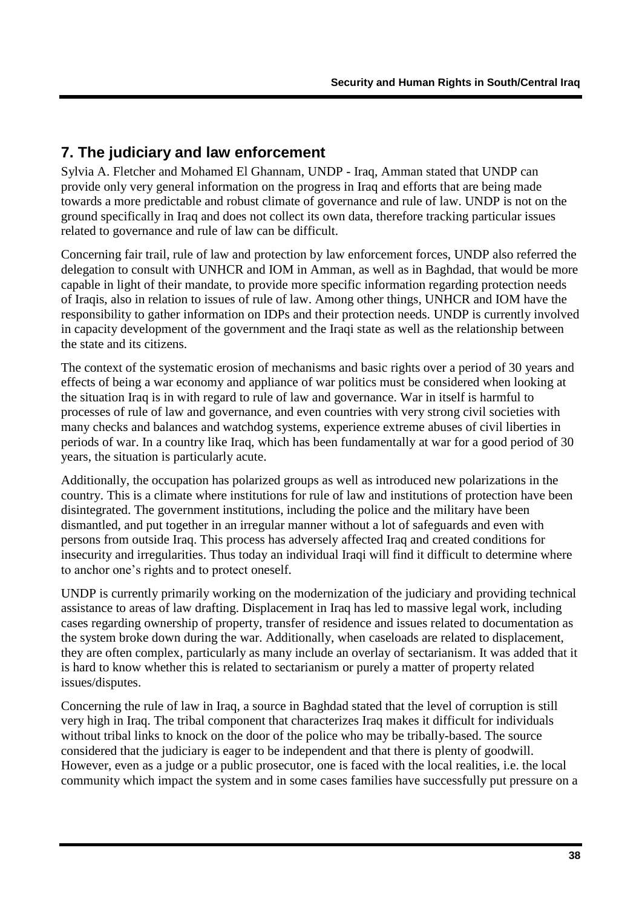## 7. The judiciary and law enforcement

Sylvia A. Fletcher and Mohamed El Ghannam, UNDP - Iraq, Amman stated that UNDP can provide only very general information on the progress in Iraq and efforts that are being made towards a more predictable and robust climate of governance and rule of law. UNDP is not on the ground specifically in Iraq and does not collect its own data, therefore tracking particular issues related to governance and rule of law can be difficult.

Concerning fair trail, rule of law and protection by law enforcement forces, UNDP also referred the delegation to consult with UNHCR and IOM in Amman, as well as in Baghdad, that would be more capable in light of their mandate, to provide more specific information regarding protection needs of Iraqis, also in relation to issues of rule of law. Among other things, UNHCR and IOM have the responsibility to gather information on IDPs and their protection needs. UNDP is currently involved in capacity development of the government and the Iraqi state as well as the relationship between the state and its citizens.

The context of the systematic erosion of mechanisms and basic rights over a period of 30 years and effects of being a war economy and appliance of war politics must be considered when looking at the situation Iraq is in with regard to rule of law and governance. War in itself is harmful to processes of rule of law and governance, and even countries with very strong civil societies with many checks and balances and watchdog systems, experience extreme abuses of civil liberties in periods of war. In a country like Iraq, which has been fundamentally at war for a good period of 30 years, the situation is particularly acute.

Additionally, the occupation has polarized groups as well as introduced new polarizations in the country. This is a climate where institutions for rule of law and institutions of protection have been disintegrated. The government institutions, including the police and the military have been dismantled, and put together in an irregular manner without a lot of safeguards and even with persons from outside Iraq. This process has adversely affected Iraq and created conditions for insecurity and irregularities. Thus today an individual Iraqi will find it difficult to determine where to anchor one's rights and to protect oneself.

UNDP is currently primarily working on the modernization of the judiciary and providing technical assistance to areas of law drafting. Displacement in Iraq has led to massive legal work, including cases regarding ownership of property, transfer of residence and issues related to documentation as the system broke down during the war. Additionally, when caseloads are related to displacement, they are often complex, particularly as many include an overlay of sectarianism. It was added that it is hard to know whether this is related to sectarianism or purely a matter of property related issues/disputes.

Concerning the rule of law in Iraq, a source in Baghdad stated that the level of corruption is still very high in Iraq. The tribal component that characterizes Iraq makes it difficult for individuals without tribal links to knock on the door of the police who may be tribally-based. The source considered that the judiciary is eager to be independent and that there is plenty of goodwill. However, even as a judge or a public prosecutor, one is faced with the local realities, i.e. the local community which impact the system and in some cases families have successfully put pressure on a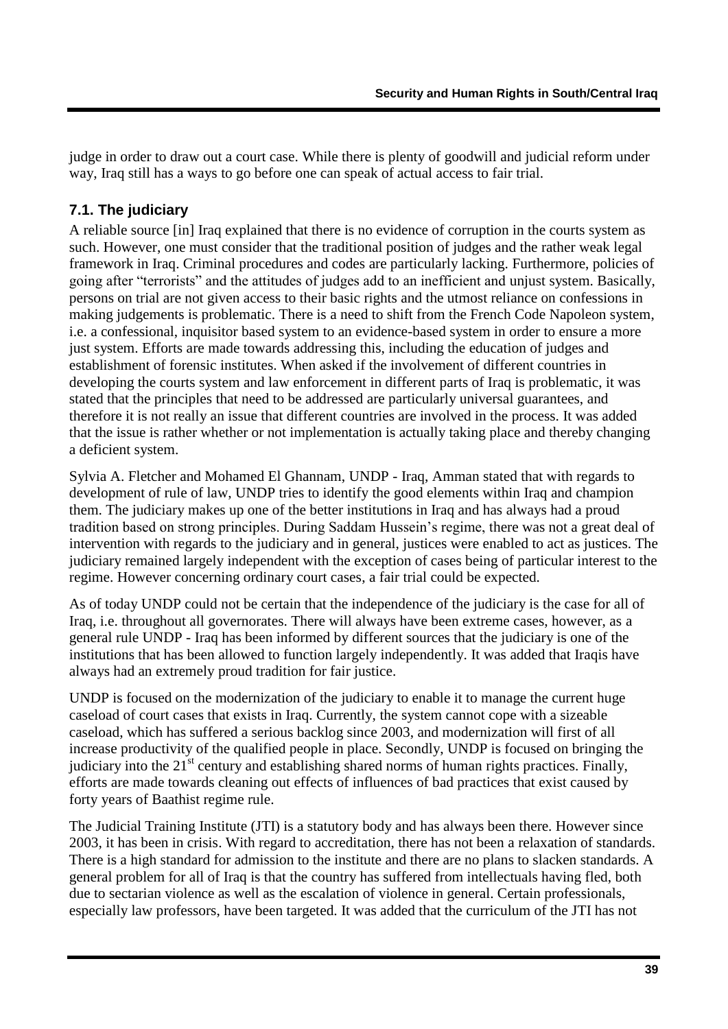judge in order to draw out a court case. While there is plenty of goodwill and judicial reform under way, Iraq still has a ways to go before one can speak of actual access to fair trial.

## 7.1. The judiciary

A reliable source [in] Iraq explained that there is no evidence of corruption in the courts system as such. However, one must consider that the traditional position of judges and the rather weak legal framework in Iraq. Criminal procedures and codes are particularly lacking. Furthermore, policies of going after "terrorists" and the attitudes of judges add to an inefficient and unjust system. Basically, persons on trial are not given access to their basic rights and the utmost reliance on confessions in making judgements is problematic. There is a need to shift from the French Code Napoleon system, i.e. a confessional, inquisitor based system to an evidence-based system in order to ensure a more just system. Efforts are made towards addressing this, including the education of judges and establishment of forensic institutes. When asked if the involvement of different countries in developing the courts system and law enforcement in different parts of Iraq is problematic, it was stated that the principles that need to be addressed are particularly universal guarantees, and therefore it is not really an issue that different countries are involved in the process. It was added that the issue is rather whether or not implementation is actually taking place and thereby changing a deficient system.

Sylvia A. Fletcher and Mohamed El Ghannam, UNDP - Iraq, Amman stated that with regards to development of rule of law, UNDP tries to identify the good elements within Iraq and champion them. The judiciary makes up one of the better institutions in Iraq and has always had a proud tradition based on strong principles. During Saddam Hussein's regime, there was not a great deal of intervention with regards to the judiciary and in general, justices were enabled to act as justices. The judiciary remained largely independent with the exception of cases being of particular interest to the regime. However concerning ordinary court cases, a fair trial could be expected.

As of today UNDP could not be certain that the independence of the judiciary is the case for all of Iraq, i.e. throughout all governorates. There will always have been extreme cases, however, as a general rule UNDP - Iraq has been informed by different sources that the judiciary is one of the institutions that has been allowed to function largely independently. It was added that Iraqis have always had an extremely proud tradition for fair justice.

UNDP is focused on the modernization of the judiciary to enable it to manage the current huge caseload of court cases that exists in Iraq. Currently, the system cannot cope with a sizeable caseload, which has suffered a serious backlog since 2003, and modernization will first of all increase productivity of the qualified people in place. Secondly, UNDP is focused on bringing the judiciary into the 21st century and establishing shared norms of human rights practices. Finally, efforts are made towards cleaning out effects of influences of bad practices that exist caused by forty years of Baathist regime rule.

The Judicial Training Institute (JTI) is a statutory body and has always been there. However since 2003, it has been in crisis. With regard to accreditation, there has not been a relaxation of standards. There is a high standard for admission to the institute and there are no plans to slacken standards. A general problem for all of Iraq is that the country has suffered from intellectuals having fled, both due to sectarian violence as well as the escalation of violence in general. Certain professionals, especially law professors, have been targeted. It was added that the curriculum of the JTI has not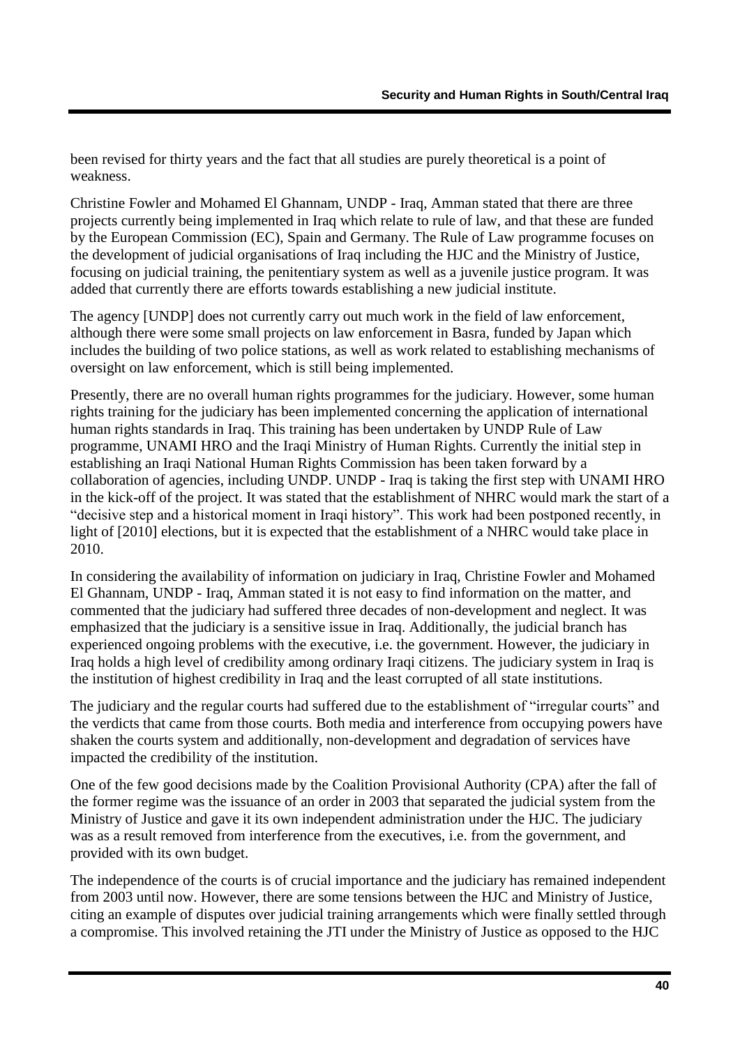been revised for thirty years and the fact that all studies are purely theoretical is a point of weakness.

Christine Fowler and Mohamed El Ghannam, UNDP - Iraq, Amman stated that there are three projects currently being implemented in Iraq which relate to rule of law, and that these are funded by the European Commission (EC), Spain and Germany. The Rule of Law programme focuses on the development of judicial organisations of Iraq including the HJC and the Ministry of Justice, focusing on judicial training, the penitentiary system as well as a juvenile justice program. It was added that currently there are efforts towards establishing a new judicial institute.

The agency [UNDP] does not currently carry out much work in the field of law enforcement, although there were some small projects on law enforcement in Basra, funded by Japan which includes the building of two police stations, as well as work related to establishing mechanisms of oversight on law enforcement, which is still being implemented.

Presently, there are no overall human rights programmes for the judiciary. However, some human rights training for the judiciary has been implemented concerning the application of international human rights standards in Iraq. This training has been undertaken by UNDP Rule of Law programme, UNAMI HRO and the Iraqi Ministry of Human Rights. Currently the initial step in establishing an Iraqi National Human Rights Commission has been taken forward by a collaboration of agencies, including UNDP. UNDP - Iraq is taking the first step with UNAMI HRO in the kick-off of the project. It was stated that the establishment of NHRC would mark the start of a "decisive step and a historical moment in Iraqi history". This work had been postponed recently, in light of [2010] elections, but it is expected that the establishment of a NHRC would take place in 2010.

In considering the availability of information on judiciary in Iraq, Christine Fowler and Mohamed El Ghannam, UNDP - Iraq, Amman stated it is not easy to find information on the matter, and commented that the judiciary had suffered three decades of non-development and neglect. It was emphasized that the judiciary is a sensitive issue in Iraq. Additionally, the judicial branch has experienced ongoing problems with the executive, i.e. the government. However, the judiciary in Iraq holds a high level of credibility among ordinary Iraqi citizens. The judiciary system in Iraq is the institution of highest credibility in Iraq and the least corrupted of all state institutions.

The judiciary and the regular courts had suffered due to the establishment of "irregular courts" and the verdicts that came from those courts. Both media and interference from occupying powers have shaken the courts system and additionally, non-development and degradation of services have impacted the credibility of the institution.

One of the few good decisions made by the Coalition Provisional Authority (CPA) after the fall of the former regime was the issuance of an order in 2003 that separated the judicial system from the Ministry of Justice and gave it its own independent administration under the HJC. The judiciary was as a result removed from interference from the executives, i.e. from the government, and provided with its own budget.

The independence of the courts is of crucial importance and the judiciary has remained independent from 2003 until now. However, there are some tensions between the HJC and Ministry of Justice, citing an example of disputes over judicial training arrangements which were finally settled through a compromise. This involved retaining the JTI under the Ministry of Justice as opposed to the HJC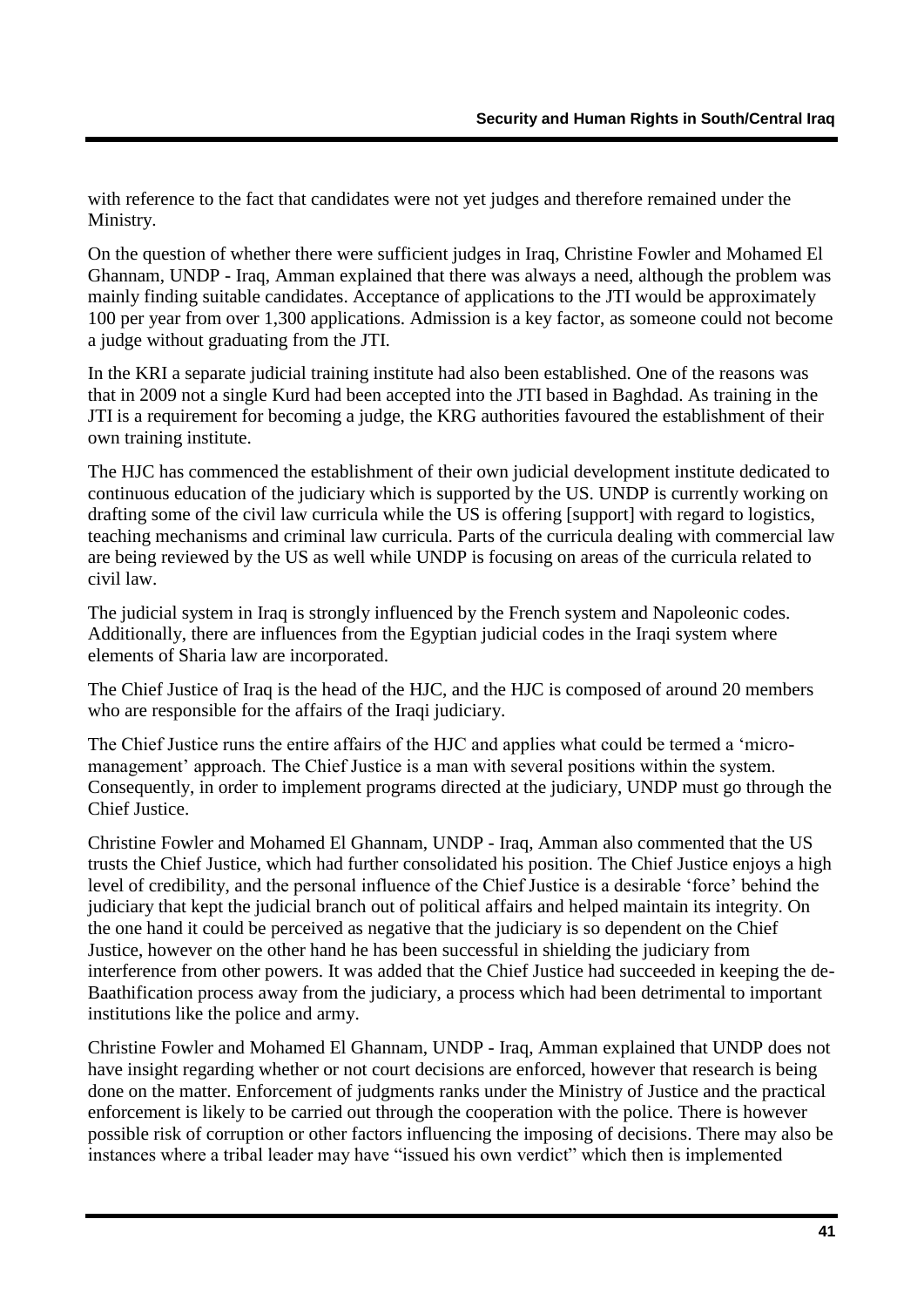with reference to the fact that candidates were not yet judges and therefore remained under the Ministry.

On the question of whether there were sufficient judges in Iraq, Christine Fowler and Mohamed El Ghannam, UNDP - Iraq, Amman explained that there was always a need, although the problem was mainly finding suitable candidates. Acceptance of applications to the JTI would be approximately 100 per year from over 1,300 applications. Admission is a key factor, as someone could not become a judge without graduating from the JTI.

In the KRI a separate judicial training institute had also been established. One of the reasons was that in 2009 not a single Kurd had been accepted into the JTI based in Baghdad. As training in the JTI is a requirement for becoming a judge, the KRG authorities favoured the establishment of their own training institute.

The HJC has commenced the establishment of their own judicial development institute dedicated to continuous education of the judiciary which is supported by the US. UNDP is currently working on drafting some of the civil law curricula while the US is offering [support] with regard to logistics, teaching mechanisms and criminal law curricula. Parts of the curricula dealing with commercial law are being reviewed by the US as well while UNDP is focusing on areas of the curricula related to civil law.

The judicial system in Iraq is strongly influenced by the French system and Napoleonic codes. Additionally, there are influences from the Egyptian judicial codes in the Iraqi system where elements of Sharia law are incorporated.

The Chief Justice of Iraq is the head of the HJC, and the HJC is composed of around 20 members who are responsible for the affairs of the Iraqi judiciary.

The Chief Justice runs the entire affairs of the HJC and applies what could be termed a 'micro-management' approach. The Chief Justice is a man with several positions within the system. Consequently, in order to implement programs directed at the judiciary, UNDP must go through the Chief Justice.

Christine Fowler and Mohamed El Ghannam, UNDP - Iraq, Amman also commented that the US trusts the Chief Justice, which had further consolidated his position. The Chief Justice enjoys a high level of credibility, and the personal influence of the Chief Justice is a desirable 'force' behind the judiciary that kept the judicial branch out of political affairs and helped maintain its integrity. On the one hand it could be perceived as negative that the judiciary is so dependent on the Chief Justice, however on the other hand he has been successful in shielding the judiciary from interference from other powers. It was added that the Chief Justice had succeeded in keeping the de-Baathification process away from the judiciary, a process which had been detrimental to important institutions like the police and army.

Christine Fowler and Mohamed El Ghannam, UNDP - Iraq, Amman explained that UNDP does not have insight regarding whether or not court decisions are enforced, however that research is being done on the matter. Enforcement of judgments ranks under the Ministry of Justice and the practical enforcement is likely to be carried out through the cooperation with the police. There is however possible risk of corruption or other factors influencing the imposing of decisions. There may also be instances where a tribal leader may have "issued his own verdict" which then is implemented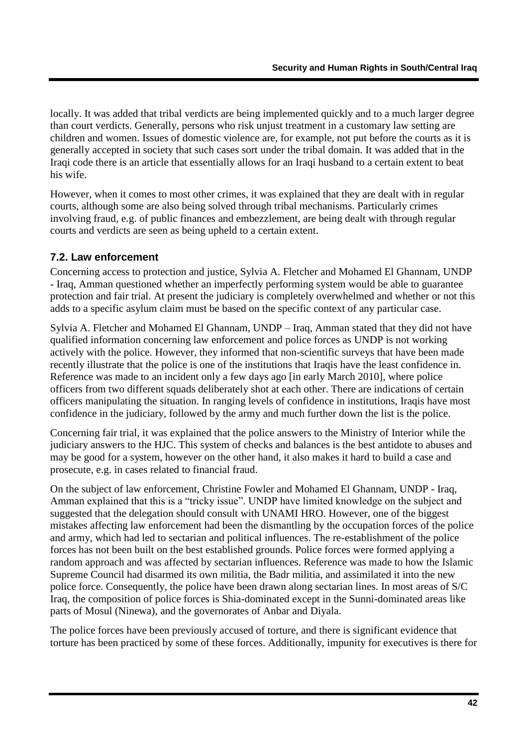locally. It was added that tribal verdicts are being implemented quickly and to a much larger degree than court verdicts. Generally, persons who risk unjust treatment in a customary law setting are children and women. Issues of domestic violence are, for example, not put before the courts as it is generally accepted in society that such cases sort under the tribal domain. It was added that in the Iraqi code there is an article that essentially allows for an Iraqi husband to a certain extent to beat his wife.

However, when it comes to most other crimes, it was explained that they are dealt with in regular courts, although some are also being solved through tribal mechanisms. Particularly crimes involving fraud, e.g. of public finances and embezzlement, are being dealt with through regular courts and verdicts are seen as being upheld to a certain extent.

### 7.2. Law enforcement

Concerning access to protection and justice, Sylvia A. Fletcher and Mohamed El Ghannam, UNDP - Iraq, Amman questioned whether an imperfectly performing system would be able to guarantee protection and fair trial. At present the judiciary is completely overwhelmed and whether or not this adds to a specific asylum claim must be based on the specific context of any particular case.

Sylvia A. Fletcher and Mohamed El Ghannam, UNDP – Iraq, Amman stated that they did not have qualified information concerning law enforcement and police forces as UNDP is not working actively with the police. However, they informed that non-scientific surveys that have been made recently illustrate that the police is one of the institutions that Iraqis have the least confidence in. Reference was made to an incident only a few days ago [in early March 2010], where police officers from two different squads deliberately shot at each other. There are indications of certain officers manipulating the situation. In ranging levels of confidence in institutions, Iraqis have most confidence in the judiciary, followed by the army and much further down the list is the police.

Concerning fair trial, it was explained that the police answers to the Ministry of Interior while the judiciary answers to the HJC. This system of checks and balances is the best antidote to abuses and may be good for a system, however on the other hand, it also makes it hard to build a case and prosecute, e.g. in cases related to financial fraud.

On the subject of law enforcement, Christine Fowler and Mohamed El Ghannam, UNDP - Iraq, Amman explained that this is a "tricky issue". UNDP have limited knowledge on the subject and suggested that the delegation should consult with UNAMI HRO. However, one of the biggest mistakes affecting law enforcement had been the dismantling by the occupation forces of the police and army, which had led to sectarian and political influences. The re-establishment of the police forces has not been built on the best established grounds. Police forces were formed applying a random approach and was affected by sectarian influences. Reference was made to how the Islamic Supreme Council had disarmed its own militia, the Badr militia, and assimilated it into the new police force. Consequently, the police have been drawn along sectarian lines. In most areas of S/C Iraq, the composition of police forces is Shia-dominated except in the Sunni-dominated areas like parts of Mosul (Ninewa), and the governorates of Anbar and Diyala.

The police forces have been previously accused of torture, and there is significant evidence that torture has been practiced by some of these forces. Additionally, impunity for executives is there for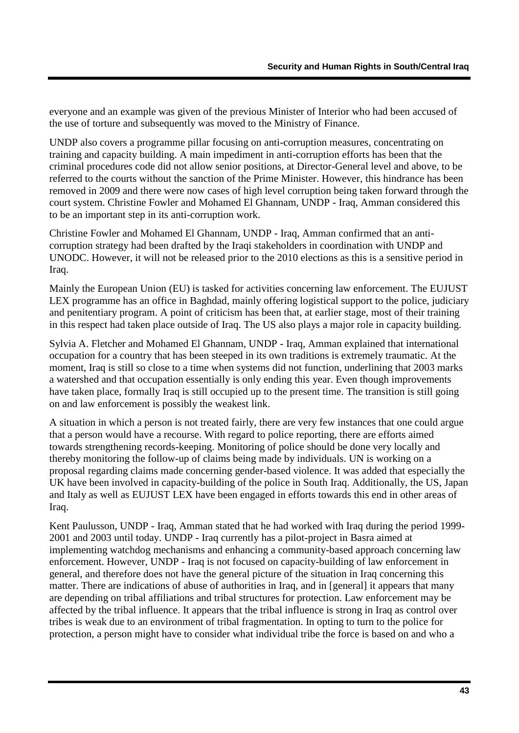everyone and an example was given of the previous Minister of Interior who had been accused of the use of torture and subsequently was moved to the Ministry of Finance.

UNDP also covers a programme pillar focusing on anti-corruption measures, concentrating on training and capacity building. A main impediment in anti-corruption efforts has been that the criminal procedures code did not allow senior positions, at Director-General level and above, to be referred to the courts without the sanction of the Prime Minister. However, this hindrance has been removed in 2009 and there were now cases of high level corruption being taken forward through the court system. Christine Fowler and Mohamed El Ghannam, UNDP - Iraq, Amman considered this to be an important step in its anti-corruption work.

Christine Fowler and Mohamed El Ghannam, UNDP - Iraq, Amman confirmed that an anti-corruption strategy had been drafted by the Iraqi stakeholders in coordination with UNDP and UNODC. However, it will not be released prior to the 2010 elections as this is a sensitive period in Iraq.

Mainly the European Union (EU) is tasked for activities concerning law enforcement. The EUJUST LEX programme has an office in Baghdad, mainly offering logistical support to the police, judiciary and penitentiary program. A point of criticism has been that, at earlier stage, most of their training in this respect had taken place outside of Iraq. The US also plays a major role in capacity building.

Sylvia A. Fletcher and Mohamed El Ghannam, UNDP - Iraq, Amman explained that international occupation for a country that has been steeped in its own traditions is extremely traumatic. At the moment, Iraq is still so close to a time when systems did not function, underlining that 2003 marks a watershed and that occupation essentially is only ending this year. Even though improvements have taken place, formally Iraq is still occupied up to the present time. The transition is still going on and law enforcement is possibly the weakest link.

A situation in which a person is not treated fairly, there are very few instances that one could argue that a person would have a recourse. With regard to police reporting, there are efforts aimed towards strengthening records-keeping. Monitoring of police should be done very locally and thereby monitoring the follow-up of claims being made by individuals. UN is working on a proposal regarding claims made concerning gender-based violence. It was added that especially the UK have been involved in capacity-building of the police in South Iraq. Additionally, the US, Japan and Italy as well as EUJUST LEX have been engaged in efforts towards this end in other areas of Iraq.

Kent Paulusson, UNDP - Iraq, Amman stated that he had worked with Iraq during the period 1999-2001 and 2003 until today. UNDP - Iraq currently has a pilot-project in Basra aimed at implementing watchdog mechanisms and enhancing a community-based approach concerning law enforcement. However, UNDP - Iraq is not focused on capacity-building of law enforcement in general, and therefore does not have the general picture of the situation in Iraq concerning this matter. There are indications of abuse of authorities in Iraq, and in [general] it appears that many are depending on tribal affiliations and tribal structures for protection. Law enforcement may be affected by the tribal influence. It appears that the tribal influence is strong in Iraq as control over tribes is weak due to an environment of tribal fragmentation. In opting to turn to the police for protection, a person might have to consider what individual tribe the force is based on and who a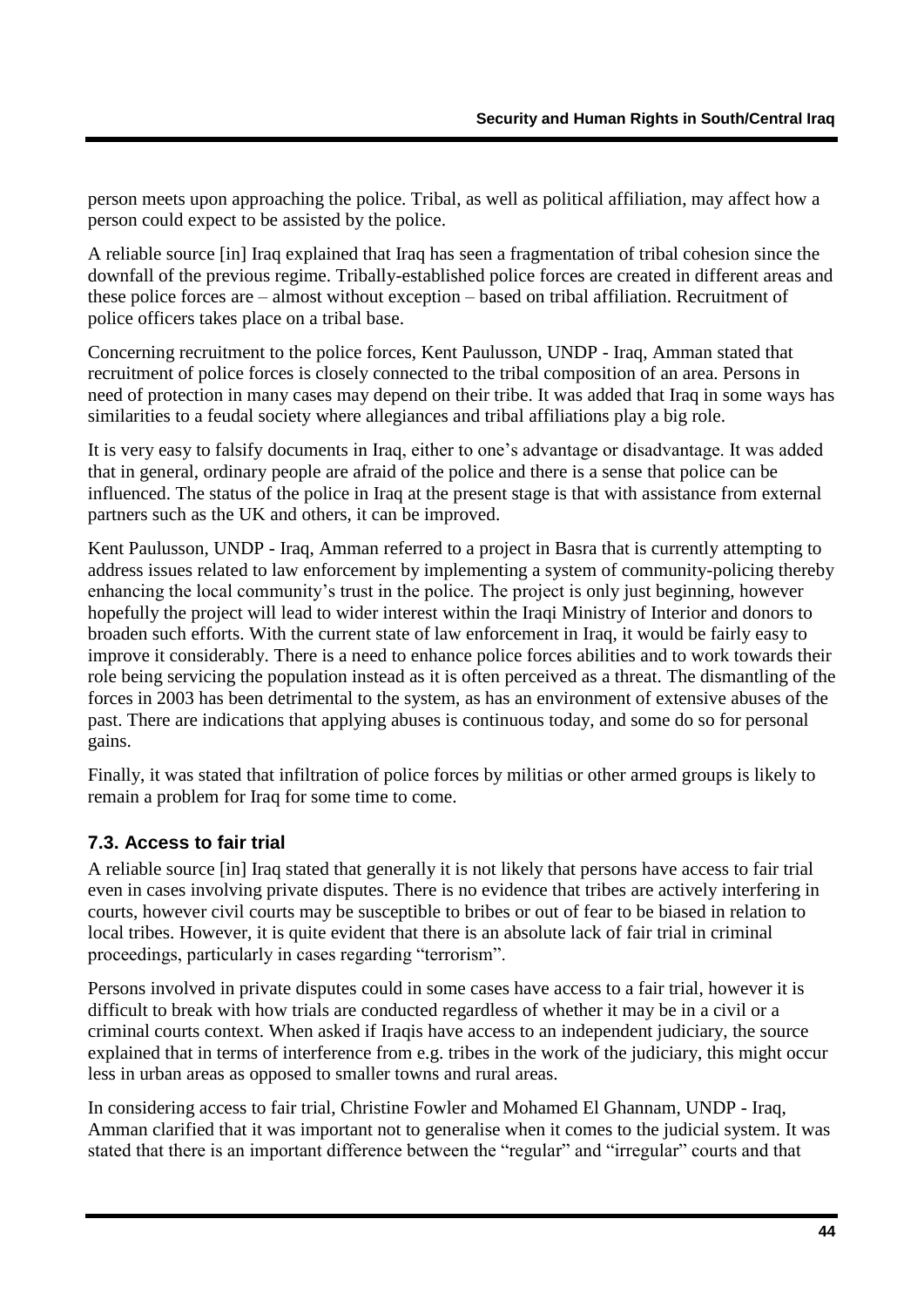person meets upon approaching the police. Tribal, as well as political affiliation, may affect how a person could expect to be assisted by the police.

A reliable source [in] Iraq explained that Iraq has seen a fragmentation of tribal cohesion since the downfall of the previous regime. Tribally-established police forces are created in different areas and these police forces are – almost without exception – based on tribal affiliation. Recruitment of police officers takes place on a tribal base.

Concerning recruitment to the police forces, Kent Paulusson, UNDP - Iraq, Amman stated that recruitment of police forces is closely connected to the tribal composition of an area. Persons in need of protection in many cases may depend on their tribe. It was added that Iraq in some ways has similarities to a feudal society where allegiances and tribal affiliations play a big role.

It is very easy to falsify documents in Iraq, either to one's advantage or disadvantage. It was added that in general, ordinary people are afraid of the police and there is a sense that police can be influenced. The status of the police in Iraq at the present stage is that with assistance from external partners such as the UK and others, it can be improved.

Kent Paulusson, UNDP - Iraq, Amman referred to a project in Basra that is currently attempting to address issues related to law enforcement by implementing a system of community-policing thereby enhancing the local community's trust in the police. The project is only just beginning, however hopefully the project will lead to wider interest within the Iraqi Ministry of Interior and donors to broaden such efforts. With the current state of law enforcement in Iraq, it would be fairly easy to improve it considerably. There is a need to enhance police forces abilities and to work towards their role being servicing the population instead as it is often perceived as a threat. The dismantling of the forces in 2003 has been detrimental to the system, as has an environment of extensive abuses of the past. There are indications that applying abuses is continuous today, and some do so for personal gains.

Finally, it was stated that infiltration of police forces by militias or other armed groups is likely to remain a problem for Iraq for some time to come.

### 7.3. Access to fair trial

A reliable source [in] Iraq stated that generally it is not likely that persons have access to fair trial even in cases involving private disputes. There is no evidence that tribes are actively interfering in courts, however civil courts may be susceptible to bribes or out of fear to be biased in relation to local tribes. However, it is quite evident that there is an absolute lack of fair trial in criminal proceedings, particularly in cases regarding "terrorism".

Persons involved in private disputes could in some cases have access to a fair trial, however it is difficult to break with how trials are conducted regardless of whether it may be in a civil or a criminal courts context. When asked if Iraqis have access to an independent judiciary, the source explained that in terms of interference from e.g. tribes in the work of the judiciary, this might occur less in urban areas as opposed to smaller towns and rural areas.

In considering access to fair trial, Christine Fowler and Mohamed El Ghannam, UNDP - Iraq, Amman clarified that it was important not to generalise when it comes to the judicial system. It was stated that there is an important difference between the "regular" and "irregular" courts and that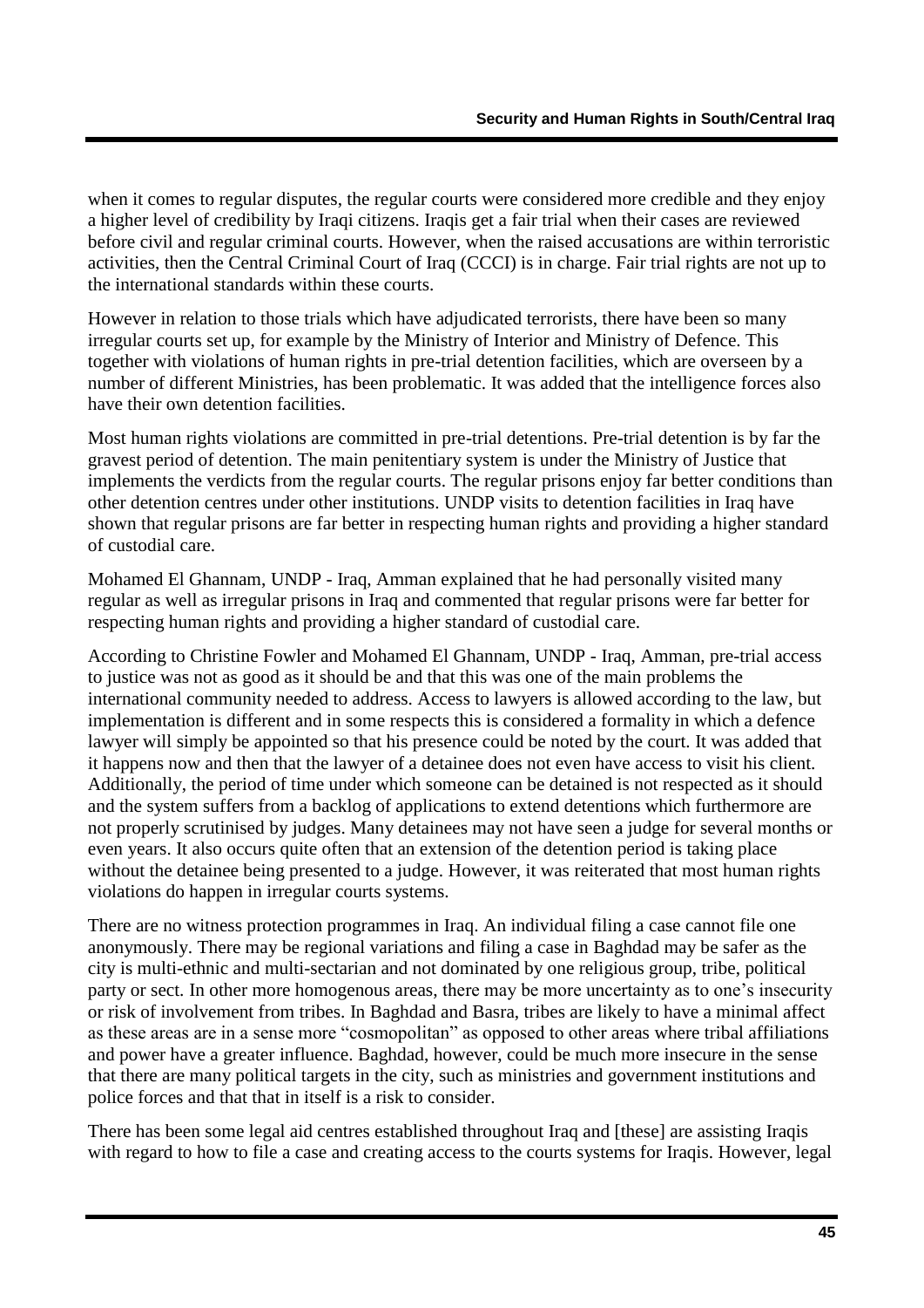when it comes to regular disputes, the regular courts were considered more credible and they enjoy a higher level of credibility by Iraqi citizens. Iraqis get a fair trial when their cases are reviewed before civil and regular criminal courts. However, when the raised accusations are within terroristic activities, then the Central Criminal Court of Iraq (CCCI) is in charge. Fair trial rights are not up to the international standards within these courts.

However in relation to those trials which have adjudicated terrorists, there have been so many irregular courts set up, for example by the Ministry of Interior and Ministry of Defence. This together with violations of human rights in pre-trial detention facilities, which are overseen by a number of different Ministries, has been problematic. It was added that the intelligence forces also have their own detention facilities.

Most human rights violations are committed in pre-trial detentions. Pre-trial detention is by far the gravest period of detention. The main penitentiary system is under the Ministry of Justice that implements the verdicts from the regular courts. The regular prisons enjoy far better conditions than other detention centres under other institutions. UNDP visits to detention facilities in Iraq have shown that regular prisons are far better in respecting human rights and providing a higher standard of custodial care.

Mohamed El Ghannam, UNDP - Iraq, Amman explained that he had personally visited many regular as well as irregular prisons in Iraq and commented that regular prisons were far better for respecting human rights and providing a higher standard of custodial care.

According to Christine Fowler and Mohamed El Ghannam, UNDP - Iraq, Amman, pre-trial access to justice was not as good as it should be and that this was one of the main problems the international community needed to address. Access to lawyers is allowed according to the law, but implementation is different and in some respects this is considered a formality in which a defence lawyer will simply be appointed so that his presence could be noted by the court. It was added that it happens now and then that the lawyer of a detainee does not even have access to visit his client. Additionally, the period of time under which someone can be detained is not respected as it should and the system suffers from a backlog of applications to extend detentions which furthermore are not properly scrutinised by judges. Many detainees may not have seen a judge for several months or even years. It also occurs quite often that an extension of the detention period is taking place without the detainee being presented to a judge. However, it was reiterated that most human rights violations do happen in irregular courts systems.

There are no witness protection programmes in Iraq. An individual filing a case cannot file one anonymously. There may be regional variations and filing a case in Baghdad may be safer as the city is multi-ethnic and multi-sectarian and not dominated by one religious group, tribe, political party or sect. In other more homogenous areas, there may be more uncertainty as to one's insecurity or risk of involvement from tribes. In Baghdad and Basra, tribes are likely to have a minimal affect as these areas are in a sense more "cosmopolitan" as opposed to other areas where tribal affiliations and power have a greater influence. Baghdad, however, could be much more insecure in the sense that there are many political targets in the city, such as ministries and government institutions and police forces and that that in itself is a risk to consider.

There has been some legal aid centres established throughout Iraq and [these] are assisting Iraqis with regard to how to file a case and creating access to the courts systems for Iraqis. However, legal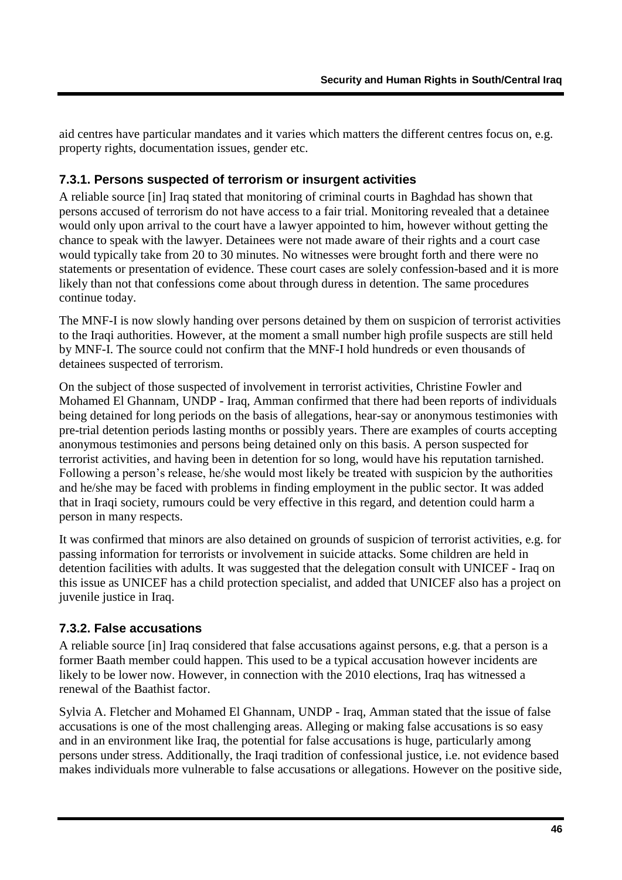aid centres have particular mandates and it varies which matters the different centres focus on, e.g. property rights, documentation issues, gender etc.

### 7.3.1. Persons suspected of terrorism or insurgent activities

A reliable source [in] Iraq stated that monitoring of criminal courts in Baghdad has shown that persons accused of terrorism do not have access to a fair trial. Monitoring revealed that a detainee would only upon arrival to the court have a lawyer appointed to him, however without getting the chance to speak with the lawyer. Detainees were not made aware of their rights and a court case would typically take from 20 to 30 minutes. No witnesses were brought forth and there were no statements or presentation of evidence. These court cases are solely confession-based and it is more likely than not that confessions come about through duress in detention. The same procedures continue today.

The MNF-I is now slowly handing over persons detained by them on suspicion of terrorist activities to the Iraqi authorities. However, at the moment a small number high profile suspects are still held by MNF-I. The source could not confirm that the MNF-I hold hundreds or even thousands of detainees suspected of terrorism.

On the subject of those suspected of involvement in terrorist activities, Christine Fowler and Mohamed El Ghannam, UNDP - Iraq, Amman confirmed that there had been reports of individuals being detained for long periods on the basis of allegations, hear-say or anonymous testimonies with pre-trial detention periods lasting months or possibly years. There are examples of courts accepting anonymous testimonies and persons being detained only on this basis. A person suspected for terrorist activities, and having been in detention for so long, would have his reputation tarnished. Following a person's release, he/she would most likely be treated with suspicion by the authorities and he/she may be faced with problems in finding employment in the public sector. It was added that in Iraqi society, rumours could be very effective in this regard, and detention could harm a person in many respects.

It was confirmed that minors are also detained on grounds of suspicion of terrorist activities, e.g. for passing information for terrorists or involvement in suicide attacks. Some children are held in detention facilities with adults. It was suggested that the delegation consult with UNICEF - Iraq on this issue as UNICEF has a child protection specialist, and added that UNICEF also has a project on juvenile justice in Iraq.

### 7.3.2. False accusations

A reliable source [in] Iraq considered that false accusations against persons, e.g. that a person is a former Baath member could happen. This used to be a typical accusation however incidents are likely to be lower now. However, in connection with the 2010 elections, Iraq has witnessed a renewal of the Baathist factor.

Sylvia A. Fletcher and Mohamed El Ghannam, UNDP - Iraq, Amman stated that the issue of false accusations is one of the most challenging areas. Alleging or making false accusations is so easy and in an environment like Iraq, the potential for false accusations is huge, particularly among persons under stress. Additionally, the Iraqi tradition of confessional justice, i.e. not evidence based makes individuals more vulnerable to false accusations or allegations. However on the positive side,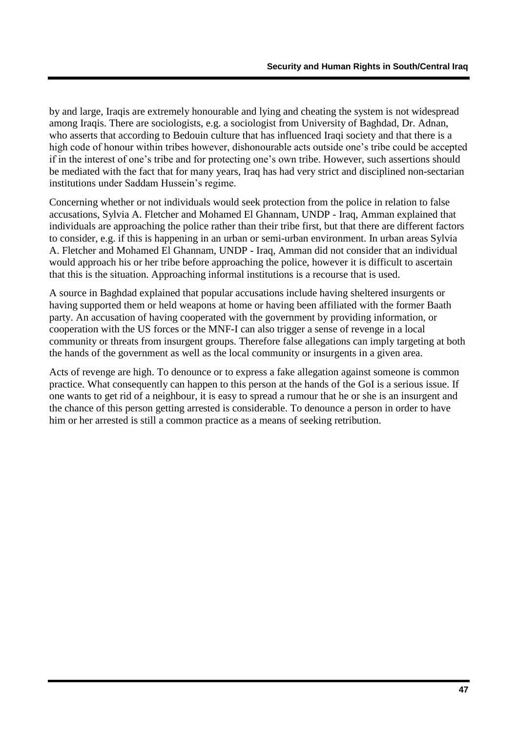by and large, Iraqis are extremely honourable and lying and cheating the system is not widespread among Iraqis. There are sociologists, e.g. a sociologist from University of Baghdad, Dr. Adnan, who asserts that according to Bedouin culture that has influenced Iraqi society and that there is a high code of honour within tribes however, dishonourable acts outside one's tribe could be accepted if in the interest of one's tribe and for protecting one's own tribe. However, such assertions should be mediated with the fact that for many years, Iraq has had very strict and disciplined non-sectarian institutions under Saddam Hussein's regime.

Concerning whether or not individuals would seek protection from the police in relation to false accusations, Sylvia A. Fletcher and Mohamed El Ghannam, UNDP - Iraq, Amman explained that individuals are approaching the police rather than their tribe first, but that there are different factors to consider, e.g. if this is happening in an urban or semi-urban environment. In urban areas Sylvia A. Fletcher and Mohamed El Ghannam, UNDP - Iraq, Amman did not consider that an individual would approach his or her tribe before approaching the police, however it is difficult to ascertain that this is the situation. Approaching informal institutions is a recourse that is used.

A source in Baghdad explained that popular accusations include having sheltered insurgents or having supported them or held weapons at home or having been affiliated with the former Baath party. An accusation of having cooperated with the government by providing information, or cooperation with the US forces or the MNF-I can also trigger a sense of revenge in a local community or threats from insurgent groups. Therefore false allegations can imply targeting at both the hands of the government as well as the local community or insurgents in a given area.

Acts of revenge are high. To denounce or to express a fake allegation against someone is common practice. What consequently can happen to this person at the hands of the GoI is a serious issue. If one wants to get rid of a neighbour, it is easy to spread a rumour that he or she is an insurgent and the chance of this person getting arrested is considerable. To denounce a person in order to have him or her arrested is still a common practice as a means of seeking retribution.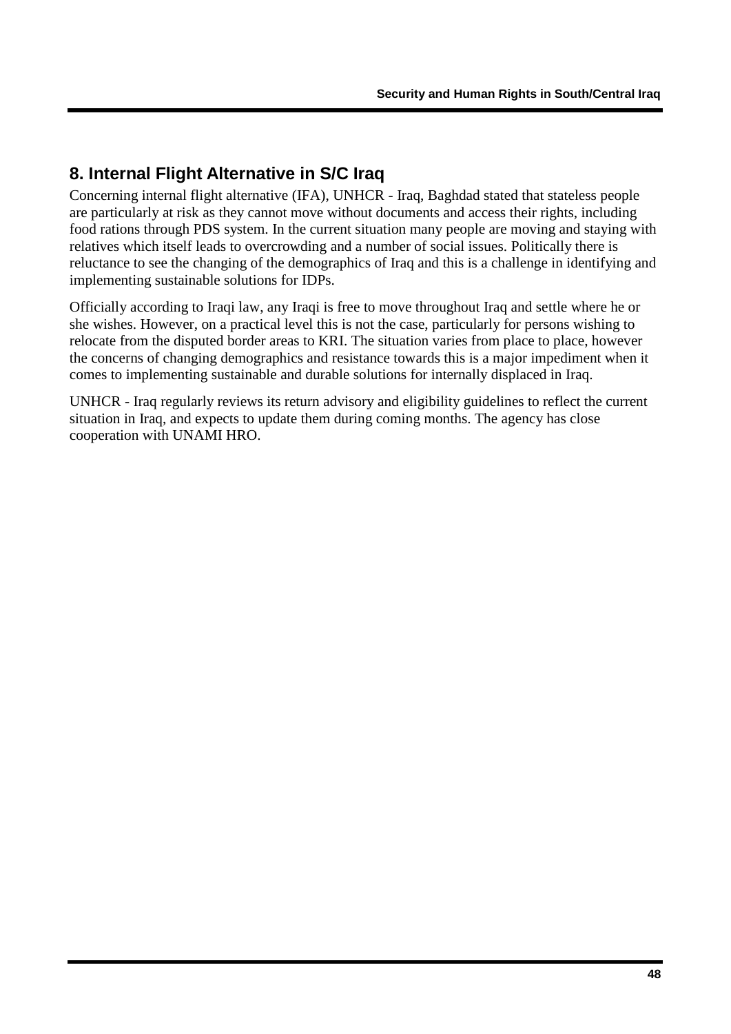## 8. Internal Flight Alternative in S/C Iraq

Concerning internal flight alternative (IFA), UNHCR - Iraq, Baghdad stated that stateless people are particularly at risk as they cannot move without documents and access their rights, including food rations through PDS system. In the current situation many people are moving and staying with relatives which itself leads to overcrowding and a number of social issues. Politically there is reluctance to see the changing of the demographics of Iraq and this is a challenge in identifying and implementing sustainable solutions for IDPs.

Officially according to Iraqi law, any Iraqi is free to move throughout Iraq and settle where he or she wishes. However, on a practical level this is not the case, particularly for persons wishing to relocate from the disputed border areas to KRI. The situation varies from place to place, however the concerns of changing demographics and resistance towards this is a major impediment when it comes to implementing sustainable and durable solutions for internally displaced in Iraq.

UNHCR - Iraq regularly reviews its return advisory and eligibility guidelines to reflect the current situation in Iraq, and expects to update them during coming months. The agency has close cooperation with UNAMI HRO.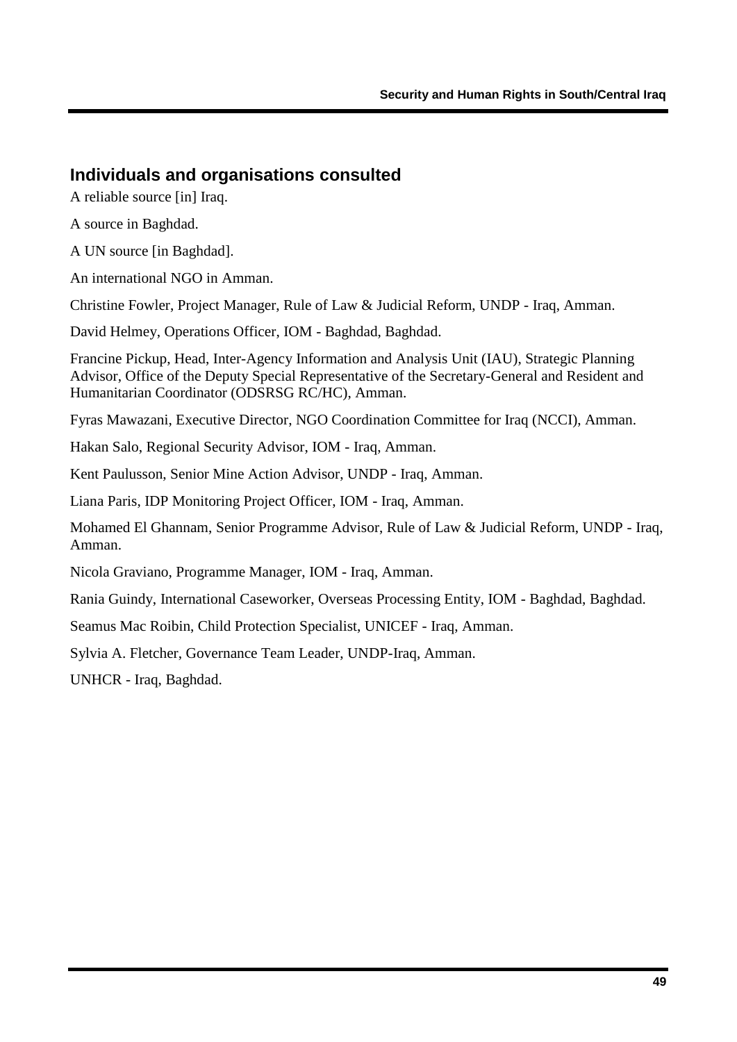## Individuals and organisations consulted

A reliable source [in] Iraq.

A source in Baghdad.

A UN source [in Baghdad].

An international NGO in Amman.

Christine Fowler, Project Manager, Rule of Law & Judicial Reform, UNDP - Iraq, Amman.

David Helmey, Operations Officer, IOM - Baghdad, Baghdad.

Francine Pickup, Head, Inter-Agency Information and Analysis Unit (IAU), Strategic Planning Advisor, Office of the Deputy Special Representative of the Secretary-General and Resident and Humanitarian Coordinator (ODSRSG RC/HC), Amman.

Fyras Mawazani, Executive Director, NGO Coordination Committee for Iraq (NCCI), Amman.

Hakan Salo, Regional Security Advisor, IOM - Iraq, Amman.

Kent Paulusson, Senior Mine Action Advisor, UNDP - Iraq, Amman.

Liana Paris, IDP Monitoring Project Officer, IOM - Iraq, Amman.

Mohamed El Ghannam, Senior Programme Advisor, Rule of Law & Judicial Reform, UNDP - Iraq, Amman.

Nicola Graviano, Programme Manager, IOM - Iraq, Amman.

Rania Guindy, International Caseworker, Overseas Processing Entity, IOM - Baghdad, Baghdad.

Seamus Mac Roibin, Child Protection Specialist, UNICEF - Iraq, Amman.

Sylvia A. Fletcher, Governance Team Leader, UNDP-Iraq, Amman.

UNHCR - Iraq, Baghdad.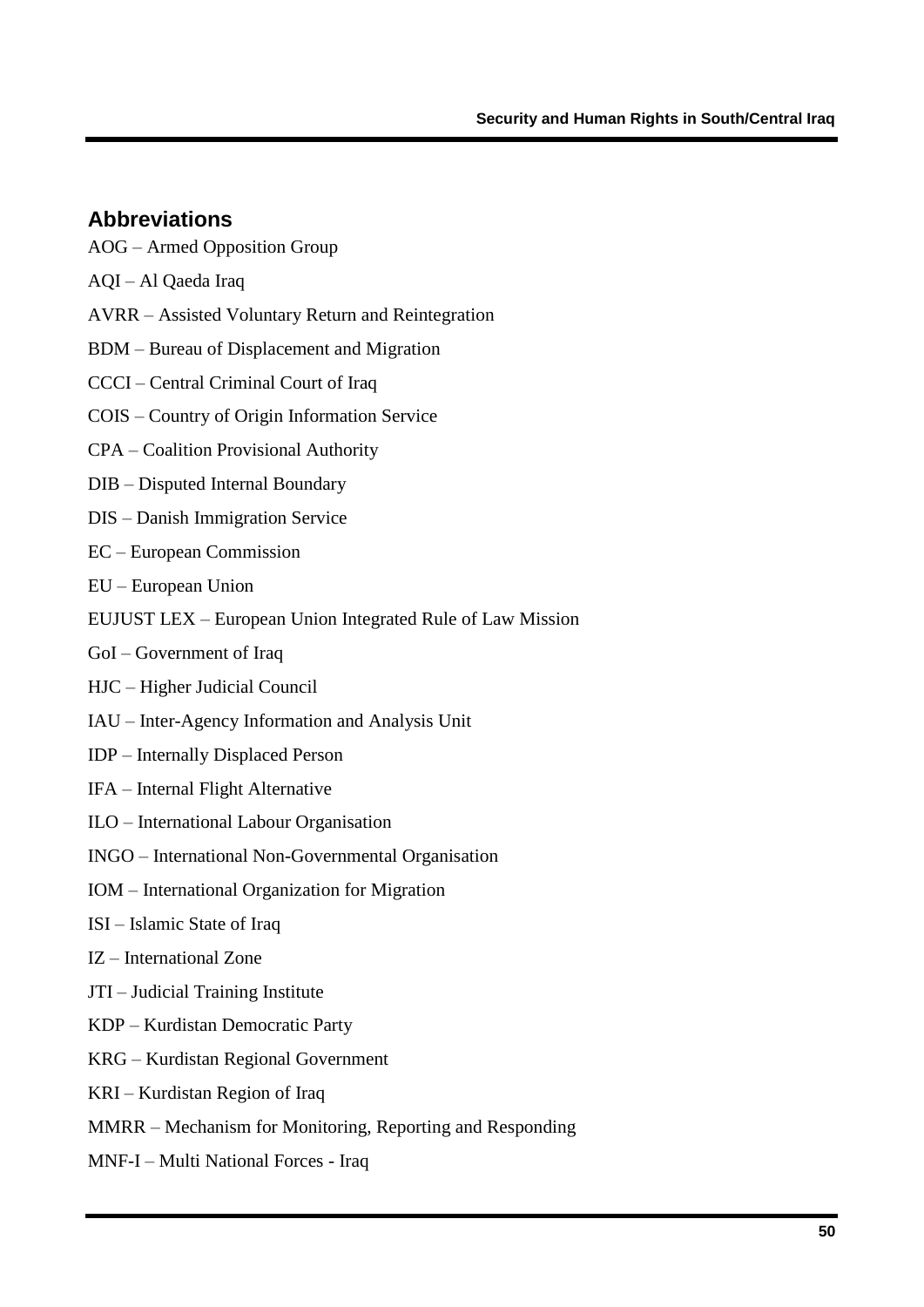## Abbreviations

AOG – Armed Opposition Group

AQI – Al Qaeda Iraq

AVRR – Assisted Voluntary Return and Reintegration

BDM – Bureau of Displacement and Migration

CCCI – Central Criminal Court of Iraq

COIS – Country of Origin Information Service

CPA – Coalition Provisional Authority

DIB – Disputed Internal Boundary

DIS – Danish Immigration Service

EC – European Commission

EU – European Union

EUJUST LEX – European Union Integrated Rule of Law Mission

GoI – Government of Iraq

HJC – Higher Judicial Council

IAU – Inter-Agency Information and Analysis Unit

IDP – Internally Displaced Person

IFA – Internal Flight Alternative

ILO – International Labour Organisation

INGO – International Non-Governmental Organisation

IOM – International Organization for Migration

ISI – Islamic State of Iraq

IZ – International Zone

JTI – Judicial Training Institute

KDP – Kurdistan Democratic Party

KRG – Kurdistan Regional Government

KRI – Kurdistan Region of Iraq

MMRR – Mechanism for Monitoring, Reporting and Responding

MNF-I – Multi National Forces - Iraq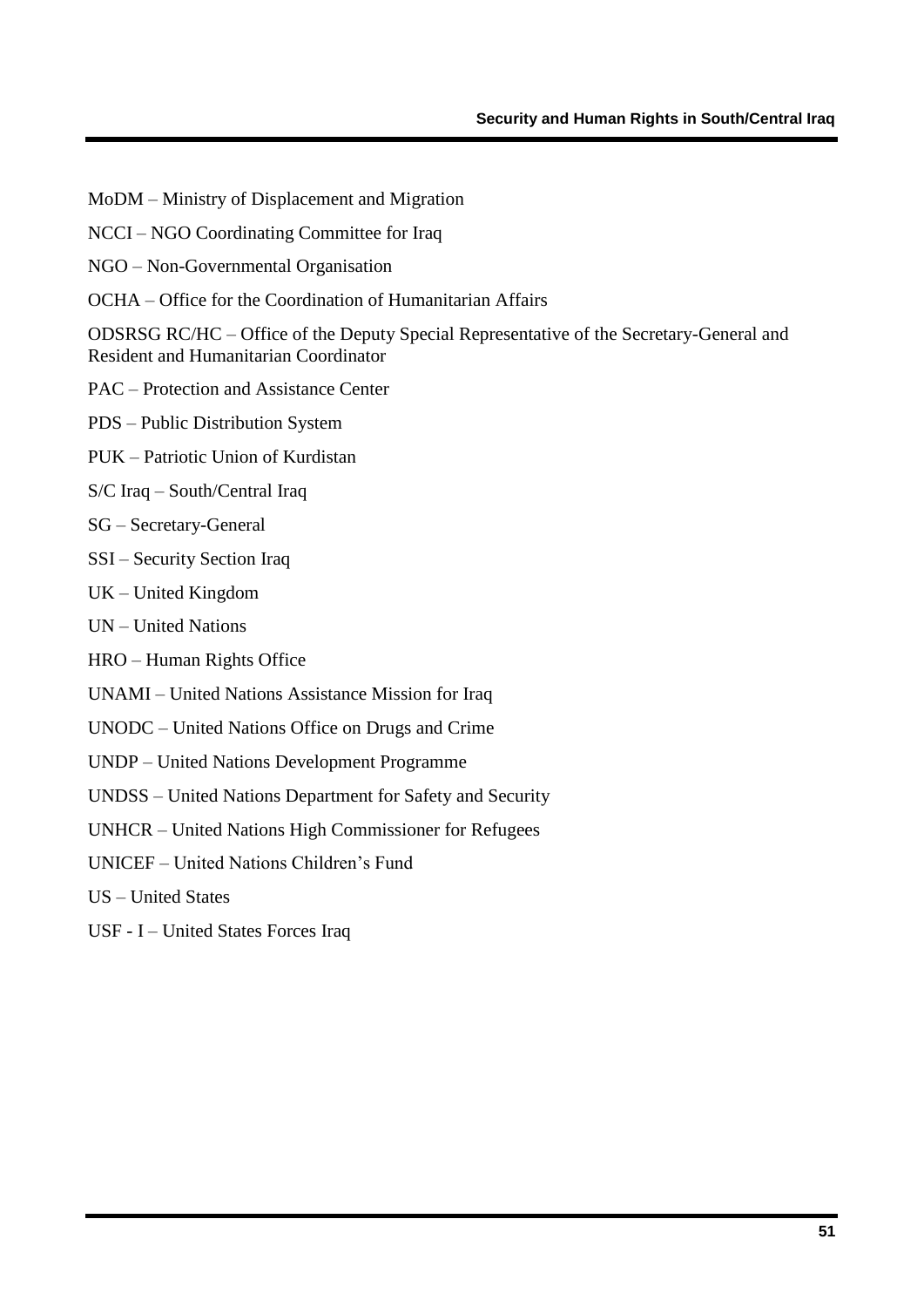MoDM – Ministry of Displacement and Migration

NCCI – NGO Coordinating Committee for Iraq

NGO – Non-Governmental Organisation

OCHA – Office for the Coordination of Humanitarian Affairs

ODSRSG RC/HC – Office of the Deputy Special Representative of the Secretary-General and Resident and Humanitarian Coordinator

PAC – Protection and Assistance Center

PDS – Public Distribution System

PUK – Patriotic Union of Kurdistan

S/C Iraq – South/Central Iraq

SG – Secretary-General

SSI – Security Section Iraq

UK – United Kingdom

UN – United Nations

HRO – Human Rights Office

UNAMI – United Nations Assistance Mission for Iraq

UNODC – United Nations Office on Drugs and Crime

UNDP – United Nations Development Programme

UNDSS – United Nations Department for Safety and Security

UNHCR – United Nations High Commissioner for Refugees

UNICEF – United Nations Children's Fund

US – United States

USF - I – United States Forces Iraq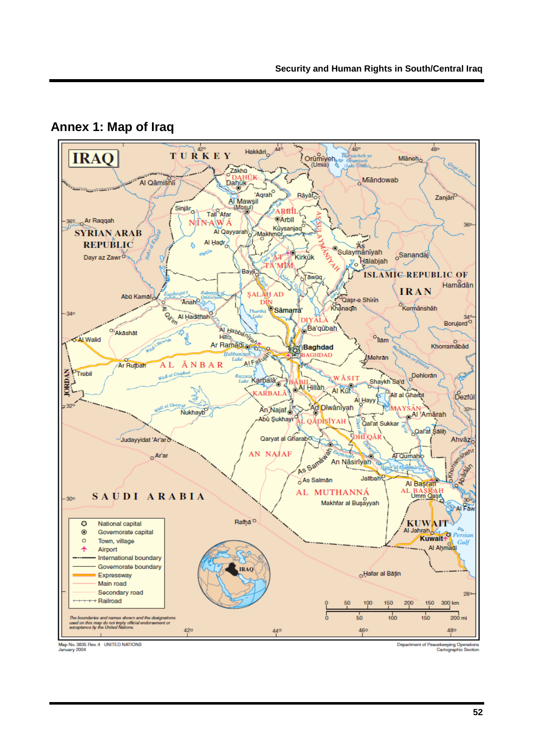## Annex 1: Map of Iraq

IRAQ

National capital
Governorate capital
Town, village
Airport
International boundary
Governorate boundary
Expressway
Main road
Secondary road
Railroad

The boundaries and names shown and the designations used on this map do not imply official endorsement or acceptance by the United Nations.

Map No. 3835 Rev. 4 UNITED NATIONS
January 2004

Department of Peacekeeping Operations
Cartographic Section